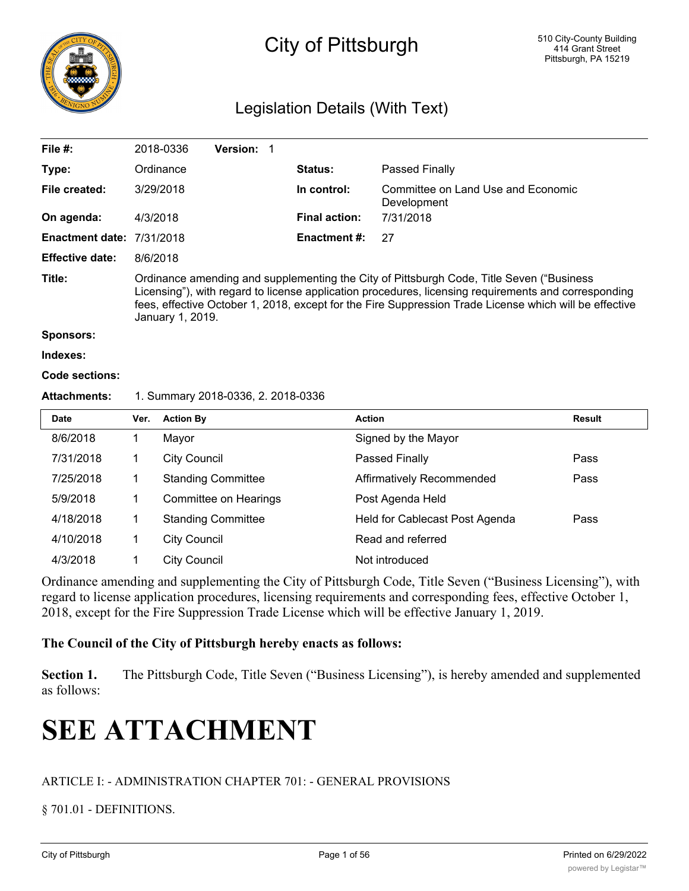# City of Pittsburgh

510 City-County Building
414 Grant Street
Pittsburgh, PA 15219

## Legislation Details (With Text)

| | | | |
|---|---|---|---|
| **File #:** | 2018-0336 **Version:** 1 | | |
| **Type:** | Ordinance | **Status:** | Passed Finally |
| **File created:** | 3/29/2018 | **In control:** | Committee on Land Use and Economic Development |
| **On agenda:** | 4/3/2018 | **Final action:** | 7/31/2018 |
| **Enactment date:** | 7/31/2018 | **Enactment #:** | 27 |
| **Effective date:** | 8/6/2018 | | |

**Title:** Ordinance amending and supplementing the City of Pittsburgh Code, Title Seven ("Business Licensing"), with regard to license application procedures, licensing requirements and corresponding fees, effective October 1, 2018, except for the Fire Suppression Trade License which will be effective January 1, 2019.

**Sponsors:**

**Indexes:**

**Code sections:**

**Attachments:** 1. Summary 2018-0336, 2. 2018-0336

| Date | Ver. | Action By | Action | Result |
|---|---|---|---|---|
| 8/6/2018 | 1 | Mayor | Signed by the Mayor | |
| 7/31/2018 | 1 | City Council | Passed Finally | Pass |
| 7/25/2018 | 1 | Standing Committee | Affirmatively Recommended | Pass |
| 5/9/2018 | 1 | Committee on Hearings | Post Agenda Held | |
| 4/18/2018 | 1 | Standing Committee | Held for Cablecast Post Agenda | Pass |
| 4/10/2018 | 1 | City Council | Read and referred | |
| 4/3/2018 | 1 | City Council | Not introduced | |

Ordinance amending and supplementing the City of Pittsburgh Code, Title Seven ("Business Licensing"), with regard to license application procedures, licensing requirements and corresponding fees, effective October 1, 2018, except for the Fire Suppression Trade License which will be effective January 1, 2019.

**The Council of the City of Pittsburgh hereby enacts as follows:**

**Section 1.** The Pittsburgh Code, Title Seven ("Business Licensing"), is hereby amended and supplemented as follows:

# SEE ATTACHMENT

ARTICLE I: - ADMINISTRATION CHAPTER 701: - GENERAL PROVISIONS

§ 701.01 - DEFINITIONS.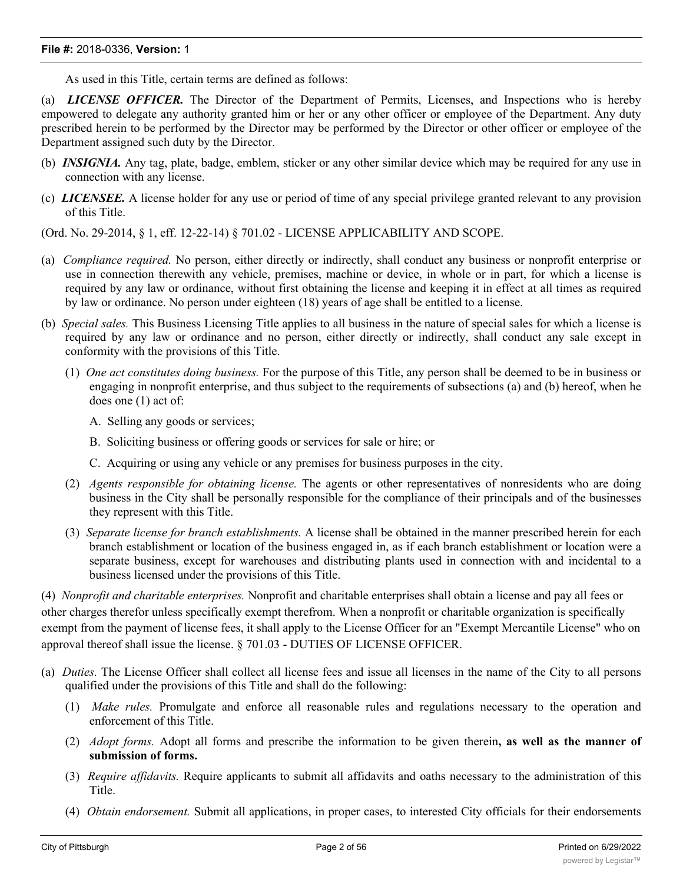As used in this Title, certain terms are defined as follows:

(a) ***LICENSE OFFICER.*** The Director of the Department of Permits, Licenses, and Inspections who is hereby empowered to delegate any authority granted him or her or any other officer or employee of the Department. Any duty prescribed herein to be performed by the Director may be performed by the Director or other officer or employee of the Department assigned such duty by the Director.

(b) ***INSIGNIA.*** Any tag, plate, badge, emblem, sticker or any other similar device which may be required for any use in connection with any license.

(c) ***LICENSEE.*** A license holder for any use or period of time of any special privilege granted relevant to any provision of this Title.

(Ord. No. 29-2014, § 1, eff. 12-22-14) § 701.02 - LICENSE APPLICABILITY AND SCOPE.

(a) *Compliance required.* No person, either directly or indirectly, shall conduct any business or nonprofit enterprise or use in connection therewith any vehicle, premises, machine or device, in whole or in part, for which a license is required by any law or ordinance, without first obtaining the license and keeping it in effect at all times as required by law or ordinance. No person under eighteen (18) years of age shall be entitled to a license.

(b) *Special sales.* This Business Licensing Title applies to all business in the nature of special sales for which a license is required by any law or ordinance and no person, either directly or indirectly, shall conduct any sale except in conformity with the provisions of this Title.

  (1) *One act constitutes doing business.* For the purpose of this Title, any person shall be deemed to be in business or engaging in nonprofit enterprise, and thus subject to the requirements of subsections (a) and (b) hereof, when he does one (1) act of:

    A. Selling any goods or services;

    B. Soliciting business or offering goods or services for sale or hire; or

    C. Acquiring or using any vehicle or any premises for business purposes in the city.

  (2) *Agents responsible for obtaining license.* The agents or other representatives of nonresidents who are doing business in the City shall be personally responsible for the compliance of their principals and of the businesses they represent with this Title.

  (3) *Separate license for branch establishments.* A license shall be obtained in the manner prescribed herein for each branch establishment or location of the business engaged in, as if each branch establishment or location were a separate business, except for warehouses and distributing plants used in connection with and incidental to a business licensed under the provisions of this Title.

(4) *Nonprofit and charitable enterprises.* Nonprofit and charitable enterprises shall obtain a license and pay all fees or other charges therefor unless specifically exempt therefrom. When a nonprofit or charitable organization is specifically exempt from the payment of license fees, it shall apply to the License Officer for an "Exempt Mercantile License" who on approval thereof shall issue the license. § 701.03 - DUTIES OF LICENSE OFFICER.

(a) *Duties.* The License Officer shall collect all license fees and issue all licenses in the name of the City to all persons qualified under the provisions of this Title and shall do the following:

  (1) *Make rules.* Promulgate and enforce all reasonable rules and regulations necessary to the operation and enforcement of this Title.

  (2) *Adopt forms.* Adopt all forms and prescribe the information to be given therein**, as well as the manner of submission of forms.**

  (3) *Require affidavits.* Require applicants to submit all affidavits and oaths necessary to the administration of this Title.

  (4) *Obtain endorsement.* Submit all applications, in proper cases, to interested City officials for their endorsements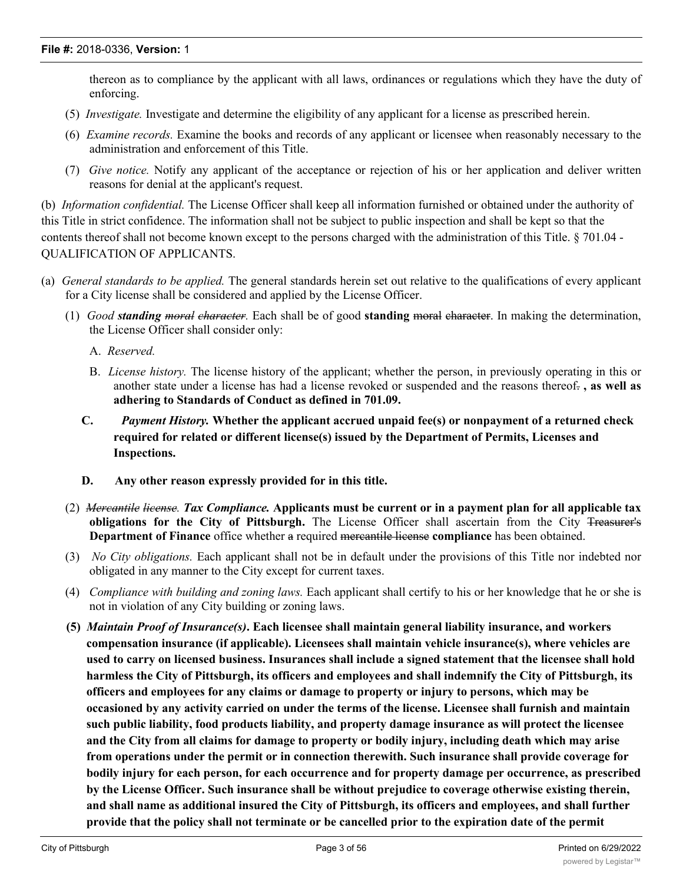thereon as to compliance by the applicant with all laws, ordinances or regulations which they have the duty of enforcing.

(5) *Investigate.* Investigate and determine the eligibility of any applicant for a license as prescribed herein.

(6) *Examine records.* Examine the books and records of any applicant or licensee when reasonably necessary to the administration and enforcement of this Title.

(7) *Give notice.* Notify any applicant of the acceptance or rejection of his or her application and deliver written reasons for denial at the applicant's request.

(b) *Information confidential.* The License Officer shall keep all information furnished or obtained under the authority of this Title in strict confidence. The information shall not be subject to public inspection and shall be kept so that the contents thereof shall not become known except to the persons charged with the administration of this Title. § 701.04 - QUALIFICATION OF APPLICANTS.

(a) *General standards to be applied.* The general standards herein set out relative to the qualifications of every applicant for a City license shall be considered and applied by the License Officer.

(1) *Good* ***standing*** ~~*moral character*~~. Each shall be of good **standing** ~~moral character~~. In making the determination, the License Officer shall consider only:

A. *Reserved.*

B. *License history.* The license history of the applicant; whether the person, in previously operating in this or another state under a license has had a license revoked or suspended and the reasons thereof~~.~~ **, as well as adhering to Standards of Conduct as defined in 701.09.**

**C.** ***Payment History.*** **Whether the applicant accrued unpaid fee(s) or nonpayment of a returned check required for related or different license(s) issued by the Department of Permits, Licenses and Inspections.**

**D. Any other reason expressly provided for in this title.**

(2) ~~*Mercantile license.*~~ ***Tax Compliance.*** **Applicants must be current or in a payment plan for all applicable tax obligations for the City of Pittsburgh.** The License Officer shall ascertain from the City ~~Treasurer's~~ **Department of Finance** office whether ~~a~~ required ~~mercantile license~~ **compliance** has been obtained.

(3) *No City obligations.* Each applicant shall not be in default under the provisions of this Title nor indebted nor obligated in any manner to the City except for current taxes.

(4) *Compliance with building and zoning laws.* Each applicant shall certify to his or her knowledge that he or she is not in violation of any City building or zoning laws.

**(5)** ***Maintain Proof of Insurance(s)*****. Each licensee shall maintain general liability insurance, and workers compensation insurance (if applicable). Licensees shall maintain vehicle insurance(s), where vehicles are used to carry on licensed business. Insurances shall include a signed statement that the licensee shall hold harmless the City of Pittsburgh, its officers and employees and shall indemnify the City of Pittsburgh, its officers and employees for any claims or damage to property or injury to persons, which may be occasioned by any activity carried on under the terms of the license. Licensee shall furnish and maintain such public liability, food products liability, and property damage insurance as will protect the licensee and the City from all claims for damage to property or bodily injury, including death which may arise from operations under the permit or in connection therewith. Such insurance shall provide coverage for bodily injury for each person, for each occurrence and for property damage per occurrence, as prescribed by the License Officer. Such insurance shall be without prejudice to coverage otherwise existing therein, and shall name as additional insured the City of Pittsburgh, its officers and employees, and shall further provide that the policy shall not terminate or be cancelled prior to the expiration date of the permit**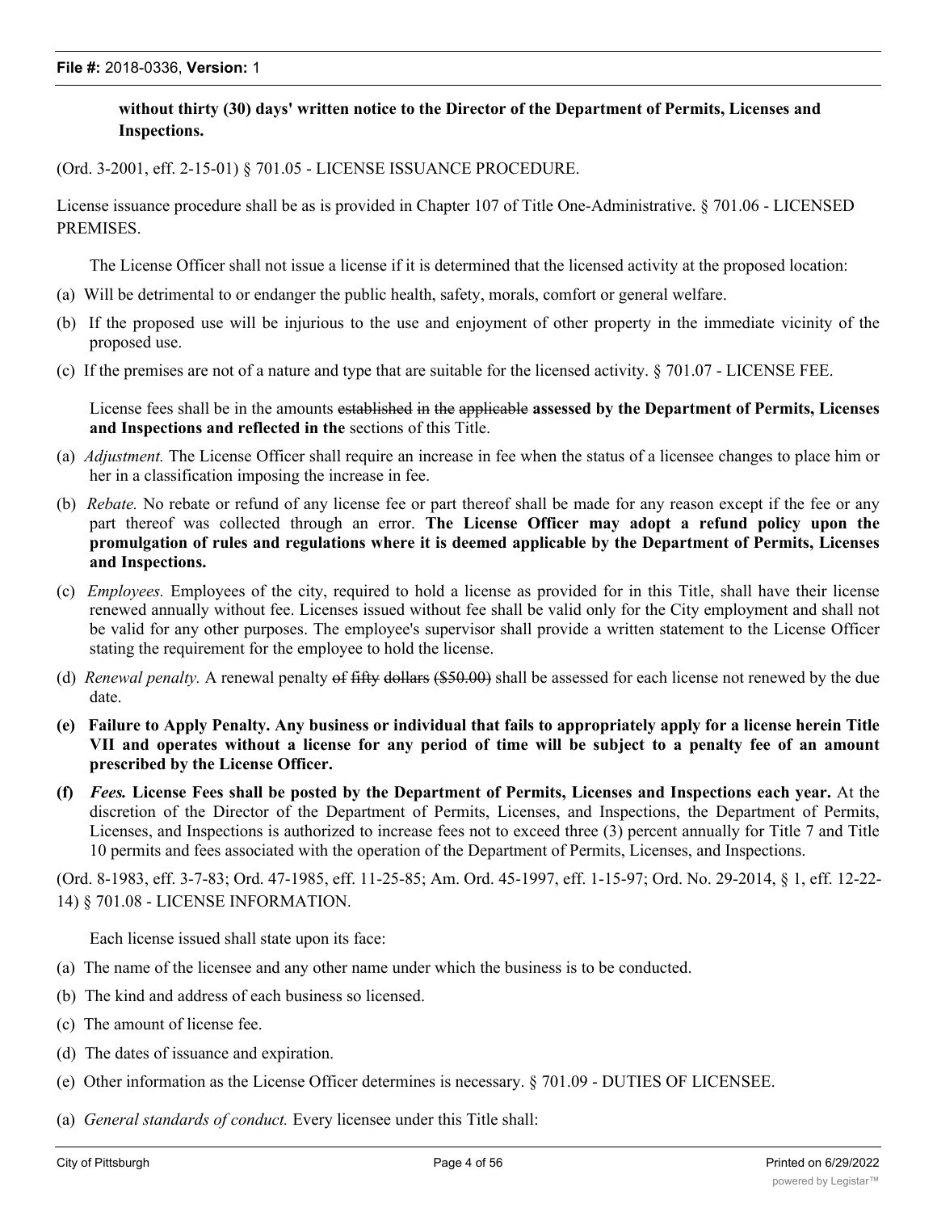**without thirty (30) days' written notice to the Director of the Department of Permits, Licenses and Inspections.**

(Ord. 3-2001, eff. 2-15-01) § 701.05 - LICENSE ISSUANCE PROCEDURE.

License issuance procedure shall be as is provided in Chapter 107 of Title One-Administrative. § 701.06 - LICENSED PREMISES.

The License Officer shall not issue a license if it is determined that the licensed activity at the proposed location:

(a) Will be detrimental to or endanger the public health, safety, morals, comfort or general welfare.

(b) If the proposed use will be injurious to the use and enjoyment of other property in the immediate vicinity of the proposed use.

(c) If the premises are not of a nature and type that are suitable for the licensed activity. § 701.07 - LICENSE FEE.

License fees shall be in the amounts ~~established~~ ~~in~~ ~~the~~ ~~applicable~~ **assessed by the Department of Permits, Licenses and Inspections and reflected in the** sections of this Title.

(a) *Adjustment.* The License Officer shall require an increase in fee when the status of a licensee changes to place him or her in a classification imposing the increase in fee.

(b) *Rebate.* No rebate or refund of any license fee or part thereof shall be made for any reason except if the fee or any part thereof was collected through an error. **The License Officer may adopt a refund policy upon the promulgation of rules and regulations where it is deemed applicable by the Department of Permits, Licenses and Inspections.**

(c) *Employees.* Employees of the city, required to hold a license as provided for in this Title, shall have their license renewed annually without fee. Licenses issued without fee shall be valid only for the City employment and shall not be valid for any other purposes. The employee's supervisor shall provide a written statement to the License Officer stating the requirement for the employee to hold the license.

(d) *Renewal penalty.* A renewal penalty ~~of~~ ~~fifty~~ ~~dollars~~ ~~($50.00)~~ shall be assessed for each license not renewed by the due date.

**(e) Failure to Apply Penalty. Any business or individual that fails to appropriately apply for a license herein Title VII and operates without a license for any period of time will be subject to a penalty fee of an amount prescribed by the License Officer.**

**(f) *Fees.* License Fees shall be posted by the Department of Permits, Licenses and Inspections each year.** At the discretion of the Director of the Department of Permits, Licenses, and Inspections, the Department of Permits, Licenses, and Inspections is authorized to increase fees not to exceed three (3) percent annually for Title 7 and Title 10 permits and fees associated with the operation of the Department of Permits, Licenses, and Inspections.

(Ord. 8-1983, eff. 3-7-83; Ord. 47-1985, eff. 11-25-85; Am. Ord. 45-1997, eff. 1-15-97; Ord. No. 29-2014, § 1, eff. 12-22-14) § 701.08 - LICENSE INFORMATION.

Each license issued shall state upon its face:

(a) The name of the licensee and any other name under which the business is to be conducted.

(b) The kind and address of each business so licensed.

(c) The amount of license fee.

(d) The dates of issuance and expiration.

(e) Other information as the License Officer determines is necessary. § 701.09 - DUTIES OF LICENSEE.

(a) *General standards of conduct.* Every licensee under this Title shall: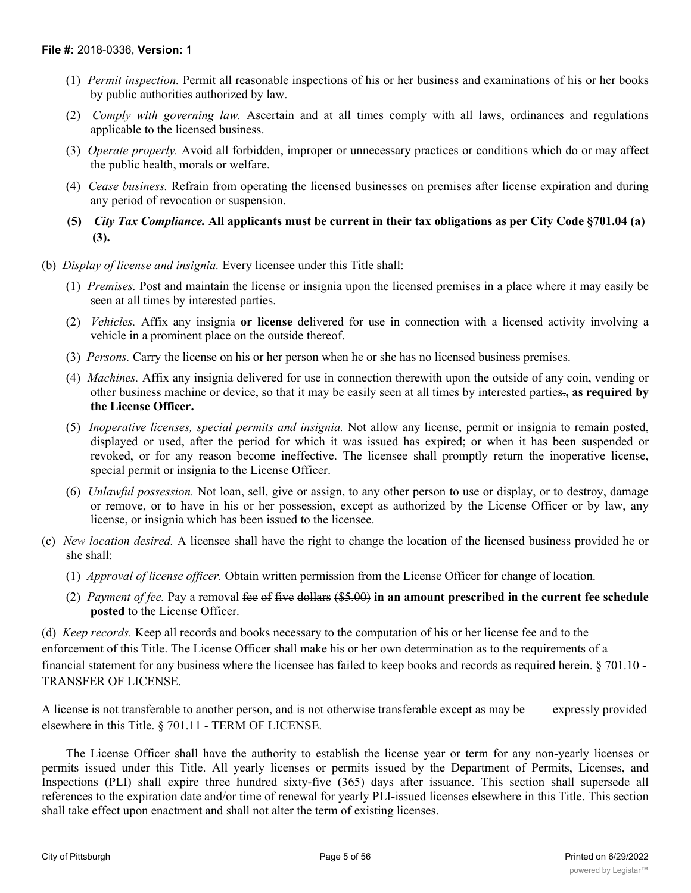(1) *Permit inspection.* Permit all reasonable inspections of his or her business and examinations of his or her books by public authorities authorized by law.

(2) *Comply with governing law.* Ascertain and at all times comply with all laws, ordinances and regulations applicable to the licensed business.

(3) *Operate properly.* Avoid all forbidden, improper or unnecessary practices or conditions which do or may affect the public health, morals or welfare.

(4) *Cease business.* Refrain from operating the licensed businesses on premises after license expiration and during any period of revocation or suspension.

**(5) *City Tax Compliance.* All applicants must be current in their tax obligations as per City Code §701.04 (a) (3).**

(b) *Display of license and insignia.* Every licensee under this Title shall:

(1) *Premises.* Post and maintain the license or insignia upon the licensed premises in a place where it may easily be seen at all times by interested parties.

(2) *Vehicles.* Affix any insignia **or license** delivered for use in connection with a licensed activity involving a vehicle in a prominent place on the outside thereof.

(3) *Persons.* Carry the license on his or her person when he or she has no licensed business premises.

(4) *Machines.* Affix any insignia delivered for use in connection therewith upon the outside of any coin, vending or other business machine or device, so that it may be easily seen at all times by interested parties~~.~~**, as required by the License Officer.**

(5) *Inoperative licenses, special permits and insignia.* Not allow any license, permit or insignia to remain posted, displayed or used, after the period for which it was issued has expired; or when it has been suspended or revoked, or for any reason become ineffective. The licensee shall promptly return the inoperative license, special permit or insignia to the License Officer.

(6) *Unlawful possession.* Not loan, sell, give or assign, to any other person to use or display, or to destroy, damage or remove, or to have in his or her possession, except as authorized by the License Officer or by law, any license, or insignia which has been issued to the licensee.

(c) *New location desired.* A licensee shall have the right to change the location of the licensed business provided he or she shall:

(1) *Approval of license officer.* Obtain written permission from the License Officer for change of location.

(2) *Payment of fee.* Pay a removal ~~fee of five dollars ($5.00)~~ **in an amount prescribed in the current fee schedule posted** to the License Officer.

(d) *Keep records.* Keep all records and books necessary to the computation of his or her license fee and to the enforcement of this Title. The License Officer shall make his or her own determination as to the requirements of a financial statement for any business where the licensee has failed to keep books and records as required herein. § 701.10 - TRANSFER OF LICENSE.

A license is not transferable to another person, and is not otherwise transferable except as may be expressly provided elsewhere in this Title. § 701.11 - TERM OF LICENSE.

The License Officer shall have the authority to establish the license year or term for any non-yearly licenses or permits issued under this Title. All yearly licenses or permits issued by the Department of Permits, Licenses, and Inspections (PLI) shall expire three hundred sixty-five (365) days after issuance. This section shall supersede all references to the expiration date and/or time of renewal for yearly PLI-issued licenses elsewhere in this Title. This section shall take effect upon enactment and shall not alter the term of existing licenses.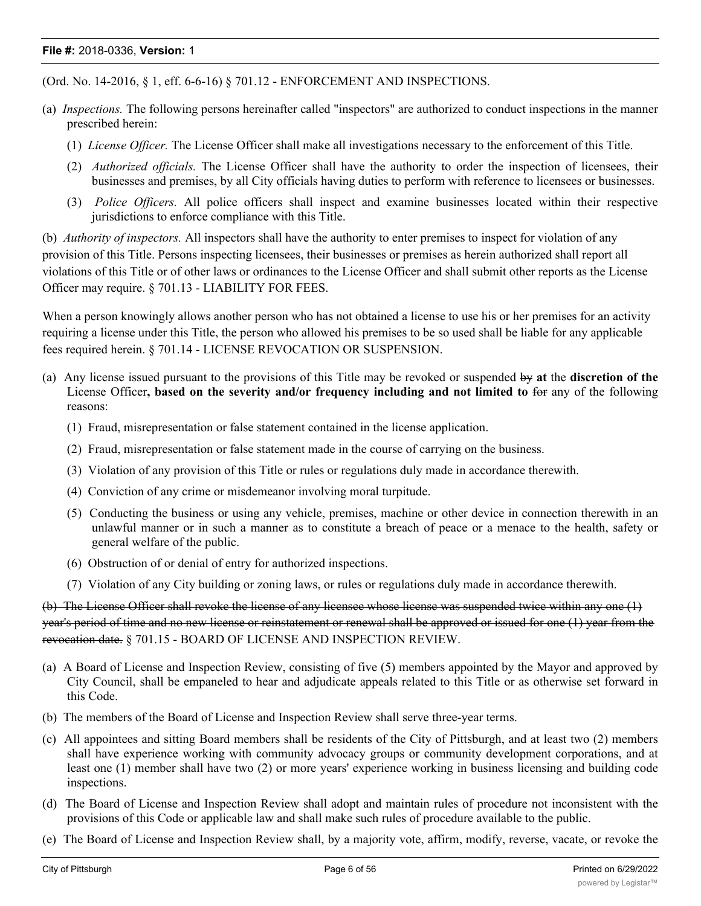(Ord. No. 14-2016, § 1, eff. 6-6-16) § 701.12 - ENFORCEMENT AND INSPECTIONS.

(a) *Inspections.* The following persons hereinafter called "inspectors" are authorized to conduct inspections in the manner prescribed herein:

(1) *License Officer.* The License Officer shall make all investigations necessary to the enforcement of this Title.

(2) *Authorized officials.* The License Officer shall have the authority to order the inspection of licensees, their businesses and premises, by all City officials having duties to perform with reference to licensees or businesses.

(3) *Police Officers.* All police officers shall inspect and examine businesses located within their respective jurisdictions to enforce compliance with this Title.

(b) *Authority of inspectors.* All inspectors shall have the authority to enter premises to inspect for violation of any provision of this Title. Persons inspecting licensees, their businesses or premises as herein authorized shall report all violations of this Title or of other laws or ordinances to the License Officer and shall submit other reports as the License Officer may require. § 701.13 - LIABILITY FOR FEES.

When a person knowingly allows another person who has not obtained a license to use his or her premises for an activity requiring a license under this Title, the person who allowed his premises to be so used shall be liable for any applicable fees required herein. § 701.14 - LICENSE REVOCATION OR SUSPENSION.

(a) Any license issued pursuant to the provisions of this Title may be revoked or suspended ~~by~~ **at** the **discretion of the** License Officer**, based on the severity and/or frequency including and not limited to** ~~for~~ any of the following reasons:

(1) Fraud, misrepresentation or false statement contained in the license application.

(2) Fraud, misrepresentation or false statement made in the course of carrying on the business.

(3) Violation of any provision of this Title or rules or regulations duly made in accordance therewith.

(4) Conviction of any crime or misdemeanor involving moral turpitude.

(5) Conducting the business or using any vehicle, premises, machine or other device in connection therewith in an unlawful manner or in such a manner as to constitute a breach of peace or a menace to the health, safety or general welfare of the public.

(6) Obstruction of or denial of entry for authorized inspections.

(7) Violation of any City building or zoning laws, or rules or regulations duly made in accordance therewith.

~~(b) The License Officer shall revoke the license of any licensee whose license was suspended twice within any one (1) year's period of time and no new license or reinstatement or renewal shall be approved or issued for one (1) year from the revocation date.~~ § 701.15 - BOARD OF LICENSE AND INSPECTION REVIEW.

(a) A Board of License and Inspection Review, consisting of five (5) members appointed by the Mayor and approved by City Council, shall be empaneled to hear and adjudicate appeals related to this Title or as otherwise set forward in this Code.

(b) The members of the Board of License and Inspection Review shall serve three-year terms.

(c) All appointees and sitting Board members shall be residents of the City of Pittsburgh, and at least two (2) members shall have experience working with community advocacy groups or community development corporations, and at least one (1) member shall have two (2) or more years' experience working in business licensing and building code inspections.

(d) The Board of License and Inspection Review shall adopt and maintain rules of procedure not inconsistent with the provisions of this Code or applicable law and shall make such rules of procedure available to the public.

(e) The Board of License and Inspection Review shall, by a majority vote, affirm, modify, reverse, vacate, or revoke the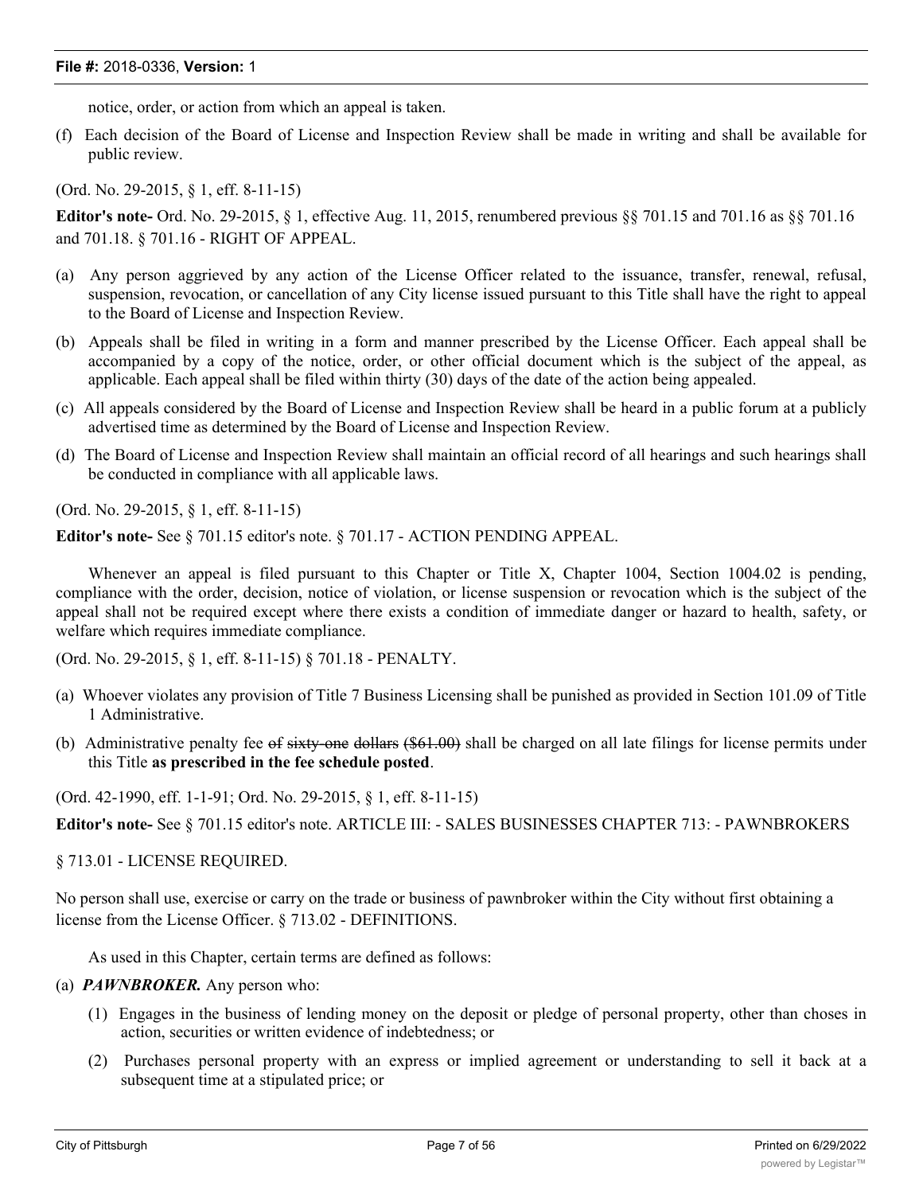notice, order, or action from which an appeal is taken.

(f) Each decision of the Board of License and Inspection Review shall be made in writing and shall be available for public review.

(Ord. No. 29-2015, § 1, eff. 8-11-15)

**Editor's note-** Ord. No. 29-2015, § 1, effective Aug. 11, 2015, renumbered previous §§ 701.15 and 701.16 as §§ 701.16 and 701.18. § 701.16 - RIGHT OF APPEAL.

(a) Any person aggrieved by any action of the License Officer related to the issuance, transfer, renewal, refusal, suspension, revocation, or cancellation of any City license issued pursuant to this Title shall have the right to appeal to the Board of License and Inspection Review.

(b) Appeals shall be filed in writing in a form and manner prescribed by the License Officer. Each appeal shall be accompanied by a copy of the notice, order, or other official document which is the subject of the appeal, as applicable. Each appeal shall be filed within thirty (30) days of the date of the action being appealed.

(c) All appeals considered by the Board of License and Inspection Review shall be heard in a public forum at a publicly advertised time as determined by the Board of License and Inspection Review.

(d) The Board of License and Inspection Review shall maintain an official record of all hearings and such hearings shall be conducted in compliance with all applicable laws.

(Ord. No. 29-2015, § 1, eff. 8-11-15)

**Editor's note-** See § 701.15 editor's note. § 701.17 - ACTION PENDING APPEAL.

Whenever an appeal is filed pursuant to this Chapter or Title X, Chapter 1004, Section 1004.02 is pending, compliance with the order, decision, notice of violation, or license suspension or revocation which is the subject of the appeal shall not be required except where there exists a condition of immediate danger or hazard to health, safety, or welfare which requires immediate compliance.

(Ord. No. 29-2015, § 1, eff. 8-11-15) § 701.18 - PENALTY.

(a) Whoever violates any provision of Title 7 Business Licensing shall be punished as provided in Section 101.09 of Title 1 Administrative.

(b) Administrative penalty fee ~~of sixty-one dollars ($61.00)~~ shall be charged on all late filings for license permits under this Title **as prescribed in the fee schedule posted**.

(Ord. 42-1990, eff. 1-1-91; Ord. No. 29-2015, § 1, eff. 8-11-15)

**Editor's note-** See § 701.15 editor's note. ARTICLE III: - SALES BUSINESSES CHAPTER 713: - PAWNBROKERS

§ 713.01 - LICENSE REQUIRED.

No person shall use, exercise or carry on the trade or business of pawnbroker within the City without first obtaining a license from the License Officer. § 713.02 - DEFINITIONS.

As used in this Chapter, certain terms are defined as follows:

(a) ***PAWNBROKER.*** Any person who:

(1) Engages in the business of lending money on the deposit or pledge of personal property, other than choses in action, securities or written evidence of indebtedness; or

(2) Purchases personal property with an express or implied agreement or understanding to sell it back at a subsequent time at a stipulated price; or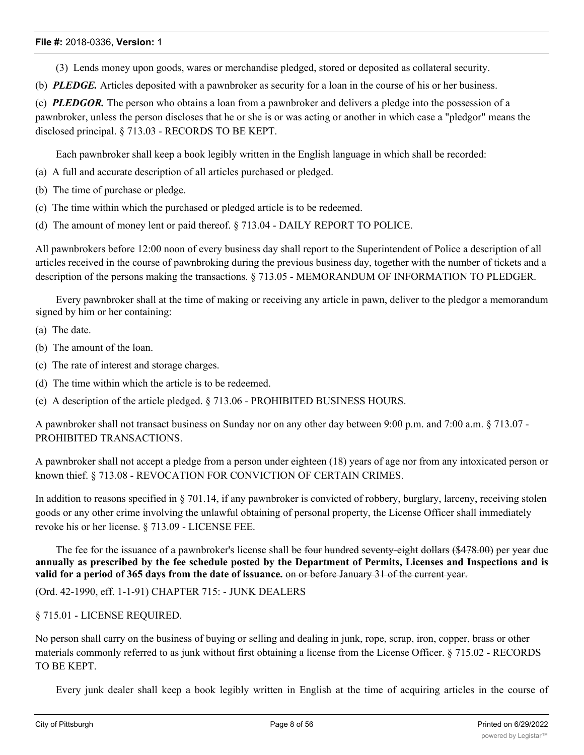(3) Lends money upon goods, wares or merchandise pledged, stored or deposited as collateral security.

(b) ***PLEDGE.*** Articles deposited with a pawnbroker as security for a loan in the course of his or her business.

(c) ***PLEDGOR.*** The person who obtains a loan from a pawnbroker and delivers a pledge into the possession of a pawnbroker, unless the person discloses that he or she is or was acting or another in which case a "pledgor" means the disclosed principal. § 713.03 - RECORDS TO BE KEPT.

Each pawnbroker shall keep a book legibly written in the English language in which shall be recorded:

(a) A full and accurate description of all articles purchased or pledged.

(b) The time of purchase or pledge.

(c) The time within which the purchased or pledged article is to be redeemed.

(d) The amount of money lent or paid thereof. § 713.04 - DAILY REPORT TO POLICE.

All pawnbrokers before 12:00 noon of every business day shall report to the Superintendent of Police a description of all articles received in the course of pawnbroking during the previous business day, together with the number of tickets and a description of the persons making the transactions. § 713.05 - MEMORANDUM OF INFORMATION TO PLEDGER.

Every pawnbroker shall at the time of making or receiving any article in pawn, deliver to the pledgor a memorandum signed by him or her containing:

(a) The date.

(b) The amount of the loan.

(c) The rate of interest and storage charges.

(d) The time within which the article is to be redeemed.

(e) A description of the article pledged. § 713.06 - PROHIBITED BUSINESS HOURS.

A pawnbroker shall not transact business on Sunday nor on any other day between 9:00 p.m. and 7:00 a.m. § 713.07 - PROHIBITED TRANSACTIONS.

A pawnbroker shall not accept a pledge from a person under eighteen (18) years of age nor from any intoxicated person or known thief. § 713.08 - REVOCATION FOR CONVICTION OF CERTAIN CRIMES.

In addition to reasons specified in § 701.14, if any pawnbroker is convicted of robbery, burglary, larceny, receiving stolen goods or any other crime involving the unlawful obtaining of personal property, the License Officer shall immediately revoke his or her license. § 713.09 - LICENSE FEE.

The fee for the issuance of a pawnbroker's license shall ~~be four hundred seventy-eight dollars ($478.00) per year~~ due **annually as prescribed by the fee schedule posted by the Department of Permits, Licenses and Inspections and is valid for a period of 365 days from the date of issuance.** ~~on or before January 31 of the current year.~~

(Ord. 42-1990, eff. 1-1-91) CHAPTER 715: - JUNK DEALERS

§ 715.01 - LICENSE REQUIRED.

No person shall carry on the business of buying or selling and dealing in junk, rope, scrap, iron, copper, brass or other materials commonly referred to as junk without first obtaining a license from the License Officer. § 715.02 - RECORDS TO BE KEPT.

Every junk dealer shall keep a book legibly written in English at the time of acquiring articles in the course of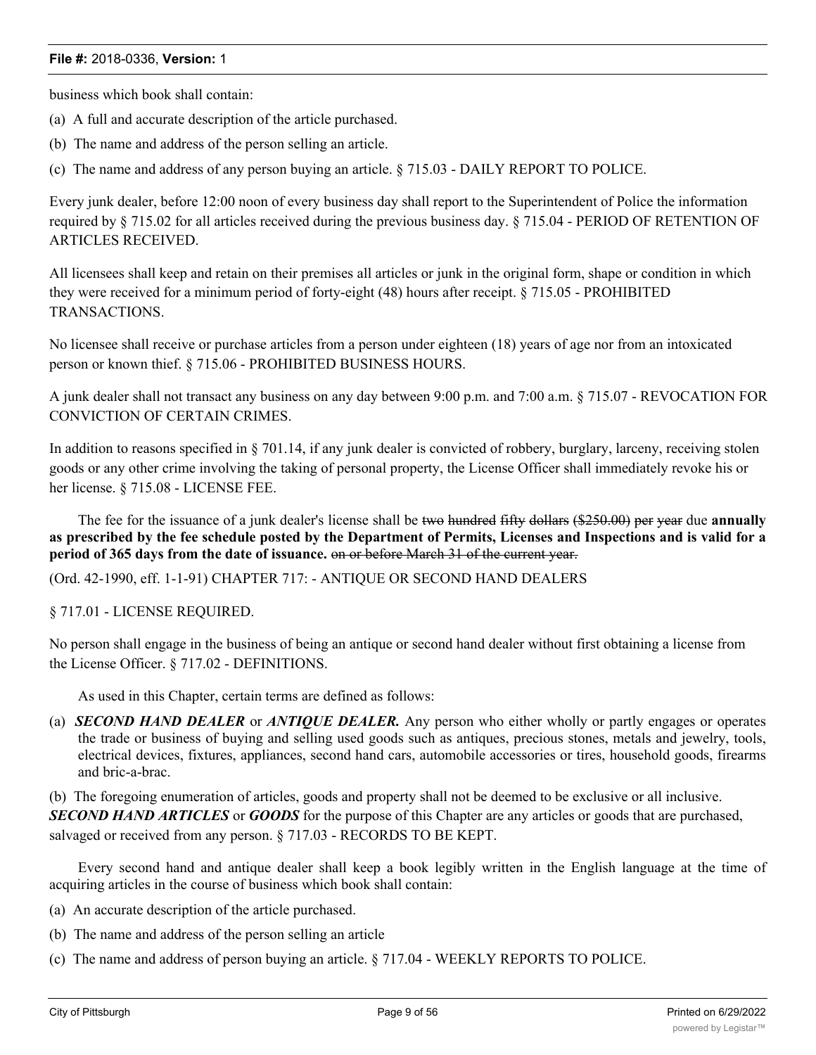business which book shall contain:

(a) A full and accurate description of the article purchased.

(b) The name and address of the person selling an article.

(c) The name and address of any person buying an article. § 715.03 - DAILY REPORT TO POLICE.

Every junk dealer, before 12:00 noon of every business day shall report to the Superintendent of Police the information required by § 715.02 for all articles received during the previous business day. § 715.04 - PERIOD OF RETENTION OF ARTICLES RECEIVED.

All licensees shall keep and retain on their premises all articles or junk in the original form, shape or condition in which they were received for a minimum period of forty-eight (48) hours after receipt. § 715.05 - PROHIBITED TRANSACTIONS.

No licensee shall receive or purchase articles from a person under eighteen (18) years of age nor from an intoxicated person or known thief. § 715.06 - PROHIBITED BUSINESS HOURS.

A junk dealer shall not transact any business on any day between 9:00 p.m. and 7:00 a.m. § 715.07 - REVOCATION FOR CONVICTION OF CERTAIN CRIMES.

In addition to reasons specified in § 701.14, if any junk dealer is convicted of robbery, burglary, larceny, receiving stolen goods or any other crime involving the taking of personal property, the License Officer shall immediately revoke his or her license. § 715.08 - LICENSE FEE.

The fee for the issuance of a junk dealer's license shall be ~~two hundred fifty dollars ($250.00) per year~~ due **annually as prescribed by the fee schedule posted by the Department of Permits, Licenses and Inspections and is valid for a period of 365 days from the date of issuance.** ~~on or before March 31 of the current year.~~

(Ord. 42-1990, eff. 1-1-91) CHAPTER 717: - ANTIQUE OR SECOND HAND DEALERS

§ 717.01 - LICENSE REQUIRED.

No person shall engage in the business of being an antique or second hand dealer without first obtaining a license from the License Officer. § 717.02 - DEFINITIONS.

As used in this Chapter, certain terms are defined as follows:

(a) ***SECOND HAND DEALER*** or ***ANTIQUE DEALER.*** Any person who either wholly or partly engages or operates the trade or business of buying and selling used goods such as antiques, precious stones, metals and jewelry, tools, electrical devices, fixtures, appliances, second hand cars, automobile accessories or tires, household goods, firearms and bric-a-brac.

(b) The foregoing enumeration of articles, goods and property shall not be deemed to be exclusive or all inclusive. ***SECOND HAND ARTICLES*** or ***GOODS*** for the purpose of this Chapter are any articles or goods that are purchased, salvaged or received from any person. § 717.03 - RECORDS TO BE KEPT.

Every second hand and antique dealer shall keep a book legibly written in the English language at the time of acquiring articles in the course of business which book shall contain:

(a) An accurate description of the article purchased.

(b) The name and address of the person selling an article

(c) The name and address of person buying an article. § 717.04 - WEEKLY REPORTS TO POLICE.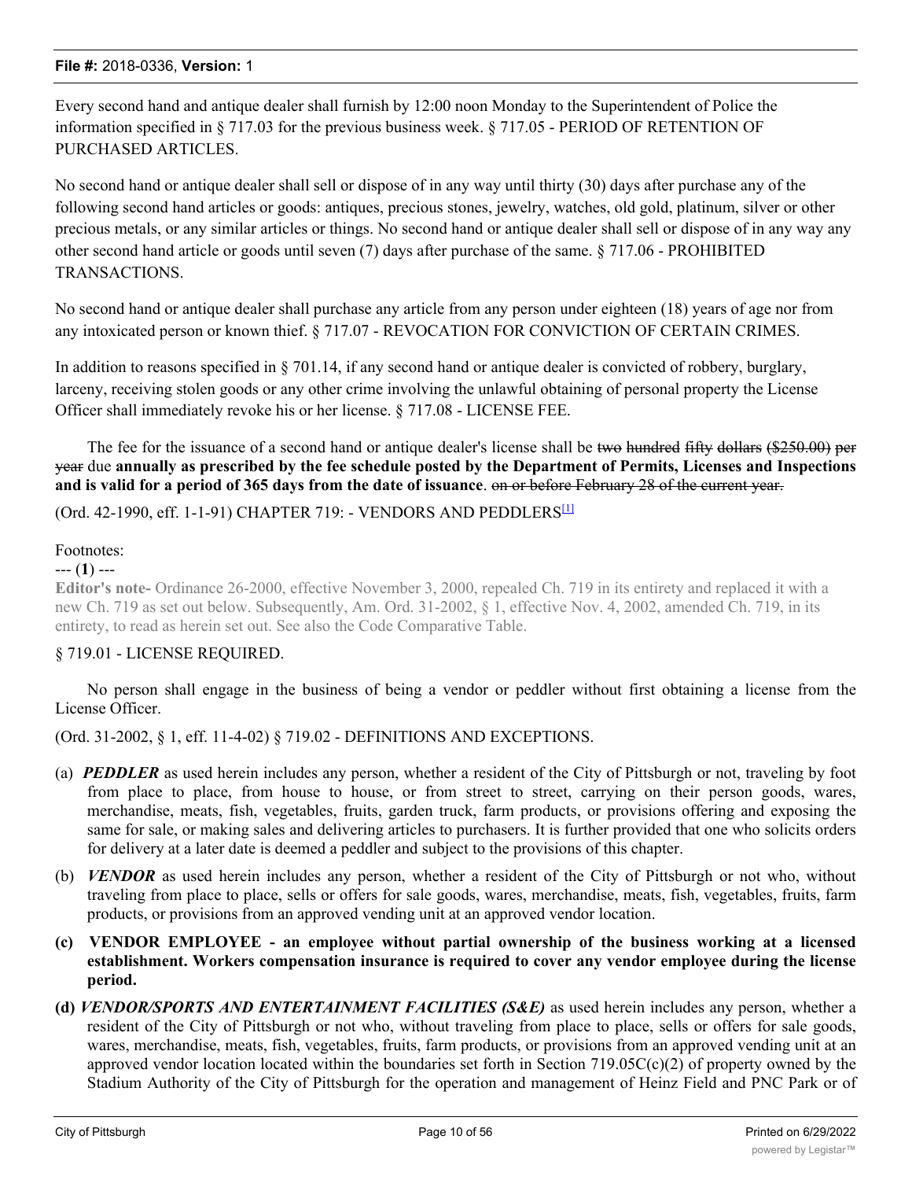Every second hand and antique dealer shall furnish by 12:00 noon Monday to the Superintendent of Police the information specified in § 717.03 for the previous business week. § 717.05 - PERIOD OF RETENTION OF PURCHASED ARTICLES.

No second hand or antique dealer shall sell or dispose of in any way until thirty (30) days after purchase any of the following second hand articles or goods: antiques, precious stones, jewelry, watches, old gold, platinum, silver or other precious metals, or any similar articles or things. No second hand or antique dealer shall sell or dispose of in any way any other second hand article or goods until seven (7) days after purchase of the same. § 717.06 - PROHIBITED TRANSACTIONS.

No second hand or antique dealer shall purchase any article from any person under eighteen (18) years of age nor from any intoxicated person or known thief. § 717.07 - REVOCATION FOR CONVICTION OF CERTAIN CRIMES.

In addition to reasons specified in § 701.14, if any second hand or antique dealer is convicted of robbery, burglary, larceny, receiving stolen goods or any other crime involving the unlawful obtaining of personal property the License Officer shall immediately revoke his or her license. § 717.08 - LICENSE FEE.

The fee for the issuance of a second hand or antique dealer's license shall be ~~two hundred fifty dollars (\$250.00) per year~~ due **annually as prescribed by the fee schedule posted by the Department of Permits, Licenses and Inspections and is valid for a period of 365 days from the date of issuance**. ~~on or before February 28 of the current year.~~

(Ord. 42-1990, eff. 1-1-91) CHAPTER 719: - VENDORS AND PEDDLERS[1]

Footnotes:

--- (**1**) ---

**Editor's note-** Ordinance 26-2000, effective November 3, 2000, repealed Ch. 719 in its entirety and replaced it with a new Ch. 719 as set out below. Subsequently, Am. Ord. 31-2002, § 1, effective Nov. 4, 2002, amended Ch. 719, in its entirety, to read as herein set out. See also the Code Comparative Table.

§ 719.01 - LICENSE REQUIRED.

No person shall engage in the business of being a vendor or peddler without first obtaining a license from the License Officer.

(Ord. 31-2002, § 1, eff. 11-4-02) § 719.02 - DEFINITIONS AND EXCEPTIONS.

(a) ***PEDDLER*** as used herein includes any person, whether a resident of the City of Pittsburgh or not, traveling by foot from place to place, from house to house, or from street to street, carrying on their person goods, wares, merchandise, meats, fish, vegetables, fruits, garden truck, farm products, or provisions offering and exposing the same for sale, or making sales and delivering articles to purchasers. It is further provided that one who solicits orders for delivery at a later date is deemed a peddler and subject to the provisions of this chapter.

(b) ***VENDOR*** as used herein includes any person, whether a resident of the City of Pittsburgh or not who, without traveling from place to place, sells or offers for sale goods, wares, merchandise, meats, fish, vegetables, fruits, farm products, or provisions from an approved vending unit at an approved vendor location.

**(c) VENDOR EMPLOYEE - an employee without partial ownership of the business working at a licensed establishment. Workers compensation insurance is required to cover any vendor employee during the license period.**

**(d)** ***VENDOR/SPORTS AND ENTERTAINMENT FACILITIES (S&E)*** as used herein includes any person, whether a resident of the City of Pittsburgh or not who, without traveling from place to place, sells or offers for sale goods, wares, merchandise, meats, fish, vegetables, fruits, farm products, or provisions from an approved vending unit at an approved vendor location located within the boundaries set forth in Section 719.05C(c)(2) of property owned by the Stadium Authority of the City of Pittsburgh for the operation and management of Heinz Field and PNC Park or of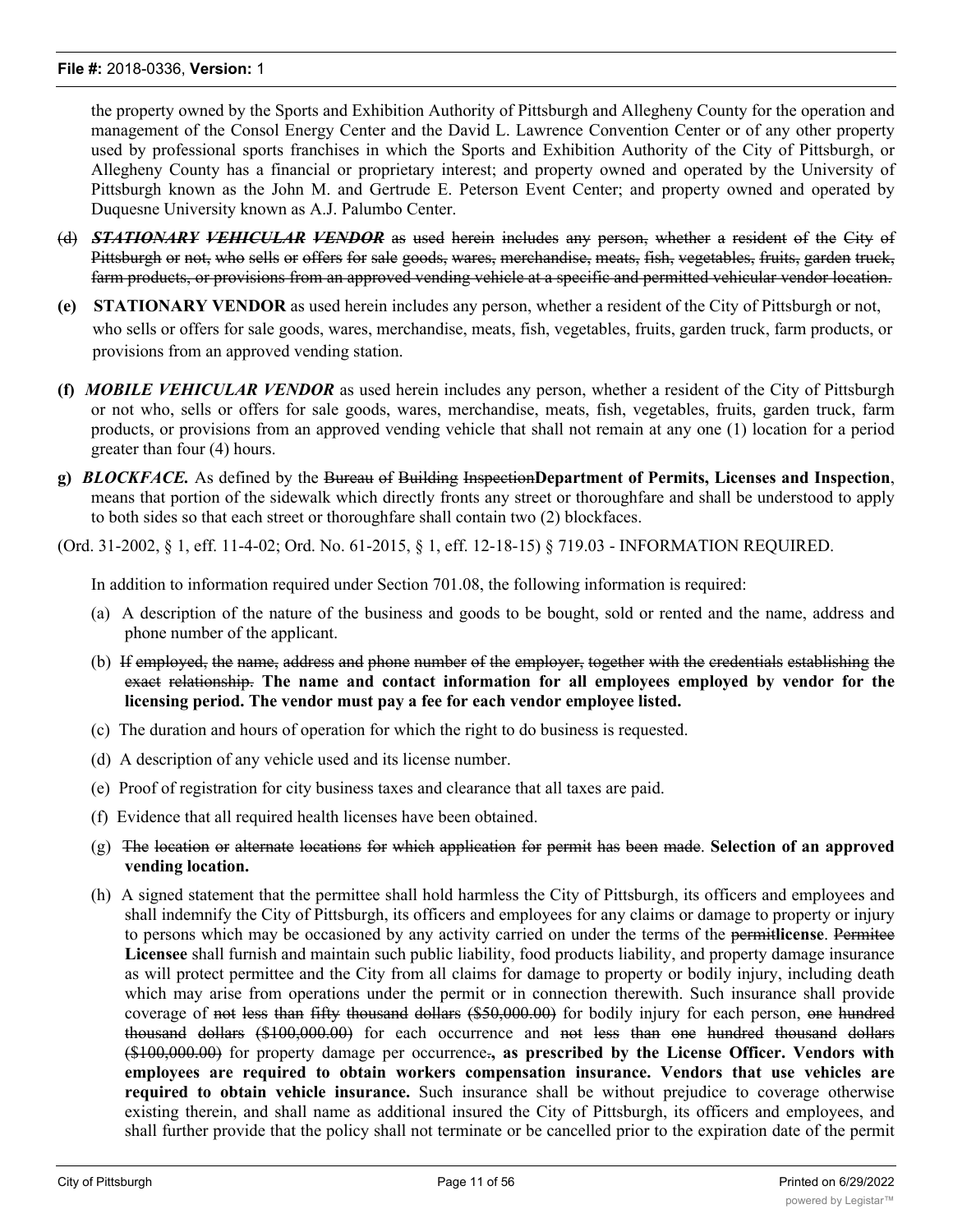the property owned by the Sports and Exhibition Authority of Pittsburgh and Allegheny County for the operation and management of the Consol Energy Center and the David L. Lawrence Convention Center or of any other property used by professional sports franchises in which the Sports and Exhibition Authority of the City of Pittsburgh, or Allegheny County has a financial or proprietary interest; and property owned and operated by the University of Pittsburgh known as the John M. and Gertrude E. Peterson Event Center; and property owned and operated by Duquesne University known as A.J. Palumbo Center.

~~(d) ***STATIONARY VEHICULAR VENDOR*** as used herein includes any person, whether a resident of the City of Pittsburgh or not, who sells or offers for sale goods, wares, merchandise, meats, fish, vegetables, fruits, garden truck, farm products, or provisions from an approved vending vehicle at a specific and permitted vehicular vendor location.~~

**(e) STATIONARY VENDOR** as used herein includes any person, whether a resident of the City of Pittsburgh or not, who sells or offers for sale goods, wares, merchandise, meats, fish, vegetables, fruits, garden truck, farm products, or provisions from an approved vending station.

**(f)** ***MOBILE VEHICULAR VENDOR*** as used herein includes any person, whether a resident of the City of Pittsburgh or not who, sells or offers for sale goods, wares, merchandise, meats, fish, vegetables, fruits, garden truck, farm products, or provisions from an approved vending vehicle that shall not remain at any one (1) location for a period greater than four (4) hours.

**g)** ***BLOCKFACE.*** As defined by the ~~Bureau of Building Inspection~~**Department of Permits, Licenses and Inspection**, means that portion of the sidewalk which directly fronts any street or thoroughfare and shall be understood to apply to both sides so that each street or thoroughfare shall contain two (2) blockfaces.

(Ord. 31-2002, § 1, eff. 11-4-02; Ord. No. 61-2015, § 1, eff. 12-18-15) § 719.03 - INFORMATION REQUIRED.

In addition to information required under Section 701.08, the following information is required:

(a) A description of the nature of the business and goods to be bought, sold or rented and the name, address and phone number of the applicant.

(b) ~~If employed, the name, address and phone number of the employer, together with the credentials establishing the exact relationship.~~ **The name and contact information for all employees employed by vendor for the licensing period. The vendor must pay a fee for each vendor employee listed.**

(c) The duration and hours of operation for which the right to do business is requested.

(d) A description of any vehicle used and its license number.

(e) Proof of registration for city business taxes and clearance that all taxes are paid.

(f) Evidence that all required health licenses have been obtained.

(g) ~~The location or alternate locations for which application for permit has been made~~. **Selection of an approved vending location.**

(h) A signed statement that the permittee shall hold harmless the City of Pittsburgh, its officers and employees and shall indemnify the City of Pittsburgh, its officers and employees for any claims or damage to property or injury to persons which may be occasioned by any activity carried on under the terms of the ~~permit~~**license**. ~~Permitee~~ **Licensee** shall furnish and maintain such public liability, food products liability, and property damage insurance as will protect permittee and the City from all claims for damage to property or bodily injury, including death which may arise from operations under the permit or in connection therewith. Such insurance shall provide coverage of ~~not less than fifty thousand dollars ($50,000.00)~~ for bodily injury for each person, ~~one hundred thousand dollars ($100,000.00)~~ for each occurrence and ~~not less than one hundred thousand dollars ($100,000.00)~~ for property damage per occurrence~~.~~**, as prescribed by the License Officer. Vendors with employees are required to obtain workers compensation insurance. Vendors that use vehicles are required to obtain vehicle insurance.** Such insurance shall be without prejudice to coverage otherwise existing therein, and shall name as additional insured the City of Pittsburgh, its officers and employees, and shall further provide that the policy shall not terminate or be cancelled prior to the expiration date of the permit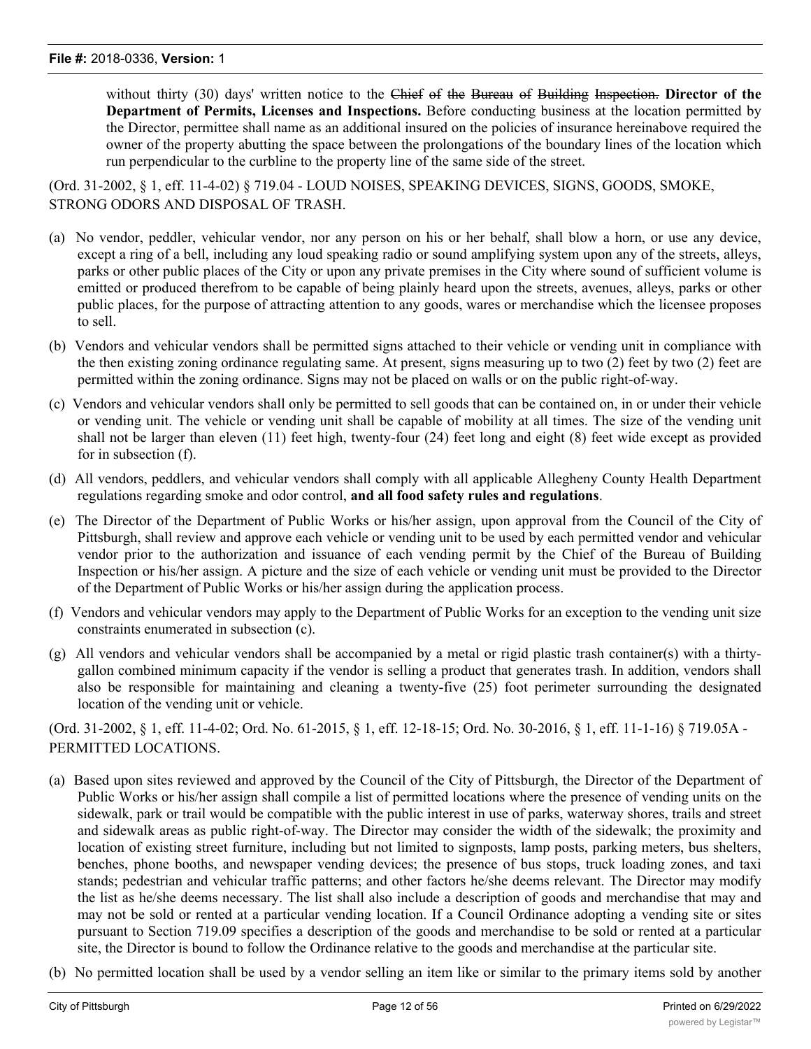without thirty (30) days' written notice to the ~~Chief of the Bureau of Building Inspection.~~ **Director of the Department of Permits, Licenses and Inspections.** Before conducting business at the location permitted by the Director, permittee shall name as an additional insured on the policies of insurance hereinabove required the owner of the property abutting the space between the prolongations of the boundary lines of the location which run perpendicular to the curbline to the property line of the same side of the street.

(Ord. 31-2002, § 1, eff. 11-4-02) § 719.04 - LOUD NOISES, SPEAKING DEVICES, SIGNS, GOODS, SMOKE, STRONG ODORS AND DISPOSAL OF TRASH.

(a) No vendor, peddler, vehicular vendor, nor any person on his or her behalf, shall blow a horn, or use any device, except a ring of a bell, including any loud speaking radio or sound amplifying system upon any of the streets, alleys, parks or other public places of the City or upon any private premises in the City where sound of sufficient volume is emitted or produced therefrom to be capable of being plainly heard upon the streets, avenues, alleys, parks or other public places, for the purpose of attracting attention to any goods, wares or merchandise which the licensee proposes to sell.

(b) Vendors and vehicular vendors shall be permitted signs attached to their vehicle or vending unit in compliance with the then existing zoning ordinance regulating same. At present, signs measuring up to two (2) feet by two (2) feet are permitted within the zoning ordinance. Signs may not be placed on walls or on the public right-of-way.

(c) Vendors and vehicular vendors shall only be permitted to sell goods that can be contained on, in or under their vehicle or vending unit. The vehicle or vending unit shall be capable of mobility at all times. The size of the vending unit shall not be larger than eleven (11) feet high, twenty-four (24) feet long and eight (8) feet wide except as provided for in subsection (f).

(d) All vendors, peddlers, and vehicular vendors shall comply with all applicable Allegheny County Health Department regulations regarding smoke and odor control, **and all food safety rules and regulations**.

(e) The Director of the Department of Public Works or his/her assign, upon approval from the Council of the City of Pittsburgh, shall review and approve each vehicle or vending unit to be used by each permitted vendor and vehicular vendor prior to the authorization and issuance of each vending permit by the Chief of the Bureau of Building Inspection or his/her assign. A picture and the size of each vehicle or vending unit must be provided to the Director of the Department of Public Works or his/her assign during the application process.

(f) Vendors and vehicular vendors may apply to the Department of Public Works for an exception to the vending unit size constraints enumerated in subsection (c).

(g) All vendors and vehicular vendors shall be accompanied by a metal or rigid plastic trash container(s) with a thirty-gallon combined minimum capacity if the vendor is selling a product that generates trash. In addition, vendors shall also be responsible for maintaining and cleaning a twenty-five (25) foot perimeter surrounding the designated location of the vending unit or vehicle.

(Ord. 31-2002, § 1, eff. 11-4-02; Ord. No. 61-2015, § 1, eff. 12-18-15; Ord. No. 30-2016, § 1, eff. 11-1-16) § 719.05A - PERMITTED LOCATIONS.

(a) Based upon sites reviewed and approved by the Council of the City of Pittsburgh, the Director of the Department of Public Works or his/her assign shall compile a list of permitted locations where the presence of vending units on the sidewalk, park or trail would be compatible with the public interest in use of parks, waterway shores, trails and street and sidewalk areas as public right-of-way. The Director may consider the width of the sidewalk; the proximity and location of existing street furniture, including but not limited to signposts, lamp posts, parking meters, bus shelters, benches, phone booths, and newspaper vending devices; the presence of bus stops, truck loading zones, and taxi stands; pedestrian and vehicular traffic patterns; and other factors he/she deems relevant. The Director may modify the list as he/she deems necessary. The list shall also include a description of goods and merchandise that may and may not be sold or rented at a particular vending location. If a Council Ordinance adopting a vending site or sites pursuant to Section 719.09 specifies a description of the goods and merchandise to be sold or rented at a particular site, the Director is bound to follow the Ordinance relative to the goods and merchandise at the particular site.

(b) No permitted location shall be used by a vendor selling an item like or similar to the primary items sold by another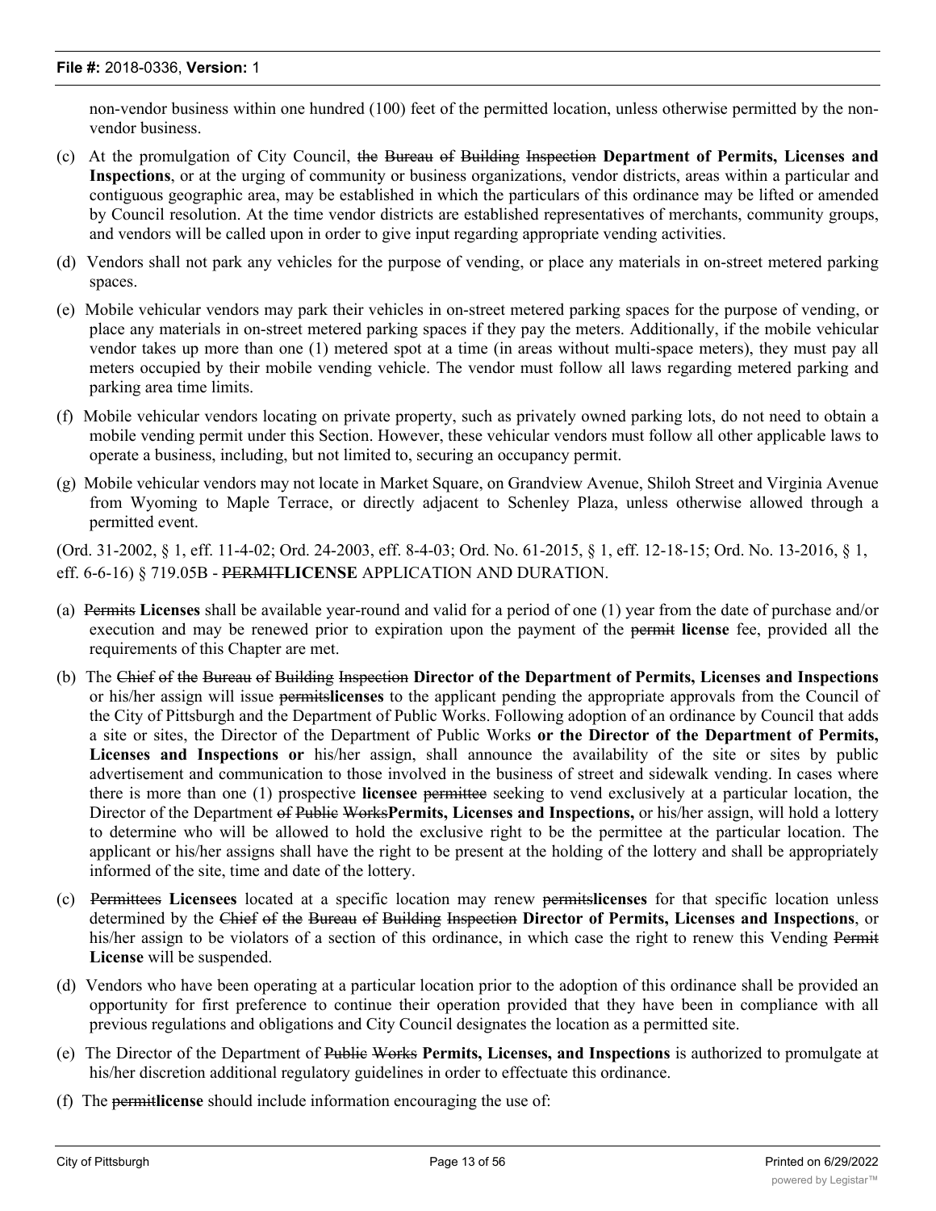non-vendor business within one hundred (100) feet of the permitted location, unless otherwise permitted by the non-vendor business.

(c) At the promulgation of City Council, ~~the Bureau of Building Inspection~~ **Department of Permits, Licenses and Inspections**, or at the urging of community or business organizations, vendor districts, areas within a particular and contiguous geographic area, may be established in which the particulars of this ordinance may be lifted or amended by Council resolution. At the time vendor districts are established representatives of merchants, community groups, and vendors will be called upon in order to give input regarding appropriate vending activities.

(d) Vendors shall not park any vehicles for the purpose of vending, or place any materials in on-street metered parking spaces.

(e) Mobile vehicular vendors may park their vehicles in on-street metered parking spaces for the purpose of vending, or place any materials in on-street metered parking spaces if they pay the meters. Additionally, if the mobile vehicular vendor takes up more than one (1) metered spot at a time (in areas without multi-space meters), they must pay all meters occupied by their mobile vending vehicle. The vendor must follow all laws regarding metered parking and parking area time limits.

(f) Mobile vehicular vendors locating on private property, such as privately owned parking lots, do not need to obtain a mobile vending permit under this Section. However, these vehicular vendors must follow all other applicable laws to operate a business, including, but not limited to, securing an occupancy permit.

(g) Mobile vehicular vendors may not locate in Market Square, on Grandview Avenue, Shiloh Street and Virginia Avenue from Wyoming to Maple Terrace, or directly adjacent to Schenley Plaza, unless otherwise allowed through a permitted event.

(Ord. 31-2002, § 1, eff. 11-4-02; Ord. 24-2003, eff. 8-4-03; Ord. No. 61-2015, § 1, eff. 12-18-15; Ord. No. 13-2016, § 1, eff. 6-6-16) § 719.05B - ~~PERMIT~~**LICENSE** APPLICATION AND DURATION.

(a) ~~Permits~~ **Licenses** shall be available year-round and valid for a period of one (1) year from the date of purchase and/or execution and may be renewed prior to expiration upon the payment of the ~~permit~~ **license** fee, provided all the requirements of this Chapter are met.

(b) The ~~Chief of the Bureau of Building Inspection~~ **Director of the Department of Permits, Licenses and Inspections** or his/her assign will issue ~~permits~~**licenses** to the applicant pending the appropriate approvals from the Council of the City of Pittsburgh and the Department of Public Works. Following adoption of an ordinance by Council that adds a site or sites, the Director of the Department of Public Works **or the Director of the Department of Permits, Licenses and Inspections or** his/her assign, shall announce the availability of the site or sites by public advertisement and communication to those involved in the business of street and sidewalk vending. In cases where there is more than one (1) prospective **licensee** ~~permittee~~ seeking to vend exclusively at a particular location, the Director of the Department ~~of Public Works~~**Permits, Licenses and Inspections,** or his/her assign, will hold a lottery to determine who will be allowed to hold the exclusive right to be the permittee at the particular location. The applicant or his/her assigns shall have the right to be present at the holding of the lottery and shall be appropriately informed of the site, time and date of the lottery.

(c) ~~Permittees~~ **Licensees** located at a specific location may renew ~~permits~~**licenses** for that specific location unless determined by the ~~Chief of the Bureau of Building Inspection~~ **Director of Permits, Licenses and Inspections**, or his/her assign to be violators of a section of this ordinance, in which case the right to renew this Vending ~~Permit~~ **License** will be suspended.

(d) Vendors who have been operating at a particular location prior to the adoption of this ordinance shall be provided an opportunity for first preference to continue their operation provided that they have been in compliance with all previous regulations and obligations and City Council designates the location as a permitted site.

(e) The Director of the Department of ~~Public Works~~ **Permits, Licenses, and Inspections** is authorized to promulgate at his/her discretion additional regulatory guidelines in order to effectuate this ordinance.

(f) The ~~permit~~**license** should include information encouraging the use of: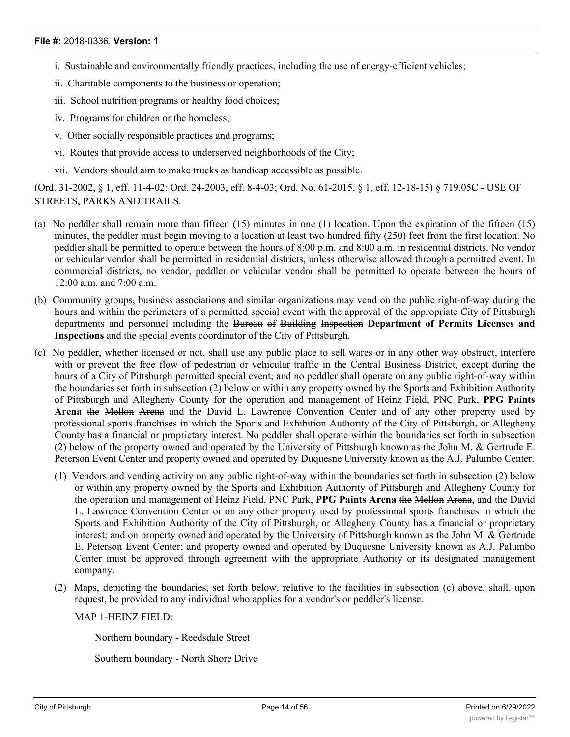i. Sustainable and environmentally friendly practices, including the use of energy-efficient vehicles;

ii. Charitable components to the business or operation;

iii. School nutrition programs or healthy food choices;

iv. Programs for children or the homeless;

v. Other socially responsible practices and programs;

vi. Routes that provide access to underserved neighborhoods of the City;

vii. Vendors should aim to make trucks as handicap accessible as possible.

(Ord. 31-2002, § 1, eff. 11-4-02; Ord. 24-2003, eff. 8-4-03; Ord. No. 61-2015, § 1, eff. 12-18-15) § 719.05C - USE OF STREETS, PARKS AND TRAILS.

(a) No peddler shall remain more than fifteen (15) minutes in one (1) location. Upon the expiration of the fifteen (15) minutes, the peddler must begin moving to a location at least two hundred fifty (250) feet from the first location. No peddler shall be permitted to operate between the hours of 8:00 p.m. and 8:00 a.m. in residential districts. No vendor or vehicular vendor shall be permitted in residential districts, unless otherwise allowed through a permitted event. In commercial districts, no vendor, peddler or vehicular vendor shall be permitted to operate between the hours of 12:00 a.m. and 7:00 a.m.

(b) Community groups, business associations and similar organizations may vend on the public right-of-way during the hours and within the perimeters of a permitted special event with the approval of the appropriate City of Pittsburgh departments and personnel including the ~~Bureau of Building Inspection~~ **Department of Permits Licenses and Inspections** and the special events coordinator of the City of Pittsburgh.

(c) No peddler, whether licensed or not, shall use any public place to sell wares or in any other way obstruct, interfere with or prevent the free flow of pedestrian or vehicular traffic in the Central Business District, except during the hours of a City of Pittsburgh permitted special event; and no peddler shall operate on any public right-of-way within the boundaries set forth in subsection (2) below or within any property owned by the Sports and Exhibition Authority of Pittsburgh and Allegheny County for the operation and management of Heinz Field, PNC Park, **PPG Paints Arena** ~~the Mellon Arena~~ and the David L. Lawrence Convention Center and of any other property used by professional sports franchises in which the Sports and Exhibition Authority of the City of Pittsburgh, or Allegheny County has a financial or proprietary interest. No peddler shall operate within the boundaries set forth in subsection (2) below of the property owned and operated by the University of Pittsburgh known as the John M. & Gertrude E. Peterson Event Center and property owned and operated by Duquesne University known as the A.J. Palumbo Center.

   (1) Vendors and vending activity on any public right-of-way within the boundaries set forth in subsection (2) below or within any property owned by the Sports and Exhibition Authority of Pittsburgh and Allegheny County for the operation and management of Heinz Field, PNC Park, **PPG Paints Arena** ~~the Mellon Arena~~, and the David L. Lawrence Convention Center or on any other property used by professional sports franchises in which the Sports and Exhibition Authority of the City of Pittsburgh, or Allegheny County has a financial or proprietary interest; and on property owned and operated by the University of Pittsburgh known as the John M. & Gertrude E. Peterson Event Center; and property owned and operated by Duquesne University known as A.J. Palumbo Center must be approved through agreement with the appropriate Authority or its designated management company.

   (2) Maps, depicting the boundaries, set forth below, relative to the facilities in subsection (c) above, shall, upon request, be provided to any individual who applies for a vendor's or peddler's license.

   MAP 1-HEINZ FIELD:

      Northern boundary - Reedsdale Street

      Southern boundary - North Shore Drive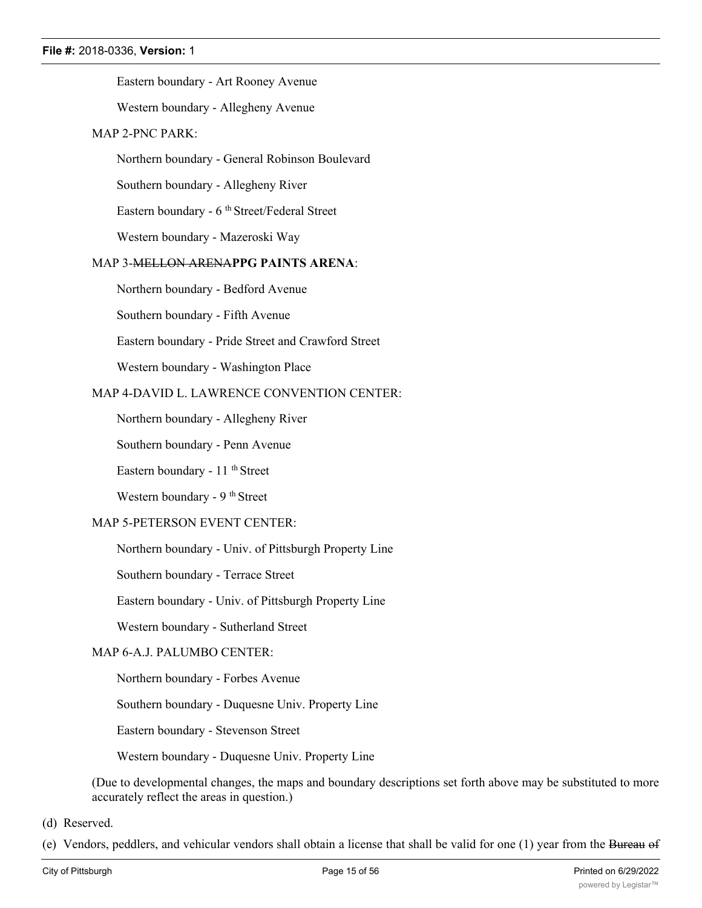Eastern boundary - Art Rooney Avenue

Western boundary - Allegheny Avenue

MAP 2-PNC PARK:

Northern boundary - General Robinson Boulevard

Southern boundary - Allegheny River

Eastern boundary - 6th Street/Federal Street

Western boundary - Mazeroski Way

MAP 3-~~MELLON ARENA~~**PPG PAINTS ARENA**:

Northern boundary - Bedford Avenue

Southern boundary - Fifth Avenue

Eastern boundary - Pride Street and Crawford Street

Western boundary - Washington Place

MAP 4-DAVID L. LAWRENCE CONVENTION CENTER:

Northern boundary - Allegheny River

Southern boundary - Penn Avenue

Eastern boundary - 11th Street

Western boundary - 9th Street

MAP 5-PETERSON EVENT CENTER:

Northern boundary - Univ. of Pittsburgh Property Line

Southern boundary - Terrace Street

Eastern boundary - Univ. of Pittsburgh Property Line

Western boundary - Sutherland Street

MAP 6-A.J. PALUMBO CENTER:

Northern boundary - Forbes Avenue

Southern boundary - Duquesne Univ. Property Line

Eastern boundary - Stevenson Street

Western boundary - Duquesne Univ. Property Line

(Due to developmental changes, the maps and boundary descriptions set forth above may be substituted to more accurately reflect the areas in question.)

(d) Reserved.

(e) Vendors, peddlers, and vehicular vendors shall obtain a license that shall be valid for one (1) year from the ~~Bureau of~~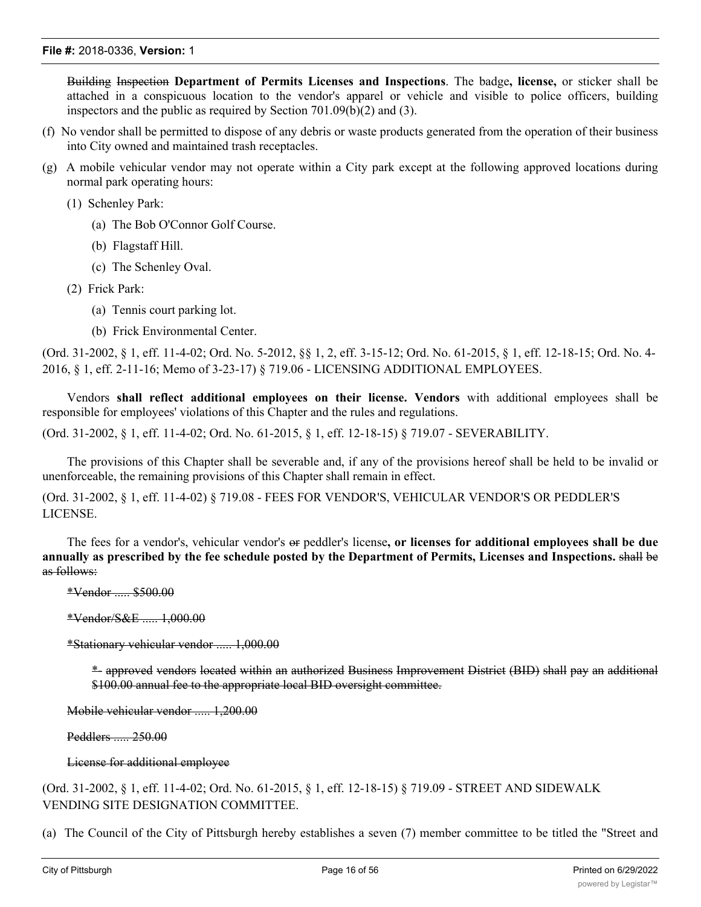Building ~~Inspection~~ **Department of Permits Licenses and Inspections**. The badge**, license,** or sticker shall be attached in a conspicuous location to the vendor's apparel or vehicle and visible to police officers, building inspectors and the public as required by Section 701.09(b)(2) and (3).

(f) No vendor shall be permitted to dispose of any debris or waste products generated from the operation of their business into City owned and maintained trash receptacles.

(g) A mobile vehicular vendor may not operate within a City park except at the following approved locations during normal park operating hours:

(1) Schenley Park:

(a) The Bob O'Connor Golf Course.

(b) Flagstaff Hill.

(c) The Schenley Oval.

(2) Frick Park:

(a) Tennis court parking lot.

(b) Frick Environmental Center.

(Ord. 31-2002, § 1, eff. 11-4-02; Ord. No. 5-2012, §§ 1, 2, eff. 3-15-12; Ord. No. 61-2015, § 1, eff. 12-18-15; Ord. No. 4-2016, § 1, eff. 2-11-16; Memo of 3-23-17) § 719.06 - LICENSING ADDITIONAL EMPLOYEES.

Vendors **shall reflect additional employees on their license. Vendors** with additional employees shall be responsible for employees' violations of this Chapter and the rules and regulations.

(Ord. 31-2002, § 1, eff. 11-4-02; Ord. No. 61-2015, § 1, eff. 12-18-15) § 719.07 - SEVERABILITY.

The provisions of this Chapter shall be severable and, if any of the provisions hereof shall be held to be invalid or unenforceable, the remaining provisions of this Chapter shall remain in effect.

(Ord. 31-2002, § 1, eff. 11-4-02) § 719.08 - FEES FOR VENDOR'S, VEHICULAR VENDOR'S OR PEDDLER'S LICENSE.

The fees for a vendor's, vehicular vendor's ~~or~~ peddler's license**, or licenses for additional employees shall be due annually as prescribed by the fee schedule posted by the Department of Permits, Licenses and Inspections.** ~~shall be as follows:~~

~~*Vendor ..... $500.00~~

~~*Vendor/S&E ..... 1,000.00~~

~~*Stationary vehicular vendor ..... 1,000.00~~

~~* approved vendors located within an authorized Business Improvement District (BID) shall pay an additional $100.00 annual fee to the appropriate local BID oversight committee.~~

~~Mobile vehicular vendor ..... 1,200.00~~

~~Peddlers ..... 250.00~~

~~License for additional employee~~

(Ord. 31-2002, § 1, eff. 11-4-02; Ord. No. 61-2015, § 1, eff. 12-18-15) § 719.09 - STREET AND SIDEWALK VENDING SITE DESIGNATION COMMITTEE.

(a) The Council of the City of Pittsburgh hereby establishes a seven (7) member committee to be titled the "Street and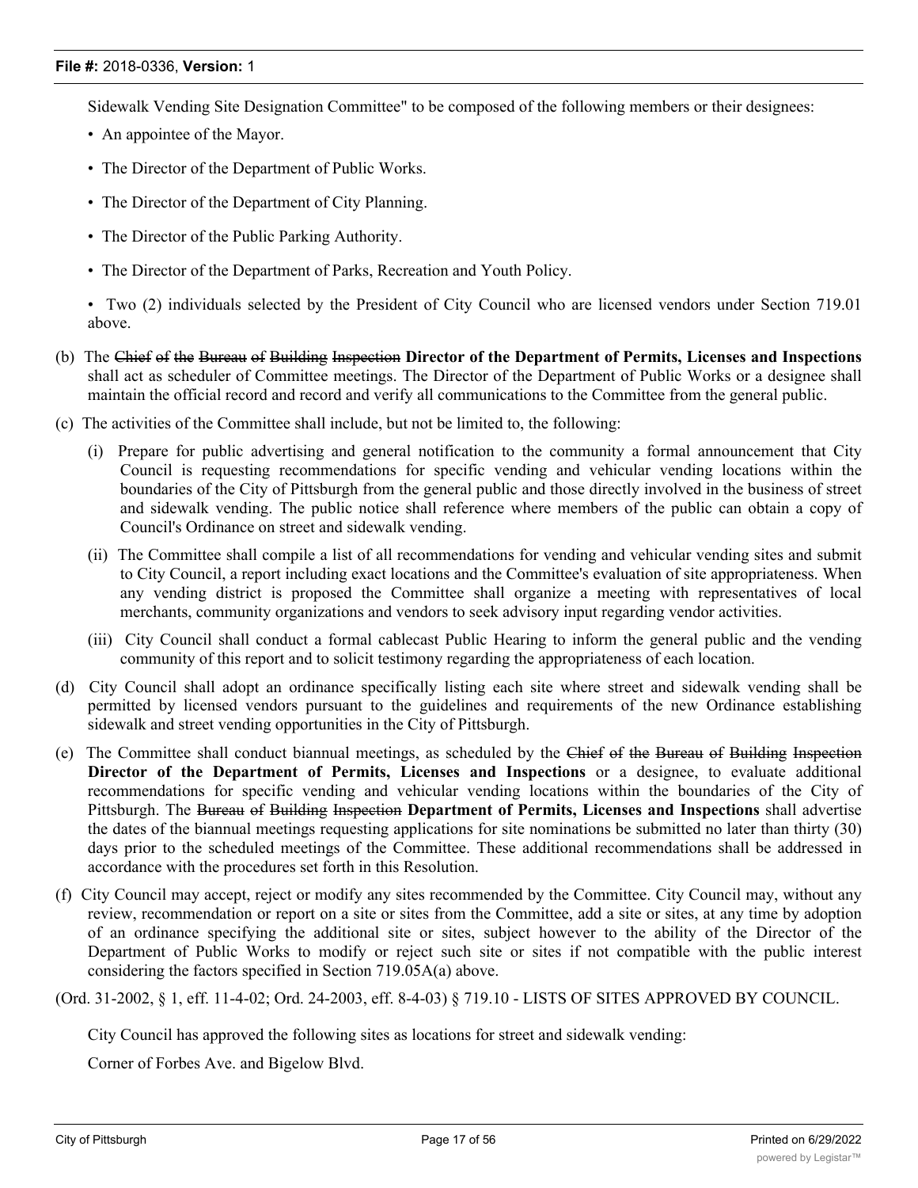Sidewalk Vending Site Designation Committee" to be composed of the following members or their designees:

- An appointee of the Mayor.
- The Director of the Department of Public Works.
- The Director of the Department of City Planning.
- The Director of the Public Parking Authority.
- The Director of the Department of Parks, Recreation and Youth Policy.
- Two (2) individuals selected by the President of City Council who are licensed vendors under Section 719.01 above.

(b) The ~~Chief of the Bureau of Building Inspection~~ **Director of the Department of Permits, Licenses and Inspections** shall act as scheduler of Committee meetings. The Director of the Department of Public Works or a designee shall maintain the official record and record and verify all communications to the Committee from the general public.

(c) The activities of the Committee shall include, but not be limited to, the following:

(i) Prepare for public advertising and general notification to the community a formal announcement that City Council is requesting recommendations for specific vending and vehicular vending locations within the boundaries of the City of Pittsburgh from the general public and those directly involved in the business of street and sidewalk vending. The public notice shall reference where members of the public can obtain a copy of Council's Ordinance on street and sidewalk vending.

(ii) The Committee shall compile a list of all recommendations for vending and vehicular vending sites and submit to City Council, a report including exact locations and the Committee's evaluation of site appropriateness. When any vending district is proposed the Committee shall organize a meeting with representatives of local merchants, community organizations and vendors to seek advisory input regarding vendor activities.

(iii) City Council shall conduct a formal cablecast Public Hearing to inform the general public and the vending community of this report and to solicit testimony regarding the appropriateness of each location.

(d) City Council shall adopt an ordinance specifically listing each site where street and sidewalk vending shall be permitted by licensed vendors pursuant to the guidelines and requirements of the new Ordinance establishing sidewalk and street vending opportunities in the City of Pittsburgh.

(e) The Committee shall conduct biannual meetings, as scheduled by the ~~Chief of the Bureau of Building Inspection~~ **Director of the Department of Permits, Licenses and Inspections** or a designee, to evaluate additional recommendations for specific vending and vehicular vending locations within the boundaries of the City of Pittsburgh. The ~~Bureau of Building Inspection~~ **Department of Permits, Licenses and Inspections** shall advertise the dates of the biannual meetings requesting applications for site nominations be submitted no later than thirty (30) days prior to the scheduled meetings of the Committee. These additional recommendations shall be addressed in accordance with the procedures set forth in this Resolution.

(f) City Council may accept, reject or modify any sites recommended by the Committee. City Council may, without any review, recommendation or report on a site or sites from the Committee, add a site or sites, at any time by adoption of an ordinance specifying the additional site or sites, subject however to the ability of the Director of the Department of Public Works to modify or reject such site or sites if not compatible with the public interest considering the factors specified in Section 719.05A(a) above.

(Ord. 31-2002, § 1, eff. 11-4-02; Ord. 24-2003, eff. 8-4-03) § 719.10 - LISTS OF SITES APPROVED BY COUNCIL.

City Council has approved the following sites as locations for street and sidewalk vending:

Corner of Forbes Ave. and Bigelow Blvd.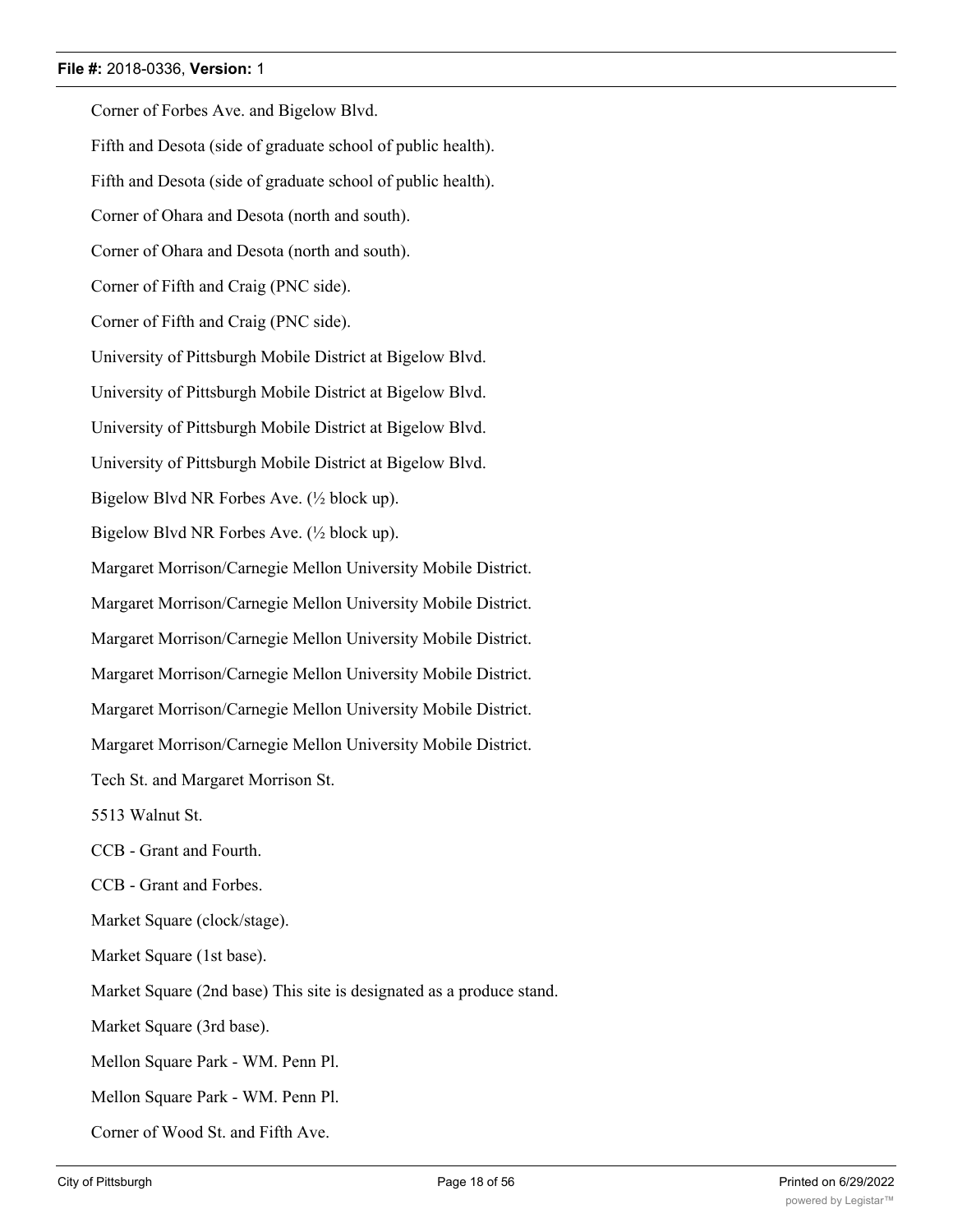Corner of Forbes Ave. and Bigelow Blvd.

Fifth and Desota (side of graduate school of public health).

Fifth and Desota (side of graduate school of public health).

Corner of Ohara and Desota (north and south).

Corner of Ohara and Desota (north and south).

Corner of Fifth and Craig (PNC side).

Corner of Fifth and Craig (PNC side).

University of Pittsburgh Mobile District at Bigelow Blvd.

University of Pittsburgh Mobile District at Bigelow Blvd.

University of Pittsburgh Mobile District at Bigelow Blvd.

University of Pittsburgh Mobile District at Bigelow Blvd.

Bigelow Blvd NR Forbes Ave. (½ block up).

Bigelow Blvd NR Forbes Ave. (½ block up).

Margaret Morrison/Carnegie Mellon University Mobile District.

Margaret Morrison/Carnegie Mellon University Mobile District.

Margaret Morrison/Carnegie Mellon University Mobile District.

Margaret Morrison/Carnegie Mellon University Mobile District.

Margaret Morrison/Carnegie Mellon University Mobile District.

Margaret Morrison/Carnegie Mellon University Mobile District.

Tech St. and Margaret Morrison St.

5513 Walnut St.

CCB - Grant and Fourth.

CCB - Grant and Forbes.

Market Square (clock/stage).

Market Square (1st base).

Market Square (2nd base) This site is designated as a produce stand.

Market Square (3rd base).

Mellon Square Park - WM. Penn Pl.

Mellon Square Park - WM. Penn Pl.

Corner of Wood St. and Fifth Ave.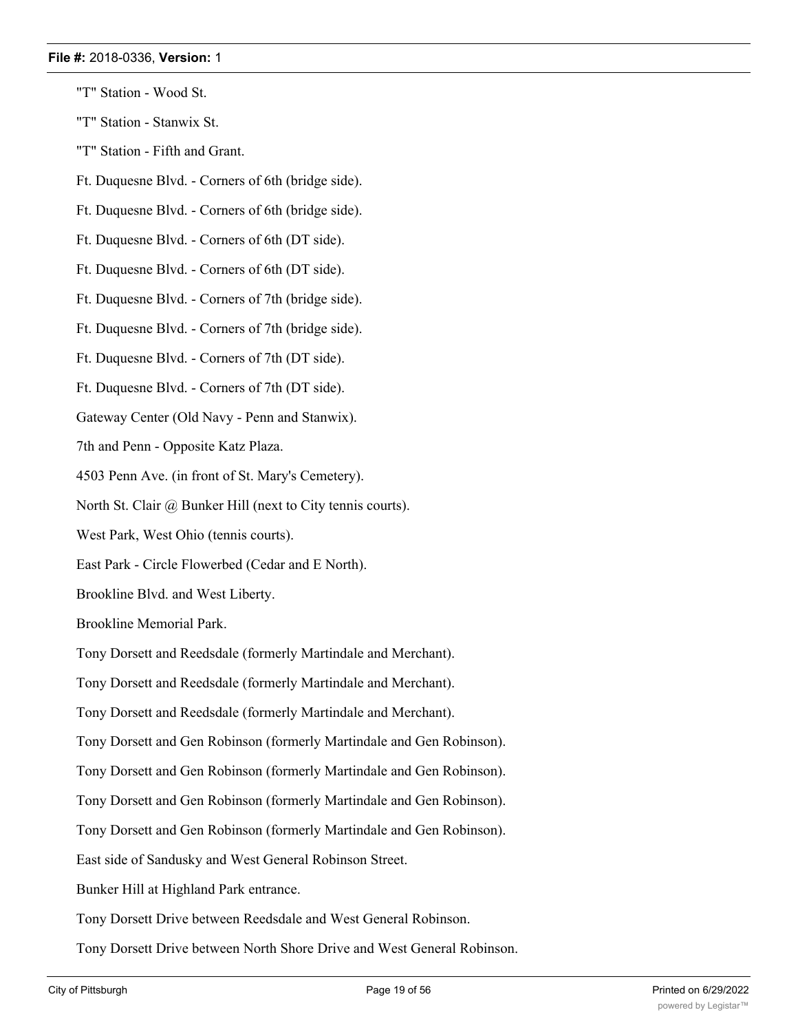"T" Station - Wood St.

"T" Station - Stanwix St.

"T" Station - Fifth and Grant.

Ft. Duquesne Blvd. - Corners of 6th (bridge side).

Ft. Duquesne Blvd. - Corners of 6th (bridge side).

Ft. Duquesne Blvd. - Corners of 6th (DT side).

Ft. Duquesne Blvd. - Corners of 6th (DT side).

Ft. Duquesne Blvd. - Corners of 7th (bridge side).

Ft. Duquesne Blvd. - Corners of 7th (bridge side).

Ft. Duquesne Blvd. - Corners of 7th (DT side).

Ft. Duquesne Blvd. - Corners of 7th (DT side).

Gateway Center (Old Navy - Penn and Stanwix).

7th and Penn - Opposite Katz Plaza.

4503 Penn Ave. (in front of St. Mary's Cemetery).

North St. Clair @ Bunker Hill (next to City tennis courts).

West Park, West Ohio (tennis courts).

East Park - Circle Flowerbed (Cedar and E North).

Brookline Blvd. and West Liberty.

Brookline Memorial Park.

Tony Dorsett and Reedsdale (formerly Martindale and Merchant).

Tony Dorsett and Reedsdale (formerly Martindale and Merchant).

Tony Dorsett and Reedsdale (formerly Martindale and Merchant).

Tony Dorsett and Gen Robinson (formerly Martindale and Gen Robinson).

Tony Dorsett and Gen Robinson (formerly Martindale and Gen Robinson).

Tony Dorsett and Gen Robinson (formerly Martindale and Gen Robinson).

Tony Dorsett and Gen Robinson (formerly Martindale and Gen Robinson).

East side of Sandusky and West General Robinson Street.

Bunker Hill at Highland Park entrance.

Tony Dorsett Drive between Reedsdale and West General Robinson.

Tony Dorsett Drive between North Shore Drive and West General Robinson.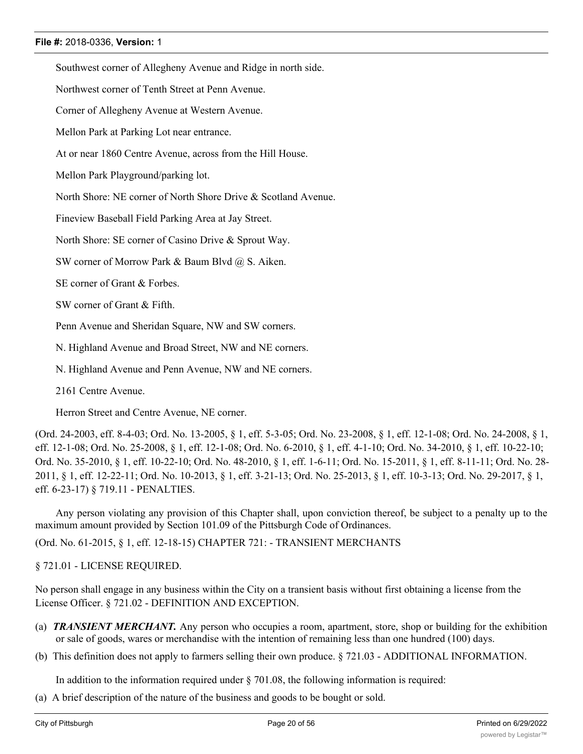Southwest corner of Allegheny Avenue and Ridge in north side.

Northwest corner of Tenth Street at Penn Avenue.

Corner of Allegheny Avenue at Western Avenue.

Mellon Park at Parking Lot near entrance.

At or near 1860 Centre Avenue, across from the Hill House.

Mellon Park Playground/parking lot.

North Shore: NE corner of North Shore Drive & Scotland Avenue.

Fineview Baseball Field Parking Area at Jay Street.

North Shore: SE corner of Casino Drive & Sprout Way.

SW corner of Morrow Park & Baum Blvd @ S. Aiken.

SE corner of Grant & Forbes.

SW corner of Grant & Fifth.

Penn Avenue and Sheridan Square, NW and SW corners.

N. Highland Avenue and Broad Street, NW and NE corners.

N. Highland Avenue and Penn Avenue, NW and NE corners.

2161 Centre Avenue.

Herron Street and Centre Avenue, NE corner.

(Ord. 24-2003, eff. 8-4-03; Ord. No. 13-2005, § 1, eff. 5-3-05; Ord. No. 23-2008, § 1, eff. 12-1-08; Ord. No. 24-2008, § 1, eff. 12-1-08; Ord. No. 25-2008, § 1, eff. 12-1-08; Ord. No. 6-2010, § 1, eff. 4-1-10; Ord. No. 34-2010, § 1, eff. 10-22-10; Ord. No. 35-2010, § 1, eff. 10-22-10; Ord. No. 48-2010, § 1, eff. 1-6-11; Ord. No. 15-2011, § 1, eff. 8-11-11; Ord. No. 28-2011, § 1, eff. 12-22-11; Ord. No. 10-2013, § 1, eff. 3-21-13; Ord. No. 25-2013, § 1, eff. 10-3-13; Ord. No. 29-2017, § 1, eff. 6-23-17) § 719.11 - PENALTIES.

Any person violating any provision of this Chapter shall, upon conviction thereof, be subject to a penalty up to the maximum amount provided by Section 101.09 of the Pittsburgh Code of Ordinances.

(Ord. No. 61-2015, § 1, eff. 12-18-15) CHAPTER 721: - TRANSIENT MERCHANTS

§ 721.01 - LICENSE REQUIRED.

No person shall engage in any business within the City on a transient basis without first obtaining a license from the License Officer. § 721.02 - DEFINITION AND EXCEPTION.

(a) ***TRANSIENT MERCHANT.*** Any person who occupies a room, apartment, store, shop or building for the exhibition or sale of goods, wares or merchandise with the intention of remaining less than one hundred (100) days.

(b) This definition does not apply to farmers selling their own produce. § 721.03 - ADDITIONAL INFORMATION.

In addition to the information required under § 701.08, the following information is required:

(a) A brief description of the nature of the business and goods to be bought or sold.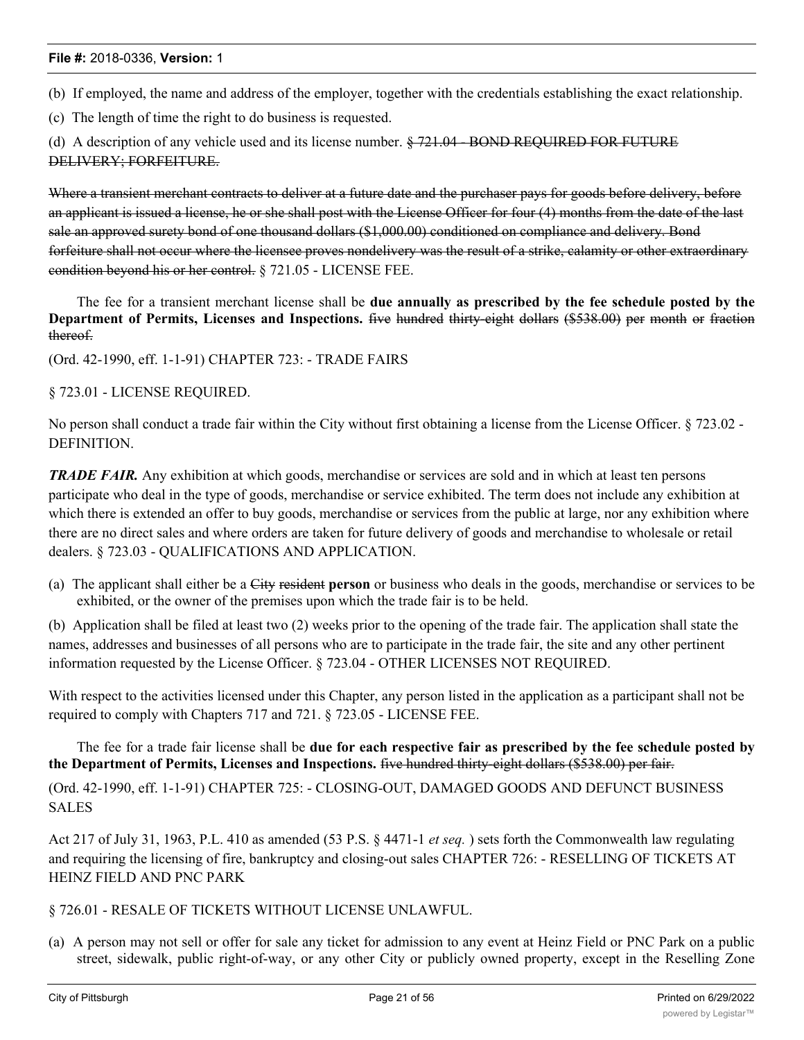(b) If employed, the name and address of the employer, together with the credentials establishing the exact relationship.

(c) The length of time the right to do business is requested.

(d) A description of any vehicle used and its license number. ~~§ 721.04 - BOND REQUIRED FOR FUTURE DELIVERY; FORFEITURE.~~

~~Where a transient merchant contracts to deliver at a future date and the purchaser pays for goods before delivery, before an applicant is issued a license, he or she shall post with the License Officer for four (4) months from the date of the last sale an approved surety bond of one thousand dollars ($1,000.00) conditioned on compliance and delivery. Bond forfeiture shall not occur where the licensee proves nondelivery was the result of a strike, calamity or other extraordinary condition beyond his or her control.~~ § 721.05 - LICENSE FEE.

The fee for a transient merchant license shall be **due annually as prescribed by the fee schedule posted by the Department of Permits, Licenses and Inspections.** ~~five hundred thirty-eight dollars ($538.00) per month or fraction thereof.~~

(Ord. 42-1990, eff. 1-1-91) CHAPTER 723: - TRADE FAIRS

§ 723.01 - LICENSE REQUIRED.

No person shall conduct a trade fair within the City without first obtaining a license from the License Officer. § 723.02 - DEFINITION.

***TRADE FAIR.*** Any exhibition at which goods, merchandise or services are sold and in which at least ten persons participate who deal in the type of goods, merchandise or service exhibited. The term does not include any exhibition at which there is extended an offer to buy goods, merchandise or services from the public at large, nor any exhibition where there are no direct sales and where orders are taken for future delivery of goods and merchandise to wholesale or retail dealers. § 723.03 - QUALIFICATIONS AND APPLICATION.

(a) The applicant shall either be a ~~City resident~~ **person** or business who deals in the goods, merchandise or services to be exhibited, or the owner of the premises upon which the trade fair is to be held.

(b) Application shall be filed at least two (2) weeks prior to the opening of the trade fair. The application shall state the names, addresses and businesses of all persons who are to participate in the trade fair, the site and any other pertinent information requested by the License Officer. § 723.04 - OTHER LICENSES NOT REQUIRED.

With respect to the activities licensed under this Chapter, any person listed in the application as a participant shall not be required to comply with Chapters 717 and 721. § 723.05 - LICENSE FEE.

The fee for a trade fair license shall be **due for each respective fair as prescribed by the fee schedule posted by the Department of Permits, Licenses and Inspections.** ~~five hundred thirty-eight dollars ($538.00) per fair.~~

(Ord. 42-1990, eff. 1-1-91) CHAPTER 725: - CLOSING-OUT, DAMAGED GOODS AND DEFUNCT BUSINESS SALES

Act 217 of July 31, 1963, P.L. 410 as amended (53 P.S. § 4471-1 *et seq.* ) sets forth the Commonwealth law regulating and requiring the licensing of fire, bankruptcy and closing-out sales CHAPTER 726: - RESELLING OF TICKETS AT HEINZ FIELD AND PNC PARK

§ 726.01 - RESALE OF TICKETS WITHOUT LICENSE UNLAWFUL.

(a) A person may not sell or offer for sale any ticket for admission to any event at Heinz Field or PNC Park on a public street, sidewalk, public right-of-way, or any other City or publicly owned property, except in the Reselling Zone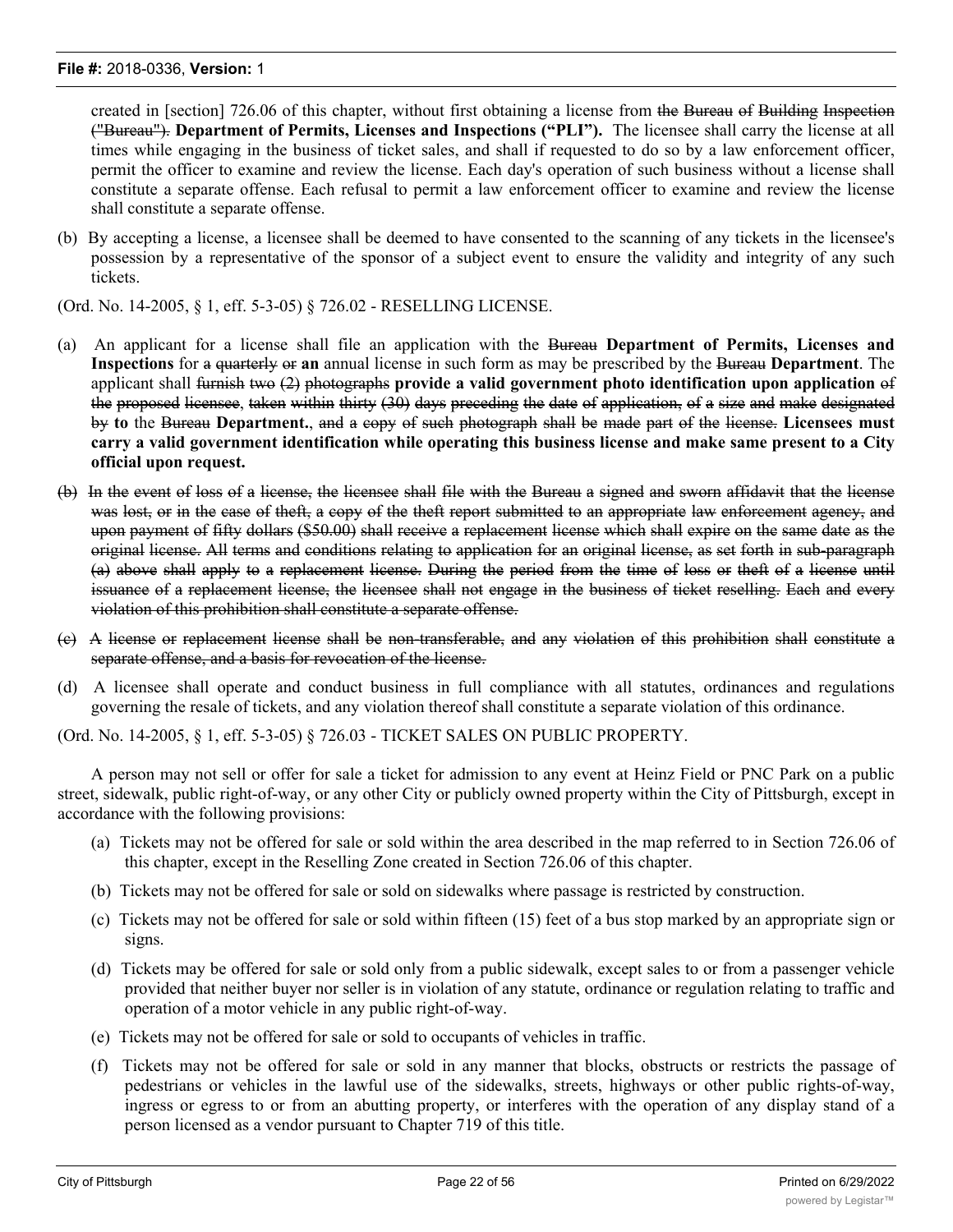created in [section] 726.06 of this chapter, without first obtaining a license from ~~the Bureau of Building Inspection ("Bureau").~~ **Department of Permits, Licenses and Inspections ("PLI").** The licensee shall carry the license at all times while engaging in the business of ticket sales, and shall if requested to do so by a law enforcement officer, permit the officer to examine and review the license. Each day's operation of such business without a license shall constitute a separate offense. Each refusal to permit a law enforcement officer to examine and review the license shall constitute a separate offense.

(b) By accepting a license, a licensee shall be deemed to have consented to the scanning of any tickets in the licensee's possession by a representative of the sponsor of a subject event to ensure the validity and integrity of any such tickets.

(Ord. No. 14-2005, § 1, eff. 5-3-05) § 726.02 - RESELLING LICENSE.

(a) An applicant for a license shall file an application with the ~~Bureau~~ **Department of Permits, Licenses and Inspections** for ~~a quarterly or~~ **an** annual license in such form as may be prescribed by the ~~Bureau~~ **Department**. The applicant shall ~~furnish two (2) photographs~~ **provide a valid government photo identification upon application** ~~of the proposed licensee, taken within thirty (30) days preceding the date of application, of a size and make designated by~~ **to** the ~~Bureau~~ **Department.**, ~~and a copy of such photograph shall be made part of the license.~~ **Licensees must carry a valid government identification while operating this business license and make same present to a City official upon request.**

~~(b) In the event of loss of a license, the licensee shall file with the Bureau a signed and sworn affidavit that the license was lost, or in the case of theft, a copy of the theft report submitted to an appropriate law enforcement agency, and upon payment of fifty dollars ($50.00) shall receive a replacement license which shall expire on the same date as the original license. All terms and conditions relating to application for an original license, as set forth in sub-paragraph (a) above shall apply to a replacement license. During the period from the time of loss or theft of a license until issuance of a replacement license, the licensee shall not engage in the business of ticket reselling. Each and every violation of this prohibition shall constitute a separate offense.~~

~~(c) A license or replacement license shall be non-transferable, and any violation of this prohibition shall constitute a separate offense, and a basis for revocation of the license.~~

(d) A licensee shall operate and conduct business in full compliance with all statutes, ordinances and regulations governing the resale of tickets, and any violation thereof shall constitute a separate violation of this ordinance.

(Ord. No. 14-2005, § 1, eff. 5-3-05) § 726.03 - TICKET SALES ON PUBLIC PROPERTY.

A person may not sell or offer for sale a ticket for admission to any event at Heinz Field or PNC Park on a public street, sidewalk, public right-of-way, or any other City or publicly owned property within the City of Pittsburgh, except in accordance with the following provisions:

(a) Tickets may not be offered for sale or sold within the area described in the map referred to in Section 726.06 of this chapter, except in the Reselling Zone created in Section 726.06 of this chapter.

(b) Tickets may not be offered for sale or sold on sidewalks where passage is restricted by construction.

(c) Tickets may not be offered for sale or sold within fifteen (15) feet of a bus stop marked by an appropriate sign or signs.

(d) Tickets may be offered for sale or sold only from a public sidewalk, except sales to or from a passenger vehicle provided that neither buyer nor seller is in violation of any statute, ordinance or regulation relating to traffic and operation of a motor vehicle in any public right-of-way.

(e) Tickets may not be offered for sale or sold to occupants of vehicles in traffic.

(f) Tickets may not be offered for sale or sold in any manner that blocks, obstructs or restricts the passage of pedestrians or vehicles in the lawful use of the sidewalks, streets, highways or other public rights-of-way, ingress or egress to or from an abutting property, or interferes with the operation of any display stand of a person licensed as a vendor pursuant to Chapter 719 of this title.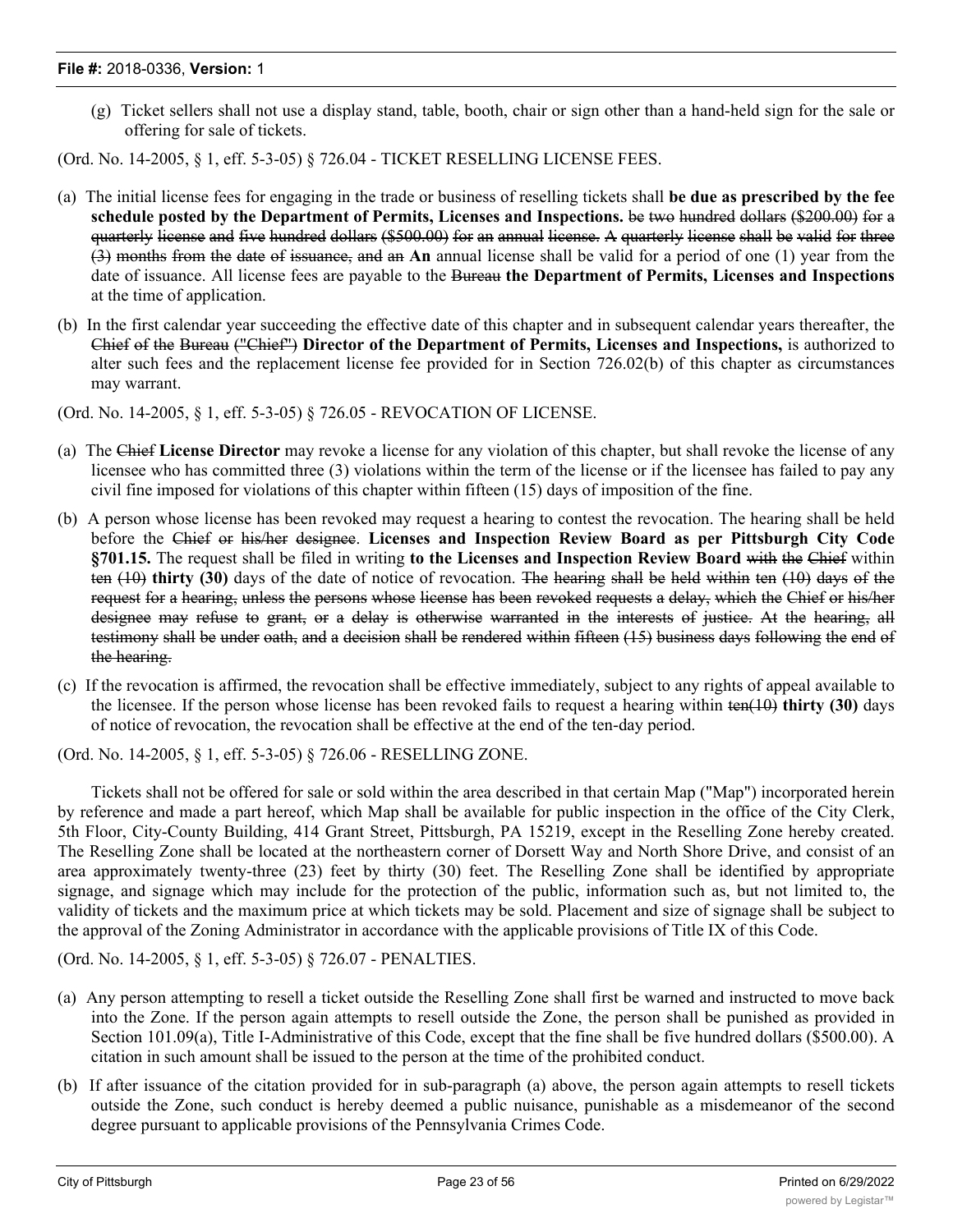(g) Ticket sellers shall not use a display stand, table, booth, chair or sign other than a hand-held sign for the sale or offering for sale of tickets.

(Ord. No. 14-2005, § 1, eff. 5-3-05) § 726.04 - TICKET RESELLING LICENSE FEES.

(a) The initial license fees for engaging in the trade or business of reselling tickets shall **be due as prescribed by the fee schedule posted by the Department of Permits, Licenses and Inspections.** ~~be two hundred dollars ($200.00) for a quarterly license and five hundred dollars ($500.00) for an annual license. A quarterly license shall be valid for three (3) months from the date of issuance, and an~~ **An** annual license shall be valid for a period of one (1) year from the date of issuance. All license fees are payable to the ~~Bureau~~ **the Department of Permits, Licenses and Inspections** at the time of application.

(b) In the first calendar year succeeding the effective date of this chapter and in subsequent calendar years thereafter, the ~~Chief of the Bureau ("Chief")~~ **Director of the Department of Permits, Licenses and Inspections,** is authorized to alter such fees and the replacement license fee provided for in Section 726.02(b) of this chapter as circumstances may warrant.

(Ord. No. 14-2005, § 1, eff. 5-3-05) § 726.05 - REVOCATION OF LICENSE.

(a) The ~~Chief~~ **License Director** may revoke a license for any violation of this chapter, but shall revoke the license of any licensee who has committed three (3) violations within the term of the license or if the licensee has failed to pay any civil fine imposed for violations of this chapter within fifteen (15) days of imposition of the fine.

(b) A person whose license has been revoked may request a hearing to contest the revocation. The hearing shall be held before the ~~Chief or his/her designee~~. **Licenses and Inspection Review Board as per Pittsburgh City Code §701.15.** The request shall be filed in writing **to the Licenses and Inspection Review Board** ~~with the Chief~~ within ~~ten (10)~~ **thirty (30)** days of the date of notice of revocation. ~~The hearing shall be held within ten (10) days of the request for a hearing, unless the persons whose license has been revoked requests a delay, which the Chief or his/her designee may refuse to grant, or a delay is otherwise warranted in the interests of justice. At the hearing, all testimony shall be under oath, and a decision shall be rendered within fifteen (15) business days following the end of the hearing.~~

(c) If the revocation is affirmed, the revocation shall be effective immediately, subject to any rights of appeal available to the licensee. If the person whose license has been revoked fails to request a hearing within ~~ten(10)~~ **thirty (30)** days of notice of revocation, the revocation shall be effective at the end of the ten-day period.

(Ord. No. 14-2005, § 1, eff. 5-3-05) § 726.06 - RESELLING ZONE.

Tickets shall not be offered for sale or sold within the area described in that certain Map ("Map") incorporated herein by reference and made a part hereof, which Map shall be available for public inspection in the office of the City Clerk, 5th Floor, City-County Building, 414 Grant Street, Pittsburgh, PA 15219, except in the Reselling Zone hereby created. The Reselling Zone shall be located at the northeastern corner of Dorsett Way and North Shore Drive, and consist of an area approximately twenty-three (23) feet by thirty (30) feet. The Reselling Zone shall be identified by appropriate signage, and signage which may include for the protection of the public, information such as, but not limited to, the validity of tickets and the maximum price at which tickets may be sold. Placement and size of signage shall be subject to the approval of the Zoning Administrator in accordance with the applicable provisions of Title IX of this Code.

(Ord. No. 14-2005, § 1, eff. 5-3-05) § 726.07 - PENALTIES.

(a) Any person attempting to resell a ticket outside the Reselling Zone shall first be warned and instructed to move back into the Zone. If the person again attempts to resell outside the Zone, the person shall be punished as provided in Section 101.09(a), Title I-Administrative of this Code, except that the fine shall be five hundred dollars ($500.00). A citation in such amount shall be issued to the person at the time of the prohibited conduct.

(b) If after issuance of the citation provided for in sub-paragraph (a) above, the person again attempts to resell tickets outside the Zone, such conduct is hereby deemed a public nuisance, punishable as a misdemeanor of the second degree pursuant to applicable provisions of the Pennsylvania Crimes Code.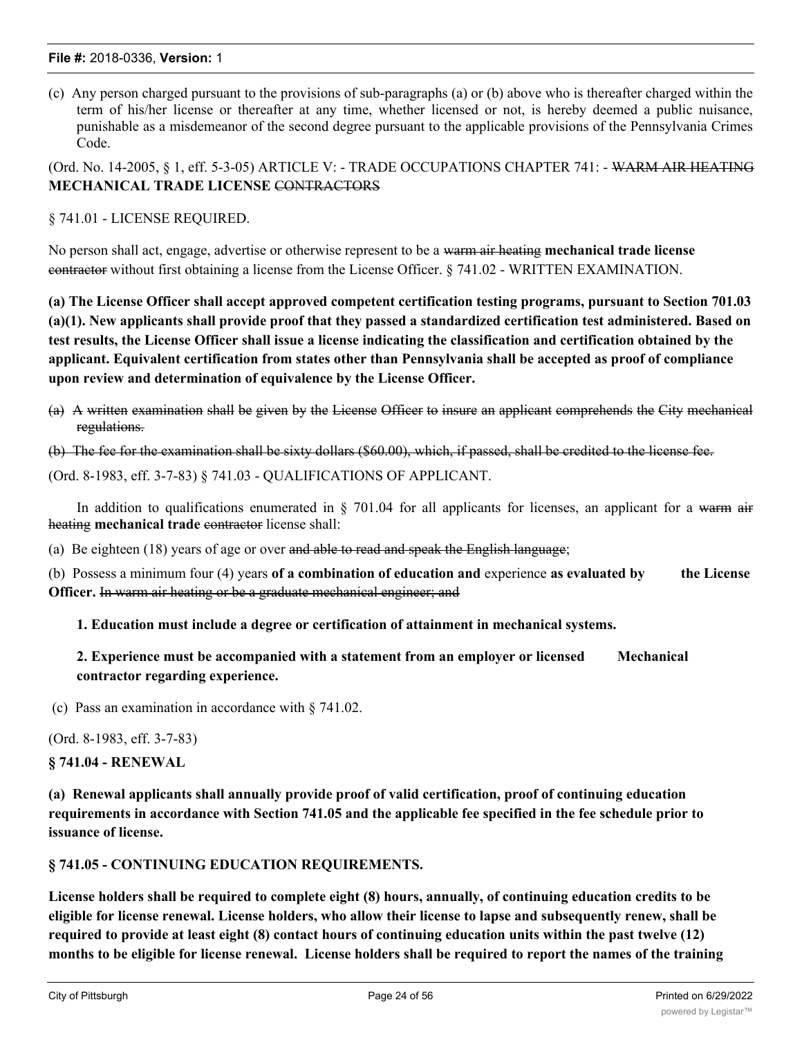(c) Any person charged pursuant to the provisions of sub-paragraphs (a) or (b) above who is thereafter charged within the term of his/her license or thereafter at any time, whether licensed or not, is hereby deemed a public nuisance, punishable as a misdemeanor of the second degree pursuant to the applicable provisions of the Pennsylvania Crimes Code.

(Ord. No. 14-2005, § 1, eff. 5-3-05) ARTICLE V: - TRADE OCCUPATIONS CHAPTER 741: - ~~WARM AIR HEATING~~ **MECHANICAL TRADE LICENSE** ~~CONTRACTORS~~

§ 741.01 - LICENSE REQUIRED.

No person shall act, engage, advertise or otherwise represent to be a ~~warm air heating~~ **mechanical trade license** ~~contractor~~ without first obtaining a license from the License Officer. § 741.02 - WRITTEN EXAMINATION.

**(a) The License Officer shall accept approved competent certification testing programs, pursuant to Section 701.03 (a)(1). New applicants shall provide proof that they passed a standardized certification test administered. Based on test results, the License Officer shall issue a license indicating the classification and certification obtained by the applicant. Equivalent certification from states other than Pennsylvania shall be accepted as proof of compliance upon review and determination of equivalence by the License Officer.**

~~(a) A written examination shall be given by the License Officer to insure an applicant comprehends the City mechanical regulations.~~

~~(b) The fee for the examination shall be sixty dollars ($60.00), which, if passed, shall be credited to the license fee.~~

(Ord. 8-1983, eff. 3-7-83) § 741.03 - QUALIFICATIONS OF APPLICANT.

In addition to qualifications enumerated in § 701.04 for all applicants for licenses, an applicant for a ~~warm air heating~~ **mechanical trade** ~~contractor~~ license shall:

(a) Be eighteen (18) years of age or over ~~and able to read and speak the English language~~;

(b) Possess a minimum four (4) years **of a combination of education and** experience **as evaluated by the License Officer.** ~~In warm air heating or be a graduate mechanical engineer; and~~

**1. Education must include a degree or certification of attainment in mechanical systems.**

**2. Experience must be accompanied with a statement from an employer or licensed Mechanical contractor regarding experience.**

(c) Pass an examination in accordance with § 741.02.

(Ord. 8-1983, eff. 3-7-83)

**§ 741.04 - RENEWAL**

**(a) Renewal applicants shall annually provide proof of valid certification, proof of continuing education requirements in accordance with Section 741.05 and the applicable fee specified in the fee schedule prior to issuance of license.**

**§ 741.05 - CONTINUING EDUCATION REQUIREMENTS.**

**License holders shall be required to complete eight (8) hours, annually, of continuing education credits to be eligible for license renewal. License holders, who allow their license to lapse and subsequently renew, shall be required to provide at least eight (8) contact hours of continuing education units within the past twelve (12) months to be eligible for license renewal. License holders shall be required to report the names of the training**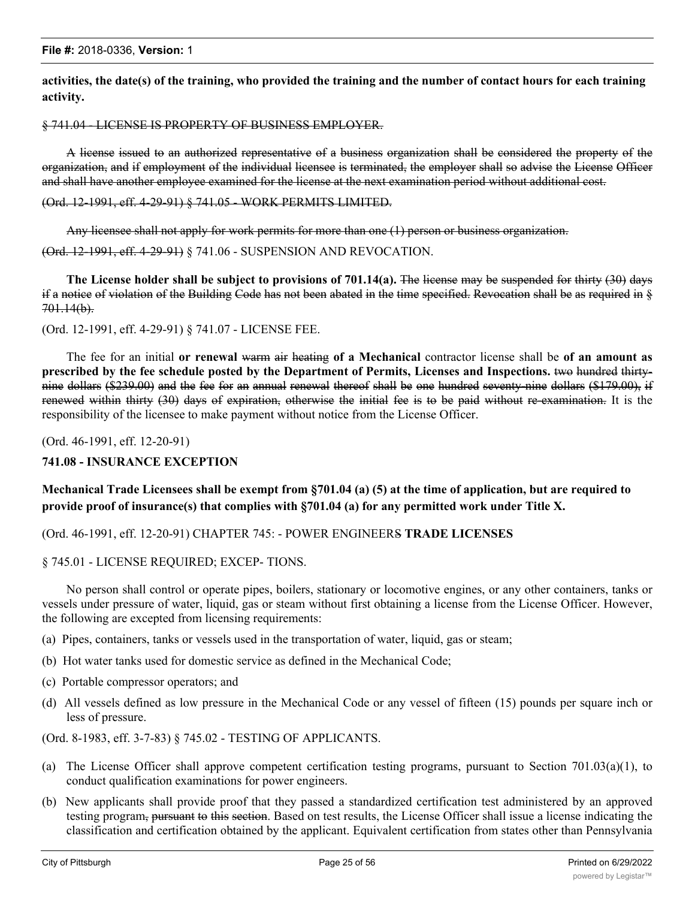**activities, the date(s) of the training, who provided the training and the number of contact hours for each training activity.**

~~§ 741.04 - LICENSE IS PROPERTY OF BUSINESS EMPLOYER.~~

~~A license issued to an authorized representative of a business organization shall be considered the property of the organization, and if employment of the individual licensee is terminated, the employer shall so advise the License Officer and shall have another employee examined for the license at the next examination period without additional cost.~~

~~(Ord. 12-1991, eff. 4-29-91) § 741.05 - WORK PERMITS LIMITED.~~

~~Any licensee shall not apply for work permits for more than one (1) person or business organization.~~

~~(Ord. 12-1991, eff. 4-29-91)~~ § 741.06 - SUSPENSION AND REVOCATION.

**The License holder shall be subject to provisions of 701.14(a).** ~~The license may be suspended for thirty (30) days if a notice of violation of the Building Code has not been abated in the time specified. Revocation shall be as required in § 701.14(b).~~

(Ord. 12-1991, eff. 4-29-91) § 741.07 - LICENSE FEE.

The fee for an initial **or renewal** ~~warm air heating~~ **of a Mechanical** contractor license shall be **of an amount as prescribed by the fee schedule posted by the Department of Permits, Licenses and Inspections.** ~~two hundred thirty-nine dollars ($239.00) and the fee for an annual renewal thereof shall be one hundred seventy-nine dollars ($179.00), if renewed within thirty (30) days of expiration, otherwise the initial fee is to be paid without re-examination.~~ It is the responsibility of the licensee to make payment without notice from the License Officer.

(Ord. 46-1991, eff. 12-20-91)

**741.08 - INSURANCE EXCEPTION**

**Mechanical Trade Licensees shall be exempt from §701.04 (a) (5) at the time of application, but are required to provide proof of insurance(s) that complies with §701.04 (a) for any permitted work under Title X.**

(Ord. 46-1991, eff. 12-20-91) CHAPTER 745: - POWER ENGINEER~~S~~ **TRADE LICENSES**

§ 745.01 - LICENSE REQUIRED; EXCEP- TIONS.

No person shall control or operate pipes, boilers, stationary or locomotive engines, or any other containers, tanks or vessels under pressure of water, liquid, gas or steam without first obtaining a license from the License Officer. However, the following are excepted from licensing requirements:

(a) Pipes, containers, tanks or vessels used in the transportation of water, liquid, gas or steam;

(b) Hot water tanks used for domestic service as defined in the Mechanical Code;

(c) Portable compressor operators; and

(d) All vessels defined as low pressure in the Mechanical Code or any vessel of fifteen (15) pounds per square inch or less of pressure.

(Ord. 8-1983, eff. 3-7-83) § 745.02 - TESTING OF APPLICANTS.

(a) The License Officer shall approve competent certification testing programs, pursuant to Section 701.03(a)(1), to conduct qualification examinations for power engineers.

(b) New applicants shall provide proof that they passed a standardized certification test administered by an approved testing program~~, pursuant to this section~~. Based on test results, the License Officer shall issue a license indicating the classification and certification obtained by the applicant. Equivalent certification from states other than Pennsylvania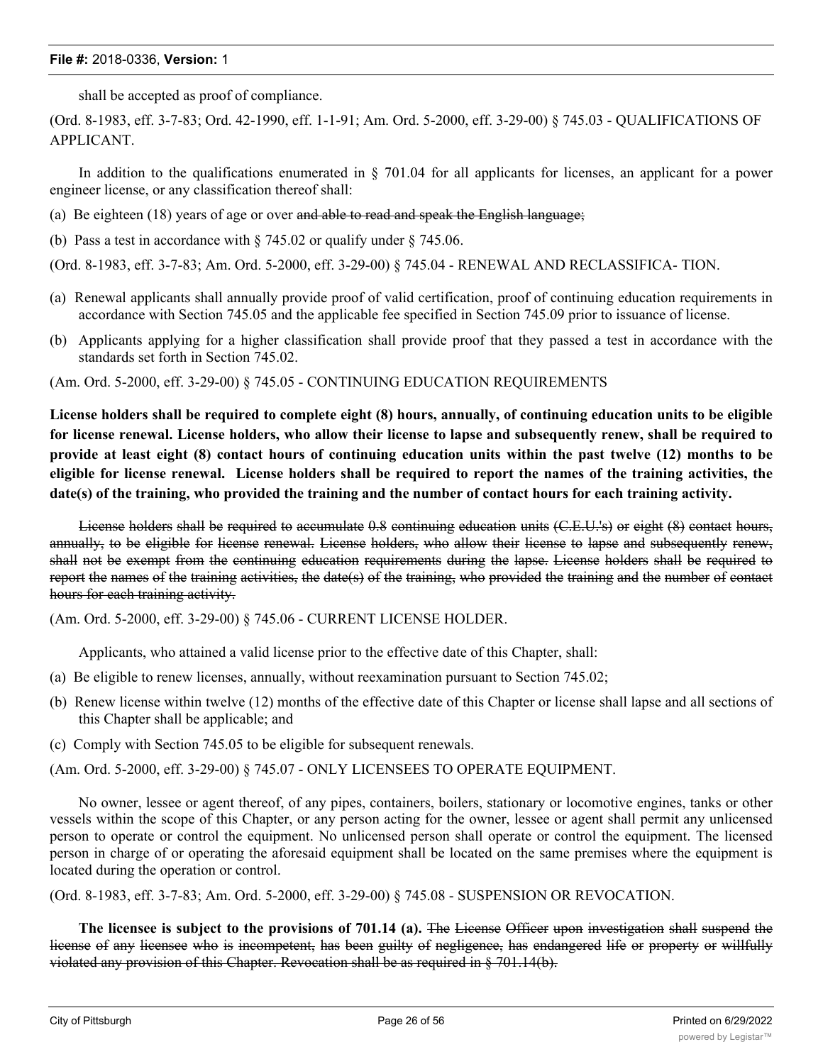shall be accepted as proof of compliance.

(Ord. 8-1983, eff. 3-7-83; Ord. 42-1990, eff. 1-1-91; Am. Ord. 5-2000, eff. 3-29-00) § 745.03 - QUALIFICATIONS OF APPLICANT.

In addition to the qualifications enumerated in § 701.04 for all applicants for licenses, an applicant for a power engineer license, or any classification thereof shall:

(a) Be eighteen (18) years of age or over ~~and able to read and speak the English language;~~

(b) Pass a test in accordance with § 745.02 or qualify under § 745.06.

(Ord. 8-1983, eff. 3-7-83; Am. Ord. 5-2000, eff. 3-29-00) § 745.04 - RENEWAL AND RECLASSIFICA- TION.

(a) Renewal applicants shall annually provide proof of valid certification, proof of continuing education requirements in accordance with Section 745.05 and the applicable fee specified in Section 745.09 prior to issuance of license.

(b) Applicants applying for a higher classification shall provide proof that they passed a test in accordance with the standards set forth in Section 745.02.

(Am. Ord. 5-2000, eff. 3-29-00) § 745.05 - CONTINUING EDUCATION REQUIREMENTS

**License holders shall be required to complete eight (8) hours, annually, of continuing education units to be eligible for license renewal. License holders, who allow their license to lapse and subsequently renew, shall be required to provide at least eight (8) contact hours of continuing education units within the past twelve (12) months to be eligible for license renewal. License holders shall be required to report the names of the training activities, the date(s) of the training, who provided the training and the number of contact hours for each training activity.**

~~License holders shall be required to accumulate 0.8 continuing education units (C.E.U.'s) or eight (8) contact hours, annually, to be eligible for license renewal. License holders, who allow their license to lapse and subsequently renew, shall not be exempt from the continuing education requirements during the lapse. License holders shall be required to report the names of the training activities, the date(s) of the training, who provided the training and the number of contact hours for each training activity.~~

(Am. Ord. 5-2000, eff. 3-29-00) § 745.06 - CURRENT LICENSE HOLDER.

Applicants, who attained a valid license prior to the effective date of this Chapter, shall:

(a) Be eligible to renew licenses, annually, without reexamination pursuant to Section 745.02;

(b) Renew license within twelve (12) months of the effective date of this Chapter or license shall lapse and all sections of this Chapter shall be applicable; and

(c) Comply with Section 745.05 to be eligible for subsequent renewals.

(Am. Ord. 5-2000, eff. 3-29-00) § 745.07 - ONLY LICENSEES TO OPERATE EQUIPMENT.

No owner, lessee or agent thereof, of any pipes, containers, boilers, stationary or locomotive engines, tanks or other vessels within the scope of this Chapter, or any person acting for the owner, lessee or agent shall permit any unlicensed person to operate or control the equipment. No unlicensed person shall operate or control the equipment. The licensed person in charge of or operating the aforesaid equipment shall be located on the same premises where the equipment is located during the operation or control.

(Ord. 8-1983, eff. 3-7-83; Am. Ord. 5-2000, eff. 3-29-00) § 745.08 - SUSPENSION OR REVOCATION.

**The licensee is subject to the provisions of 701.14 (a).** ~~The License Officer upon investigation shall suspend the license of any licensee who is incompetent, has been guilty of negligence, has endangered life or property or willfully violated any provision of this Chapter. Revocation shall be as required in § 701.14(b).~~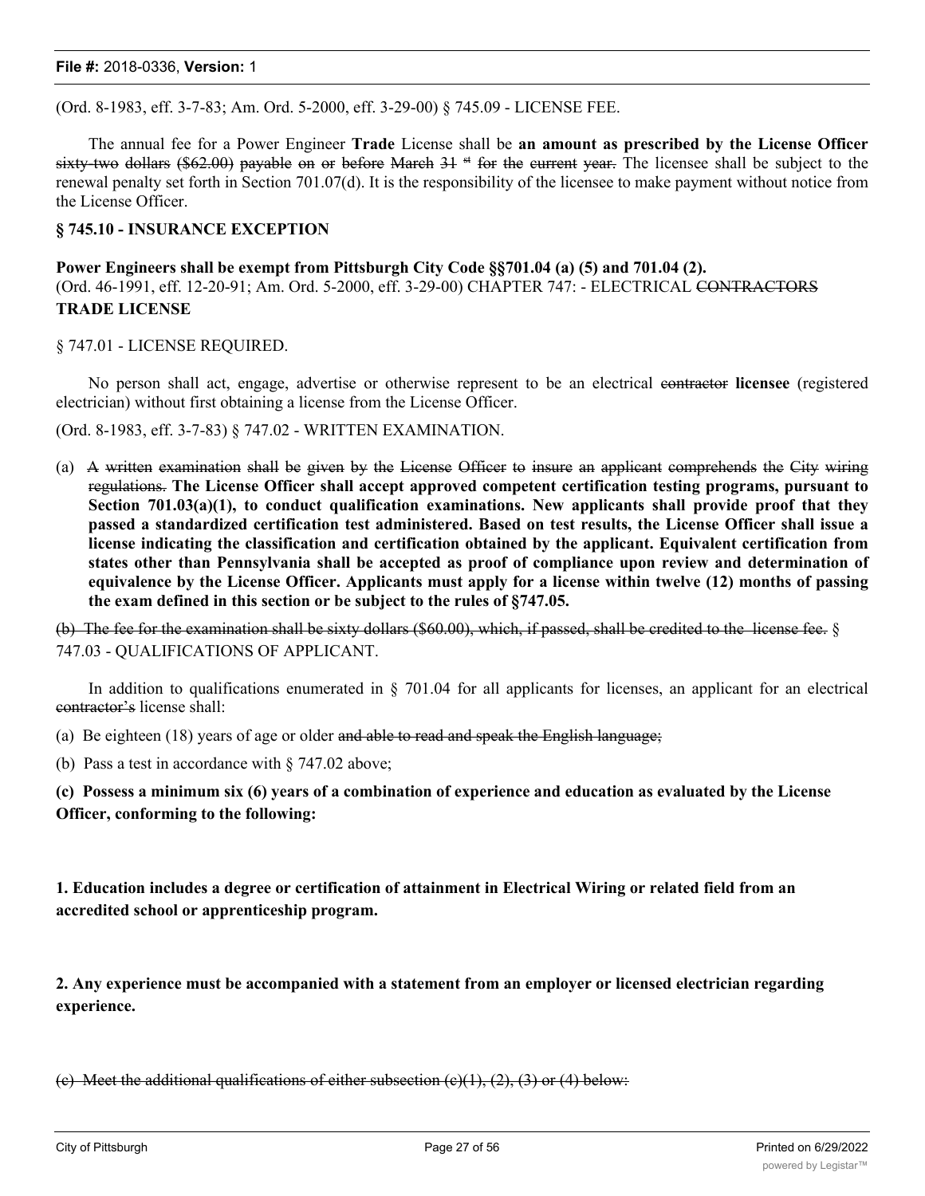(Ord. 8-1983, eff. 3-7-83; Am. Ord. 5-2000, eff. 3-29-00) § 745.09 - LICENSE FEE.

The annual fee for a Power Engineer **Trade** License shall be **an amount as prescribed by the License Officer** ~~sixty-two dollars ($62.00) payable on or before March 31 st for the current year.~~ The licensee shall be subject to the renewal penalty set forth in Section 701.07(d). It is the responsibility of the licensee to make payment without notice from the License Officer.

**§ 745.10 - INSURANCE EXCEPTION**

**Power Engineers shall be exempt from Pittsburgh City Code §§701.04 (a) (5) and 701.04 (2).**

(Ord. 46-1991, eff. 12-20-91; Am. Ord. 5-2000, eff. 3-29-00) CHAPTER 747: - ELECTRICAL ~~CONTRACTORS~~ **TRADE LICENSE**

§ 747.01 - LICENSE REQUIRED.

No person shall act, engage, advertise or otherwise represent to be an electrical ~~contractor~~ **licensee** (registered electrician) without first obtaining a license from the License Officer.

(Ord. 8-1983, eff. 3-7-83) § 747.02 - WRITTEN EXAMINATION.

(a) ~~A written examination shall be given by the License Officer to insure an applicant comprehends the City wiring regulations.~~ **The License Officer shall accept approved competent certification testing programs, pursuant to Section 701.03(a)(1), to conduct qualification examinations. New applicants shall provide proof that they passed a standardized certification test administered. Based on test results, the License Officer shall issue a license indicating the classification and certification obtained by the applicant. Equivalent certification from states other than Pennsylvania shall be accepted as proof of compliance upon review and determination of equivalence by the License Officer. Applicants must apply for a license within twelve (12) months of passing the exam defined in this section or be subject to the rules of §747.05.**

~~(b) The fee for the examination shall be sixty dollars ($60.00), which, if passed, shall be credited to the license fee.~~ § 747.03 - QUALIFICATIONS OF APPLICANT.

In addition to qualifications enumerated in § 701.04 for all applicants for licenses, an applicant for an electrical ~~contractor's~~ license shall:

(a) Be eighteen (18) years of age or older ~~and able to read and speak the English language;~~

(b) Pass a test in accordance with § 747.02 above;

**(c) Possess a minimum six (6) years of a combination of experience and education as evaluated by the License Officer, conforming to the following:**

**1. Education includes a degree or certification of attainment in Electrical Wiring or related field from an accredited school or apprenticeship program.**

**2. Any experience must be accompanied with a statement from an employer or licensed electrician regarding experience.**

~~(c) Meet the additional qualifications of either subsection (c)(1), (2), (3) or (4) below:~~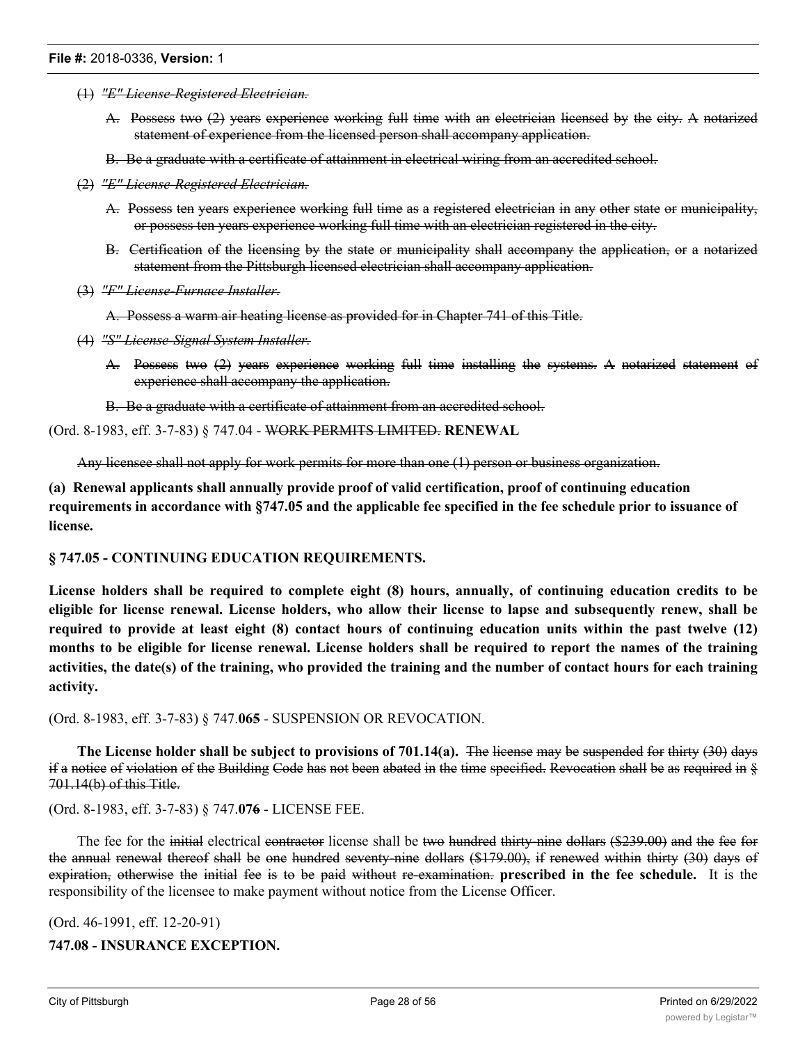(1) ~~*"E" License-Registered Electrician.*~~

~~A. Possess two (2) years experience working full time with an electrician licensed by the city. A notarized statement of experience from the licensed person shall accompany application.~~

~~B. Be a graduate with a certificate of attainment in electrical wiring from an accredited school.~~

(2) ~~*"E" License-Registered Electrician.*~~

~~A. Possess ten years experience working full time as a registered electrician in any other state or municipality, or possess ten years experience working full time with an electrician registered in the city.~~

~~B. Certification of the licensing by the state or municipality shall accompany the application, or a notarized statement from the Pittsburgh licensed electrician shall accompany application.~~

(3) ~~*"F" License-Furnace Installer.*~~

~~A. Possess a warm air heating license as provided for in Chapter 741 of this Title.~~

(4) ~~*"S" License-Signal System Installer.*~~

~~A. Possess two (2) years experience working full time installing the systems. A notarized statement of experience shall accompany the application.~~

~~B. Be a graduate with a certificate of attainment from an accredited school.~~

(Ord. 8-1983, eff. 3-7-83) § 747.04 - ~~WORK PERMITS LIMITED.~~ **RENEWAL**

~~Any licensee shall not apply for work permits for more than one (1) person or business organization.~~

**(a) Renewal applicants shall annually provide proof of valid certification, proof of continuing education requirements in accordance with §747.05 and the applicable fee specified in the fee schedule prior to issuance of license.**

**§ 747.05 - CONTINUING EDUCATION REQUIREMENTS.**

**License holders shall be required to complete eight (8) hours, annually, of continuing education credits to be eligible for license renewal. License holders, who allow their license to lapse and subsequently renew, shall be required to provide at least eight (8) contact hours of continuing education units within the past twelve (12) months to be eligible for license renewal. License holders shall be required to report the names of the training activities, the date(s) of the training, who provided the training and the number of contact hours for each training activity.**

(Ord. 8-1983, eff. 3-7-83) § 747.**06**~~5~~ - SUSPENSION OR REVOCATION.

**The License holder shall be subject to provisions of 701.14(a).** ~~The license may be suspended for thirty (30) days if a notice of violation of the Building Code has not been abated in the time specified. Revocation shall be as required in § 701.14(b) of this Title.~~

(Ord. 8-1983, eff. 3-7-83) § 747.**07**~~6~~ - LICENSE FEE.

The fee for the ~~initial~~ electrical ~~contractor~~ license shall be ~~two hundred thirty-nine dollars ($239.00) and the fee for the annual renewal thereof shall be one hundred seventy-nine dollars ($179.00), if renewed within thirty (30) days of expiration, otherwise the initial fee is to be paid without re-examination.~~ **prescribed in the fee schedule.** It is the responsibility of the licensee to make payment without notice from the License Officer.

(Ord. 46-1991, eff. 12-20-91)

**747.08 - INSURANCE EXCEPTION.**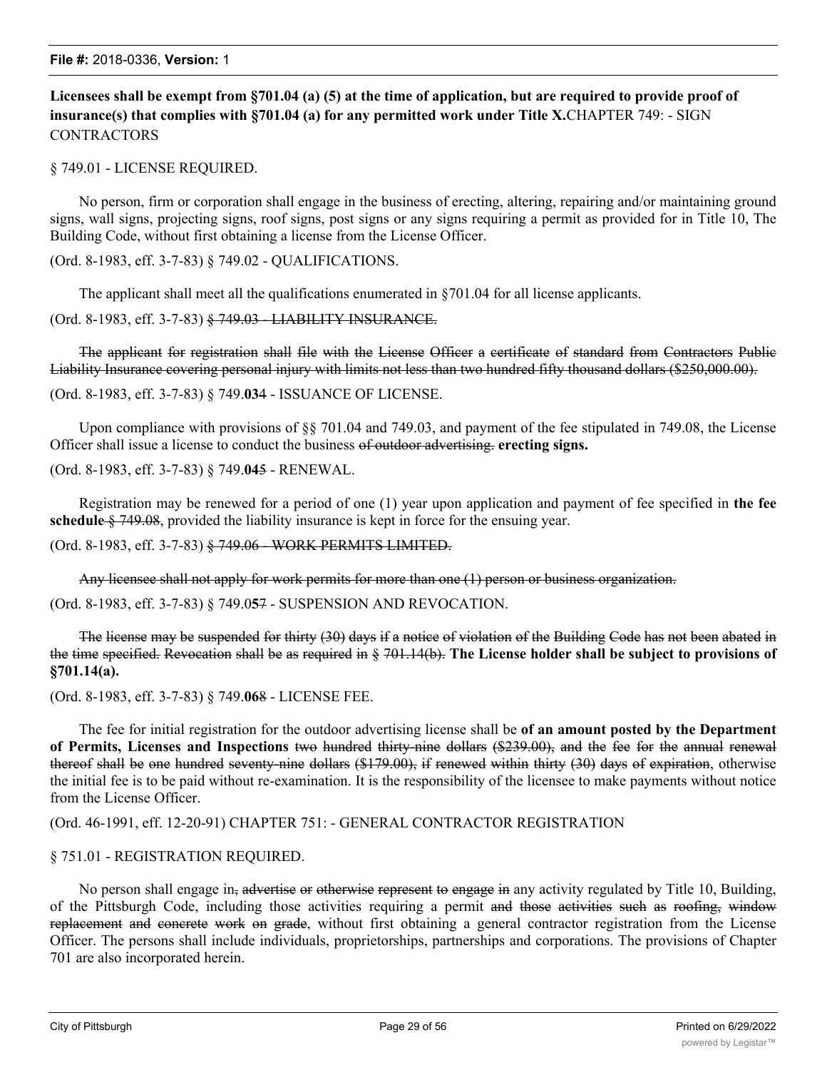**Licensees shall be exempt from §701.04 (a) (5) at the time of application, but are required to provide proof of insurance(s) that complies with §701.04 (a) for any permitted work under Title X.** CHAPTER 749: - SIGN CONTRACTORS

§ 749.01 - LICENSE REQUIRED.

No person, firm or corporation shall engage in the business of erecting, altering, repairing and/or maintaining ground signs, wall signs, projecting signs, roof signs, post signs or any signs requiring a permit as provided for in Title 10, The Building Code, without first obtaining a license from the License Officer.

(Ord. 8-1983, eff. 3-7-83) § 749.02 - QUALIFICATIONS.

The applicant shall meet all the qualifications enumerated in §701.04 for all license applicants.

(Ord. 8-1983, eff. 3-7-83) ~~§ 749.03 - LIABILITY INSURANCE.~~

~~The applicant for registration shall file with the License Officer a certificate of standard from Contractors Public Liability Insurance covering personal injury with limits not less than two hundred fifty thousand dollars ($250,000.00).~~

(Ord. 8-1983, eff. 3-7-83) § 749.**03**~~4~~ - ISSUANCE OF LICENSE.

Upon compliance with provisions of §§ 701.04 and 749.03, and payment of the fee stipulated in 749.08, the License Officer shall issue a license to conduct the business ~~of outdoor advertising.~~ **erecting signs.**

(Ord. 8-1983, eff. 3-7-83) § 749.**04**~~5~~ - RENEWAL.

Registration may be renewed for a period of one (1) year upon application and payment of fee specified in **the fee schedule** ~~§ 749.08~~, provided the liability insurance is kept in force for the ensuing year.

(Ord. 8-1983, eff. 3-7-83) ~~§ 749.06 - WORK PERMITS LIMITED.~~

~~Any licensee shall not apply for work permits for more than one (1) person or business organization.~~

(Ord. 8-1983, eff. 3-7-83) § 749.0**5**~~7~~ - SUSPENSION AND REVOCATION.

~~The license may be suspended for thirty (30) days if a notice of violation of the Building Code has not been abated in the time specified. Revocation shall be as required in § 701.14(b).~~ **The License holder shall be subject to provisions of §701.14(a).**

(Ord. 8-1983, eff. 3-7-83) § 749.**06**~~8~~ - LICENSE FEE.

The fee for initial registration for the outdoor advertising license shall be **of an amount posted by the Department of Permits, Licenses and Inspections** ~~two hundred thirty-nine dollars ($239.00), and the fee for the annual renewal thereof shall be one hundred seventy-nine dollars ($179.00), if renewed within thirty (30) days of expiration~~, otherwise the initial fee is to be paid without re-examination. It is the responsibility of the licensee to make payments without notice from the License Officer.

(Ord. 46-1991, eff. 12-20-91) CHAPTER 751: - GENERAL CONTRACTOR REGISTRATION

§ 751.01 - REGISTRATION REQUIRED.

No person shall engage in~~, advertise or otherwise represent to engage in~~ any activity regulated by Title 10, Building, of the Pittsburgh Code, including those activities requiring a permit ~~and those activities such as roofing, window replacement and concrete work on grade~~, without first obtaining a general contractor registration from the License Officer. The persons shall include individuals, proprietorships, partnerships and corporations. The provisions of Chapter 701 are also incorporated herein.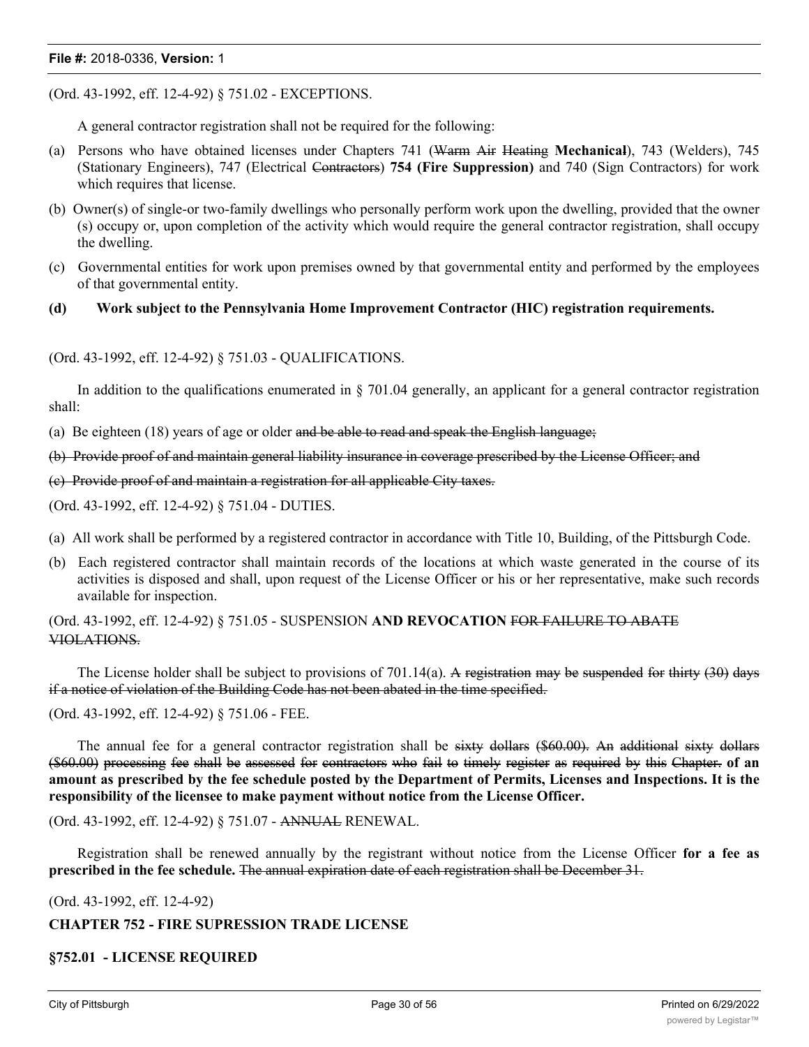(Ord. 43-1992, eff. 12-4-92) § 751.02 - EXCEPTIONS.

A general contractor registration shall not be required for the following:

(a) Persons who have obtained licenses under Chapters 741 (~~Warm Air Heating~~ **Mechanical**), 743 (Welders), 745 (Stationary Engineers), 747 (Electrical ~~Contractors~~) **754 (Fire Suppression)** and 740 (Sign Contractors) for work which requires that license.

(b) Owner(s) of single-or two-family dwellings who personally perform work upon the dwelling, provided that the owner (s) occupy or, upon completion of the activity which would require the general contractor registration, shall occupy the dwelling.

(c) Governmental entities for work upon premises owned by that governmental entity and performed by the employees of that governmental entity.

**(d) Work subject to the Pennsylvania Home Improvement Contractor (HIC) registration requirements.**

(Ord. 43-1992, eff. 12-4-92) § 751.03 - QUALIFICATIONS.

In addition to the qualifications enumerated in § 701.04 generally, an applicant for a general contractor registration shall:

(a) Be eighteen (18) years of age or older ~~and be able to read and speak the English language;~~

~~(b) Provide proof of and maintain general liability insurance in coverage prescribed by the License Officer; and~~

~~(c) Provide proof of and maintain a registration for all applicable City taxes.~~

(Ord. 43-1992, eff. 12-4-92) § 751.04 - DUTIES.

(a) All work shall be performed by a registered contractor in accordance with Title 10, Building, of the Pittsburgh Code.

(b) Each registered contractor shall maintain records of the locations at which waste generated in the course of its activities is disposed and shall, upon request of the License Officer or his or her representative, make such records available for inspection.

(Ord. 43-1992, eff. 12-4-92) § 751.05 - SUSPENSION **AND REVOCATION** ~~FOR FAILURE TO ABATE VIOLATIONS.~~

The License holder shall be subject to provisions of 701.14(a). ~~A registration may be suspended for thirty (30) days if a notice of violation of the Building Code has not been abated in the time specified.~~

(Ord. 43-1992, eff. 12-4-92) § 751.06 - FEE.

The annual fee for a general contractor registration shall be ~~sixty dollars ($60.00). An additional sixty dollars ($60.00) processing fee shall be assessed for contractors who fail to timely register as required by this Chapter.~~ **of an amount as prescribed by the fee schedule posted by the Department of Permits, Licenses and Inspections. It is the responsibility of the licensee to make payment without notice from the License Officer.**

(Ord. 43-1992, eff. 12-4-92) § 751.07 - ~~ANNUAL~~ RENEWAL.

Registration shall be renewed annually by the registrant without notice from the License Officer **for a fee as prescribed in the fee schedule.** ~~The annual expiration date of each registration shall be December 31.~~

(Ord. 43-1992, eff. 12-4-92)

**CHAPTER 752 - FIRE SUPRESSION TRADE LICENSE**

**§752.01 - LICENSE REQUIRED**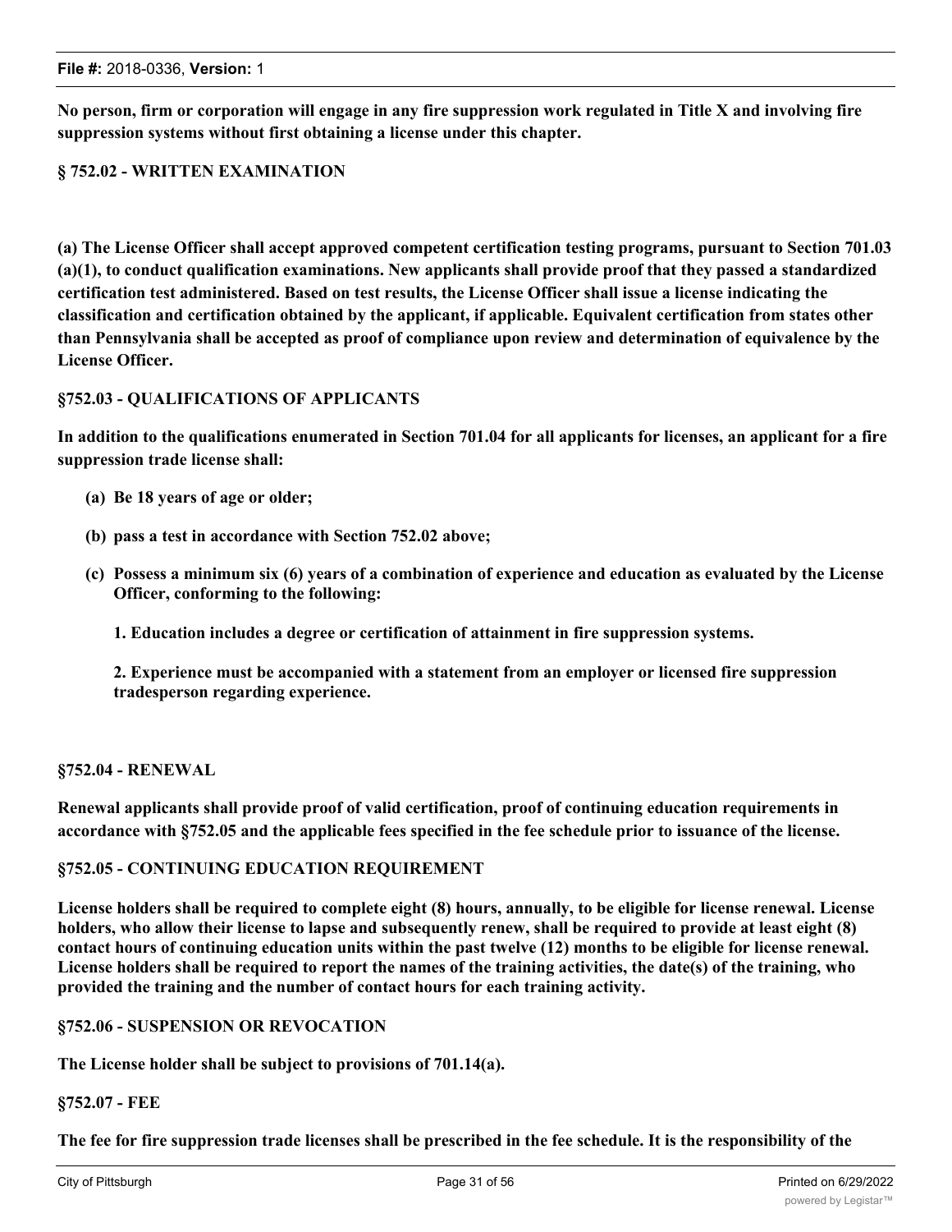**No person, firm or corporation will engage in any fire suppression work regulated in Title X and involving fire suppression systems without first obtaining a license under this chapter.**

### § 752.02 - WRITTEN EXAMINATION

**(a) The License Officer shall accept approved competent certification testing programs, pursuant to Section 701.03 (a)(1), to conduct qualification examinations. New applicants shall provide proof that they passed a standardized certification test administered. Based on test results, the License Officer shall issue a license indicating the classification and certification obtained by the applicant, if applicable. Equivalent certification from states other than Pennsylvania shall be accepted as proof of compliance upon review and determination of equivalence by the License Officer.**

### §752.03 - QUALIFICATIONS OF APPLICANTS

**In addition to the qualifications enumerated in Section 701.04 for all applicants for licenses, an applicant for a fire suppression trade license shall:**

- **(a) Be 18 years of age or older;**
- **(b) pass a test in accordance with Section 752.02 above;**
- **(c) Possess a minimum six (6) years of a combination of experience and education as evaluated by the License Officer, conforming to the following:**

  **1. Education includes a degree or certification of attainment in fire suppression systems.**

  **2. Experience must be accompanied with a statement from an employer or licensed fire suppression tradesperson regarding experience.**

### §752.04 - RENEWAL

**Renewal applicants shall provide proof of valid certification, proof of continuing education requirements in accordance with §752.05 and the applicable fees specified in the fee schedule prior to issuance of the license.**

### §752.05 - CONTINUING EDUCATION REQUIREMENT

**License holders shall be required to complete eight (8) hours, annually, to be eligible for license renewal. License holders, who allow their license to lapse and subsequently renew, shall be required to provide at least eight (8) contact hours of continuing education units within the past twelve (12) months to be eligible for license renewal. License holders shall be required to report the names of the training activities, the date(s) of the training, who provided the training and the number of contact hours for each training activity.**

### §752.06 - SUSPENSION OR REVOCATION

**The License holder shall be subject to provisions of 701.14(a).**

### §752.07 - FEE

**The fee for fire suppression trade licenses shall be prescribed in the fee schedule. It is the responsibility of the**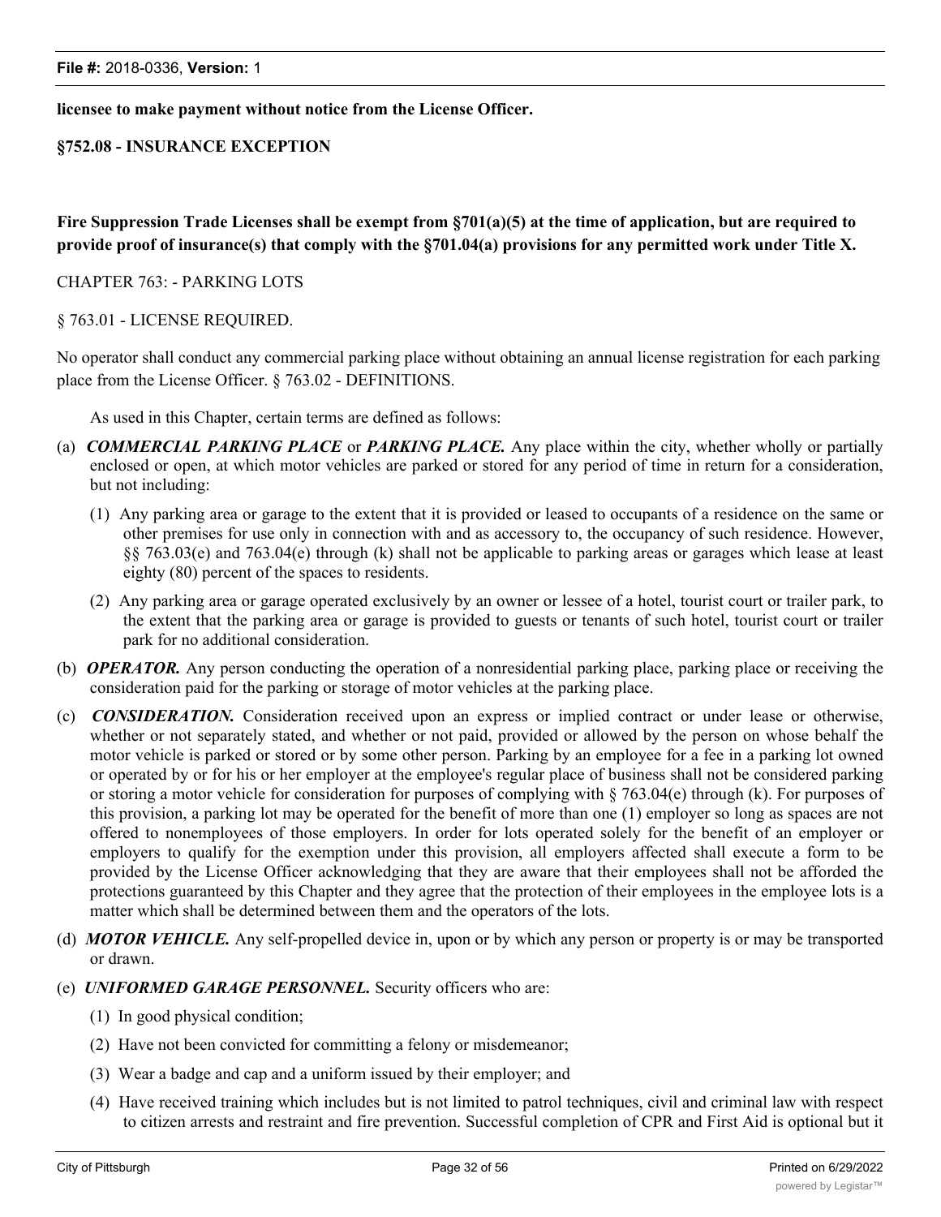**licensee to make payment without notice from the License Officer.**

**§752.08 - INSURANCE EXCEPTION**

**Fire Suppression Trade Licenses shall be exempt from §701(a)(5) at the time of application, but are required to provide proof of insurance(s) that comply with the §701.04(a) provisions for any permitted work under Title X.**

CHAPTER 763: - PARKING LOTS

§ 763.01 - LICENSE REQUIRED.

No operator shall conduct any commercial parking place without obtaining an annual license registration for each parking place from the License Officer. § 763.02 - DEFINITIONS.

As used in this Chapter, certain terms are defined as follows:

(a) ***COMMERCIAL PARKING PLACE*** or ***PARKING PLACE.*** Any place within the city, whether wholly or partially enclosed or open, at which motor vehicles are parked or stored for any period of time in return for a consideration, but not including:

(1) Any parking area or garage to the extent that it is provided or leased to occupants of a residence on the same or other premises for use only in connection with and as accessory to, the occupancy of such residence. However, §§ 763.03(e) and 763.04(e) through (k) shall not be applicable to parking areas or garages which lease at least eighty (80) percent of the spaces to residents.

(2) Any parking area or garage operated exclusively by an owner or lessee of a hotel, tourist court or trailer park, to the extent that the parking area or garage is provided to guests or tenants of such hotel, tourist court or trailer park for no additional consideration.

(b) ***OPERATOR.*** Any person conducting the operation of a nonresidential parking place, parking place or receiving the consideration paid for the parking or storage of motor vehicles at the parking place.

(c) ***CONSIDERATION.*** Consideration received upon an express or implied contract or under lease or otherwise, whether or not separately stated, and whether or not paid, provided or allowed by the person on whose behalf the motor vehicle is parked or stored or by some other person. Parking by an employee for a fee in a parking lot owned or operated by or for his or her employer at the employee's regular place of business shall not be considered parking or storing a motor vehicle for consideration for purposes of complying with § 763.04(e) through (k). For purposes of this provision, a parking lot may be operated for the benefit of more than one (1) employer so long as spaces are not offered to nonemployees of those employers. In order for lots operated solely for the benefit of an employer or employers to qualify for the exemption under this provision, all employers affected shall execute a form to be provided by the License Officer acknowledging that they are aware that their employees shall not be afforded the protections guaranteed by this Chapter and they agree that the protection of their employees in the employee lots is a matter which shall be determined between them and the operators of the lots.

(d) ***MOTOR VEHICLE.*** Any self-propelled device in, upon or by which any person or property is or may be transported or drawn.

(e) ***UNIFORMED GARAGE PERSONNEL.*** Security officers who are:

(1) In good physical condition;

(2) Have not been convicted for committing a felony or misdemeanor;

(3) Wear a badge and cap and a uniform issued by their employer; and

(4) Have received training which includes but is not limited to patrol techniques, civil and criminal law with respect to citizen arrests and restraint and fire prevention. Successful completion of CPR and First Aid is optional but it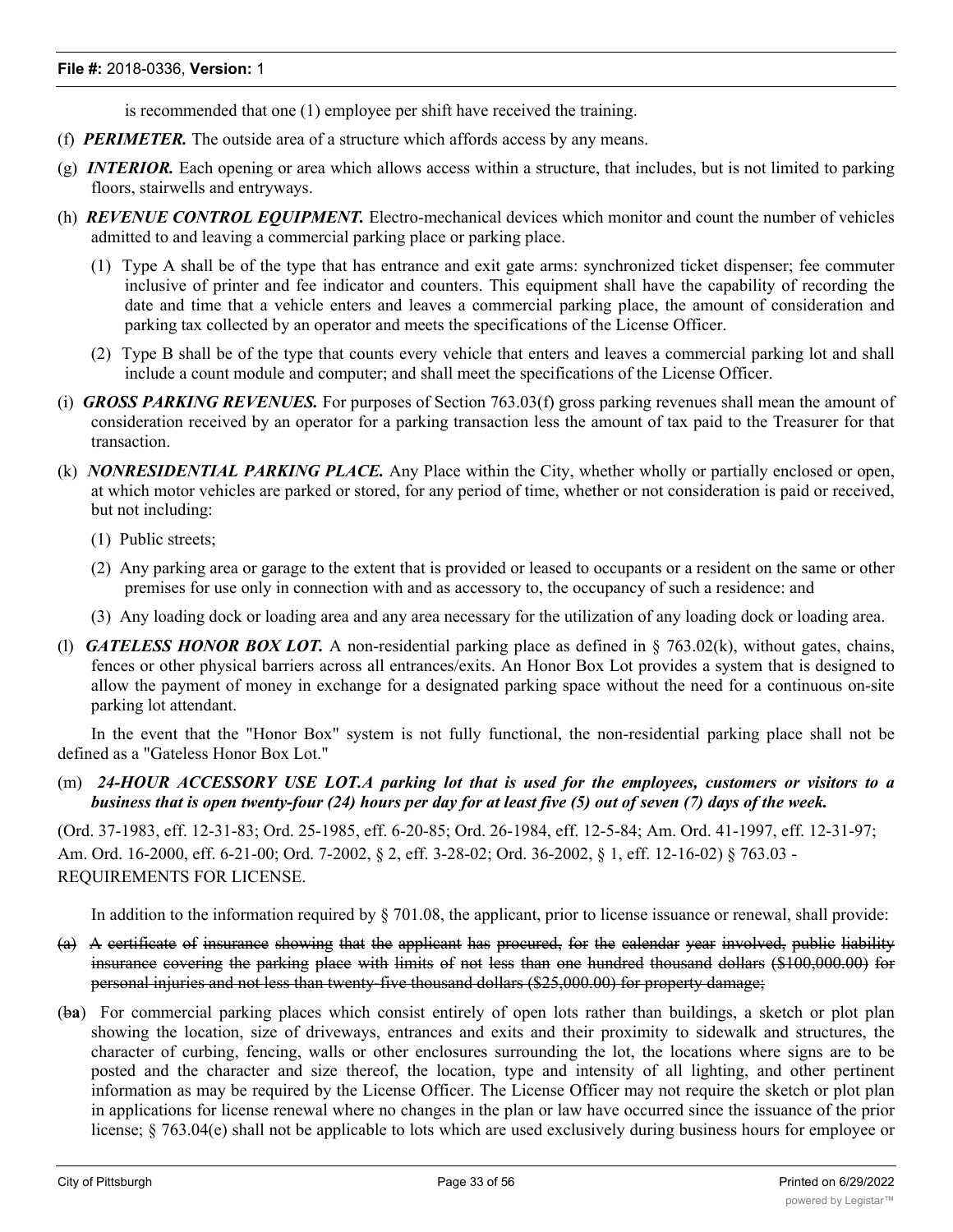is recommended that one (1) employee per shift have received the training.

(f) ***PERIMETER.*** The outside area of a structure which affords access by any means.

(g) ***INTERIOR.*** Each opening or area which allows access within a structure, that includes, but is not limited to parking floors, stairwells and entryways.

(h) ***REVENUE CONTROL EQUIPMENT.*** Electro-mechanical devices which monitor and count the number of vehicles admitted to and leaving a commercial parking place or parking place.

  (1) Type A shall be of the type that has entrance and exit gate arms: synchronized ticket dispenser; fee commuter inclusive of printer and fee indicator and counters. This equipment shall have the capability of recording the date and time that a vehicle enters and leaves a commercial parking place, the amount of consideration and parking tax collected by an operator and meets the specifications of the License Officer.

  (2) Type B shall be of the type that counts every vehicle that enters and leaves a commercial parking lot and shall include a count module and computer; and shall meet the specifications of the License Officer.

(i) ***GROSS PARKING REVENUES.*** For purposes of Section 763.03(f) gross parking revenues shall mean the amount of consideration received by an operator for a parking transaction less the amount of tax paid to the Treasurer for that transaction.

(k) ***NONRESIDENTIAL PARKING PLACE.*** Any Place within the City, whether wholly or partially enclosed or open, at which motor vehicles are parked or stored, for any period of time, whether or not consideration is paid or received, but not including:

  (1) Public streets;

  (2) Any parking area or garage to the extent that is provided or leased to occupants or a resident on the same or other premises for use only in connection with and as accessory to, the occupancy of such a residence: and

  (3) Any loading dock or loading area and any area necessary for the utilization of any loading dock or loading area.

(l) ***GATELESS HONOR BOX LOT.*** A non-residential parking place as defined in § 763.02(k), without gates, chains, fences or other physical barriers across all entrances/exits. An Honor Box Lot provides a system that is designed to allow the payment of money in exchange for a designated parking space without the need for a continuous on-site parking lot attendant.

In the event that the "Honor Box" system is not fully functional, the non-residential parking place shall not be defined as a "Gateless Honor Box Lot."

(m) ***24-HOUR ACCESSORY USE LOT.A parking lot that is used for the employees, customers or visitors to a business that is open twenty-four (24) hours per day for at least five (5) out of seven (7) days of the week.***

(Ord. 37-1983, eff. 12-31-83; Ord. 25-1985, eff. 6-20-85; Ord. 26-1984, eff. 12-5-84; Am. Ord. 41-1997, eff. 12-31-97; Am. Ord. 16-2000, eff. 6-21-00; Ord. 7-2002, § 2, eff. 3-28-02; Ord. 36-2002, § 1, eff. 12-16-02) § 763.03 - REQUIREMENTS FOR LICENSE.

In addition to the information required by § 701.08, the applicant, prior to license issuance or renewal, shall provide:

~~(a) A certificate of insurance showing that the applicant has procured, for the calendar year involved, public liability insurance covering the parking place with limits of not less than one hundred thousand dollars ($100,000.00) for personal injuries and not less than twenty-five thousand dollars ($25,000.00) for property damage;~~

(~~b~~**a**) For commercial parking places which consist entirely of open lots rather than buildings, a sketch or plot plan showing the location, size of driveways, entrances and exits and their proximity to sidewalk and structures, the character of curbing, fencing, walls or other enclosures surrounding the lot, the locations where signs are to be posted and the character and size thereof, the location, type and intensity of all lighting, and other pertinent information as may be required by the License Officer. The License Officer may not require the sketch or plot plan in applications for license renewal where no changes in the plan or law have occurred since the issuance of the prior license; § 763.04(e) shall not be applicable to lots which are used exclusively during business hours for employee or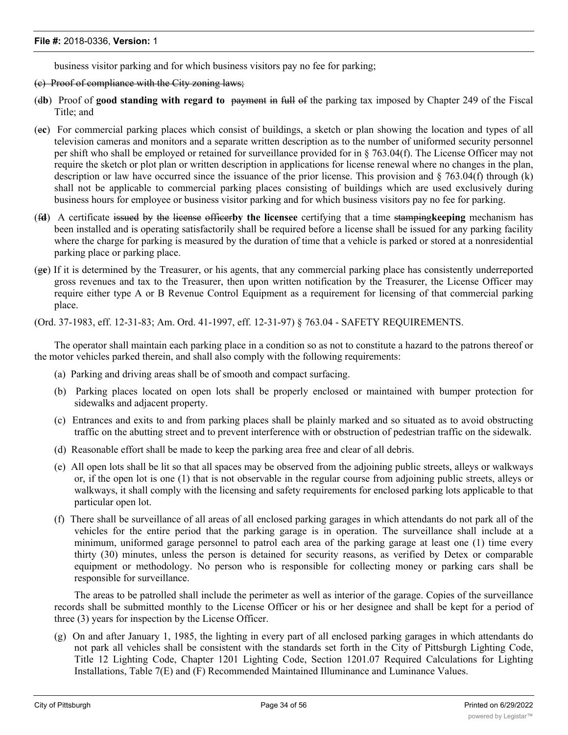business visitor parking and for which business visitors pay no fee for parking;

~~(c) Proof of compliance with the City zoning laws;~~

(~~d~~**b**) Proof of **good standing with regard to** ~~payment~~ ~~in~~ ~~full~~ ~~of~~ the parking tax imposed by Chapter 249 of the Fiscal Title; and

(~~e~~**c**) For commercial parking places which consist of buildings, a sketch or plan showing the location and types of all television cameras and monitors and a separate written description as to the number of uniformed security personnel per shift who shall be employed or retained for surveillance provided for in § 763.04(f). The License Officer may not require the sketch or plot plan or written description in applications for license renewal where no changes in the plan, description or law have occurred since the issuance of the prior license. This provision and § 763.04(f) through (k) shall not be applicable to commercial parking places consisting of buildings which are used exclusively during business hours for employee or business visitor parking and for which business visitors pay no fee for parking.

(~~f~~**d**) A certificate ~~issued by the license officer~~**by the licensee** certifying that a time ~~stamping~~**keeping** mechanism has been installed and is operating satisfactorily shall be required before a license shall be issued for any parking facility where the charge for parking is measured by the duration of time that a vehicle is parked or stored at a nonresidential parking place or parking place.

(~~g~~**e**) If it is determined by the Treasurer, or his agents, that any commercial parking place has consistently underreported gross revenues and tax to the Treasurer, then upon written notification by the Treasurer, the License Officer may require either type A or B Revenue Control Equipment as a requirement for licensing of that commercial parking place.

(Ord. 37-1983, eff. 12-31-83; Am. Ord. 41-1997, eff. 12-31-97) § 763.04 - SAFETY REQUIREMENTS.

The operator shall maintain each parking place in a condition so as not to constitute a hazard to the patrons thereof or the motor vehicles parked therein, and shall also comply with the following requirements:

(a) Parking and driving areas shall be of smooth and compact surfacing.

(b) Parking places located on open lots shall be properly enclosed or maintained with bumper protection for sidewalks and adjacent property.

(c) Entrances and exits to and from parking places shall be plainly marked and so situated as to avoid obstructing traffic on the abutting street and to prevent interference with or obstruction of pedestrian traffic on the sidewalk.

(d) Reasonable effort shall be made to keep the parking area free and clear of all debris.

(e) All open lots shall be lit so that all spaces may be observed from the adjoining public streets, alleys or walkways or, if the open lot is one (1) that is not observable in the regular course from adjoining public streets, alleys or walkways, it shall comply with the licensing and safety requirements for enclosed parking lots applicable to that particular open lot.

(f) There shall be surveillance of all areas of all enclosed parking garages in which attendants do not park all of the vehicles for the entire period that the parking garage is in operation. The surveillance shall include at a minimum, uniformed garage personnel to patrol each area of the parking garage at least one (1) time every thirty (30) minutes, unless the person is detained for security reasons, as verified by Detex or comparable equipment or methodology. No person who is responsible for collecting money or parking cars shall be responsible for surveillance.

The areas to be patrolled shall include the perimeter as well as interior of the garage. Copies of the surveillance records shall be submitted monthly to the License Officer or his or her designee and shall be kept for a period of three (3) years for inspection by the License Officer.

(g) On and after January 1, 1985, the lighting in every part of all enclosed parking garages in which attendants do not park all vehicles shall be consistent with the standards set forth in the City of Pittsburgh Lighting Code, Title 12 Lighting Code, Chapter 1201 Lighting Code, Section 1201.07 Required Calculations for Lighting Installations, Table 7(E) and (F) Recommended Maintained Illuminance and Luminance Values.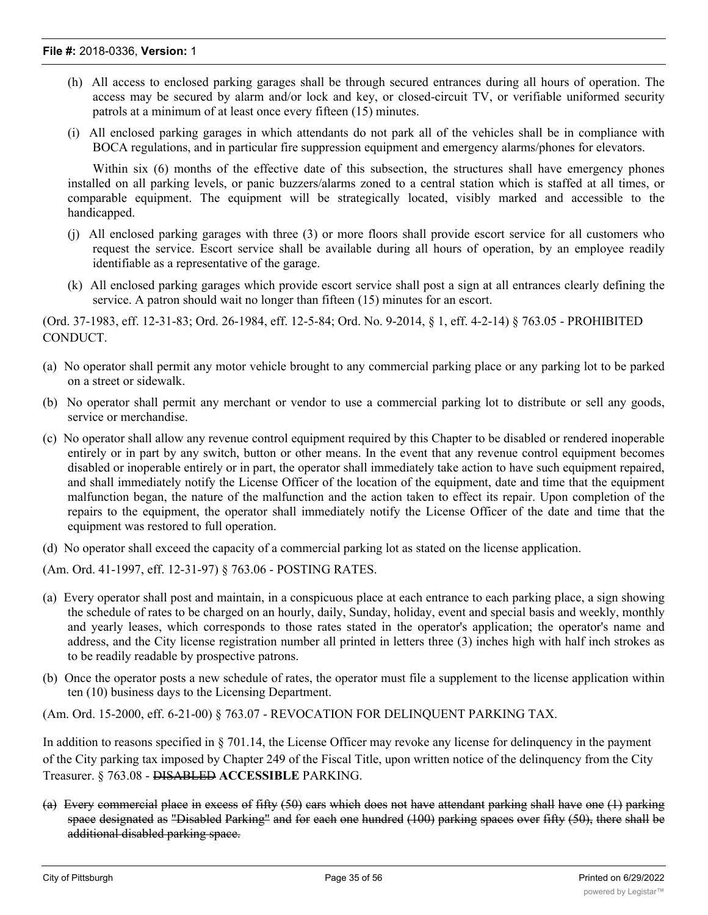(h) All access to enclosed parking garages shall be through secured entrances during all hours of operation. The access may be secured by alarm and/or lock and key, or closed-circuit TV, or verifiable uniformed security patrols at a minimum of at least once every fifteen (15) minutes.

(i) All enclosed parking garages in which attendants do not park all of the vehicles shall be in compliance with BOCA regulations, and in particular fire suppression equipment and emergency alarms/phones for elevators.

Within six (6) months of the effective date of this subsection, the structures shall have emergency phones installed on all parking levels, or panic buzzers/alarms zoned to a central station which is staffed at all times, or comparable equipment. The equipment will be strategically located, visibly marked and accessible to the handicapped.

(j) All enclosed parking garages with three (3) or more floors shall provide escort service for all customers who request the service. Escort service shall be available during all hours of operation, by an employee readily identifiable as a representative of the garage.

(k) All enclosed parking garages which provide escort service shall post a sign at all entrances clearly defining the service. A patron should wait no longer than fifteen (15) minutes for an escort.

(Ord. 37-1983, eff. 12-31-83; Ord. 26-1984, eff. 12-5-84; Ord. No. 9-2014, § 1, eff. 4-2-14) § 763.05 - PROHIBITED CONDUCT.

(a) No operator shall permit any motor vehicle brought to any commercial parking place or any parking lot to be parked on a street or sidewalk.

(b) No operator shall permit any merchant or vendor to use a commercial parking lot to distribute or sell any goods, service or merchandise.

(c) No operator shall allow any revenue control equipment required by this Chapter to be disabled or rendered inoperable entirely or in part by any switch, button or other means. In the event that any revenue control equipment becomes disabled or inoperable entirely or in part, the operator shall immediately take action to have such equipment repaired, and shall immediately notify the License Officer of the location of the equipment, date and time that the equipment malfunction began, the nature of the malfunction and the action taken to effect its repair. Upon completion of the repairs to the equipment, the operator shall immediately notify the License Officer of the date and time that the equipment was restored to full operation.

(d) No operator shall exceed the capacity of a commercial parking lot as stated on the license application.

(Am. Ord. 41-1997, eff. 12-31-97) § 763.06 - POSTING RATES.

(a) Every operator shall post and maintain, in a conspicuous place at each entrance to each parking place, a sign showing the schedule of rates to be charged on an hourly, daily, Sunday, holiday, event and special basis and weekly, monthly and yearly leases, which corresponds to those rates stated in the operator's application; the operator's name and address, and the City license registration number all printed in letters three (3) inches high with half inch strokes as to be readily readable by prospective patrons.

(b) Once the operator posts a new schedule of rates, the operator must file a supplement to the license application within ten (10) business days to the Licensing Department.

(Am. Ord. 15-2000, eff. 6-21-00) § 763.07 - REVOCATION FOR DELINQUENT PARKING TAX.

In addition to reasons specified in § 701.14, the License Officer may revoke any license for delinquency in the payment of the City parking tax imposed by Chapter 249 of the Fiscal Title, upon written notice of the delinquency from the City Treasurer. § 763.08 - ~~DISABLED~~ **ACCESSIBLE** PARKING.

~~(a) Every commercial place in excess of fifty (50) cars which does not have attendant parking shall have one (1) parking space designated as "Disabled Parking" and for each one hundred (100) parking spaces over fifty (50), there shall be additional disabled parking space.~~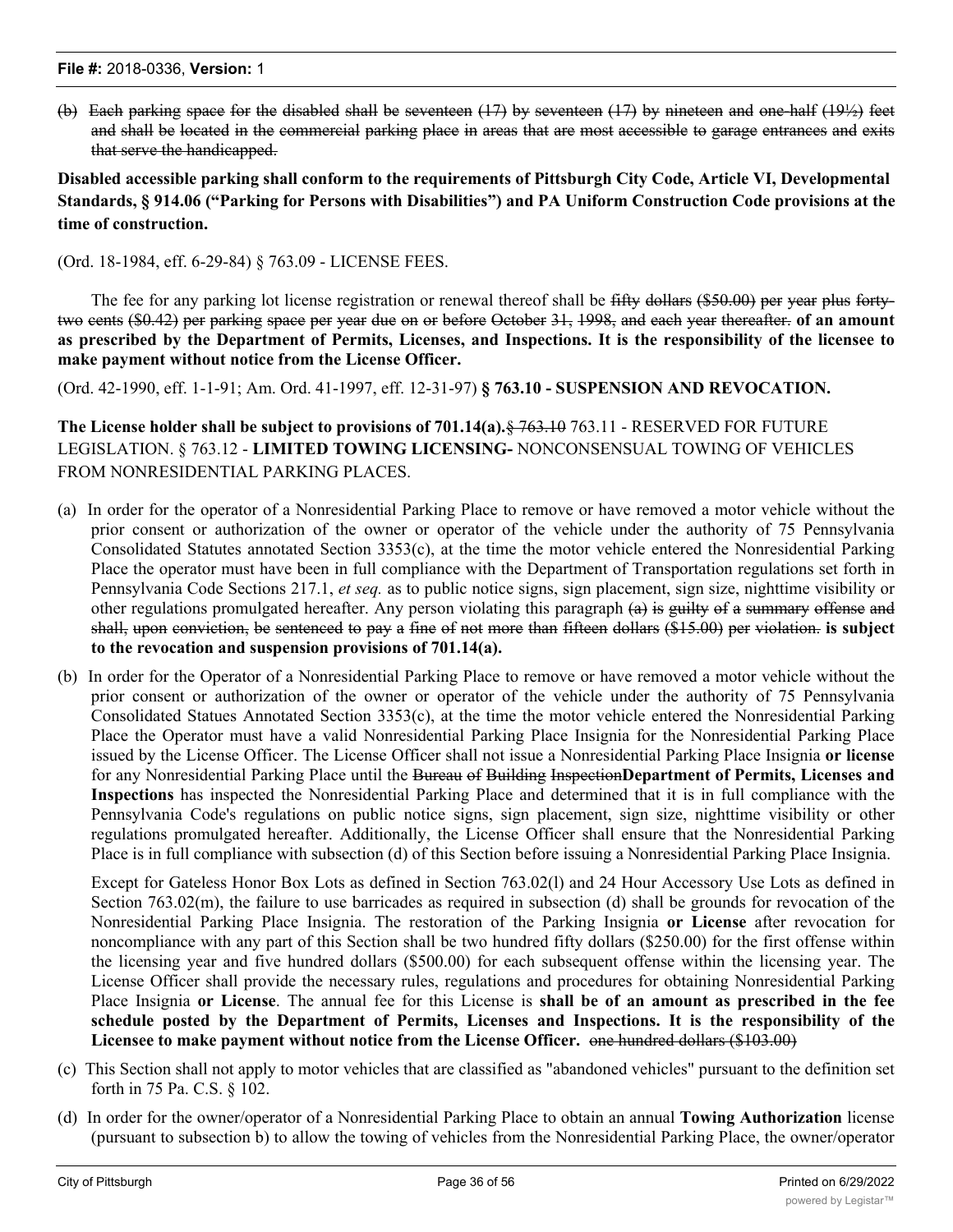(b) ~~Each parking space for the disabled shall be seventeen (17) by seventeen (17) by nineteen and one-half (19½) feet and shall be located in the commercial parking place in areas that are most accessible to garage entrances and exits that serve the handicapped.~~

**Disabled accessible parking shall conform to the requirements of Pittsburgh City Code, Article VI, Developmental Standards, § 914.06 ("Parking for Persons with Disabilities") and PA Uniform Construction Code provisions at the time of construction.**

(Ord. 18-1984, eff. 6-29-84) § 763.09 - LICENSE FEES.

The fee for any parking lot license registration or renewal thereof shall be ~~fifty dollars ($50.00) per year plus forty-two cents ($0.42) per parking space per year due on or before October 31, 1998, and each year thereafter.~~ **of an amount as prescribed by the Department of Permits, Licenses, and Inspections. It is the responsibility of the licensee to make payment without notice from the License Officer.**

(Ord. 42-1990, eff. 1-1-91; Am. Ord. 41-1997, eff. 12-31-97) **§ 763.10 - SUSPENSION AND REVOCATION.**

**The License holder shall be subject to provisions of 701.14(a).**~~§ 763.10~~ 763.11 - RESERVED FOR FUTURE LEGISLATION. § 763.12 - **LIMITED TOWING LICENSING-** NONCONSENSUAL TOWING OF VEHICLES FROM NONRESIDENTIAL PARKING PLACES.

(a) In order for the operator of a Nonresidential Parking Place to remove or have removed a motor vehicle without the prior consent or authorization of the owner or operator of the vehicle under the authority of 75 Pennsylvania Consolidated Statutes annotated Section 3353(c), at the time the motor vehicle entered the Nonresidential Parking Place the operator must have been in full compliance with the Department of Transportation regulations set forth in Pennsylvania Code Sections 217.1, *et seq.* as to public notice signs, sign placement, sign size, nighttime visibility or other regulations promulgated hereafter. Any person violating this paragraph ~~(a) is guilty of a summary offense and shall, upon conviction, be sentenced to pay a fine of not more than fifteen dollars ($15.00) per violation.~~ **is subject to the revocation and suspension provisions of 701.14(a).**

(b) In order for the Operator of a Nonresidential Parking Place to remove or have removed a motor vehicle without the prior consent or authorization of the owner or operator of the vehicle under the authority of 75 Pennsylvania Consolidated Statues Annotated Section 3353(c), at the time the motor vehicle entered the Nonresidential Parking Place the Operator must have a valid Nonresidential Parking Place Insignia for the Nonresidential Parking Place issued by the License Officer. The License Officer shall not issue a Nonresidential Parking Place Insignia **or license** for any Nonresidential Parking Place until the ~~Bureau of Building Inspection~~**Department of Permits, Licenses and Inspections** has inspected the Nonresidential Parking Place and determined that it is in full compliance with the Pennsylvania Code's regulations on public notice signs, sign placement, sign size, nighttime visibility or other regulations promulgated hereafter. Additionally, the License Officer shall ensure that the Nonresidential Parking Place is in full compliance with subsection (d) of this Section before issuing a Nonresidential Parking Place Insignia.

    Except for Gateless Honor Box Lots as defined in Section 763.02(l) and 24 Hour Accessory Use Lots as defined in Section 763.02(m), the failure to use barricades as required in subsection (d) shall be grounds for revocation of the Nonresidential Parking Place Insignia. The restoration of the Parking Insignia **or License** after revocation for noncompliance with any part of this Section shall be two hundred fifty dollars ($250.00) for the first offense within the licensing year and five hundred dollars ($500.00) for each subsequent offense within the licensing year. The License Officer shall provide the necessary rules, regulations and procedures for obtaining Nonresidential Parking Place Insignia **or License**. The annual fee for this License is **shall be of an amount as prescribed in the fee schedule posted by the Department of Permits, Licenses and Inspections. It is the responsibility of the Licensee to make payment without notice from the License Officer.** ~~one hundred dollars ($103.00)~~

(c) This Section shall not apply to motor vehicles that are classified as "abandoned vehicles" pursuant to the definition set forth in 75 Pa. C.S. § 102.

(d) In order for the owner/operator of a Nonresidential Parking Place to obtain an annual **Towing Authorization** license (pursuant to subsection b) to allow the towing of vehicles from the Nonresidential Parking Place, the owner/operator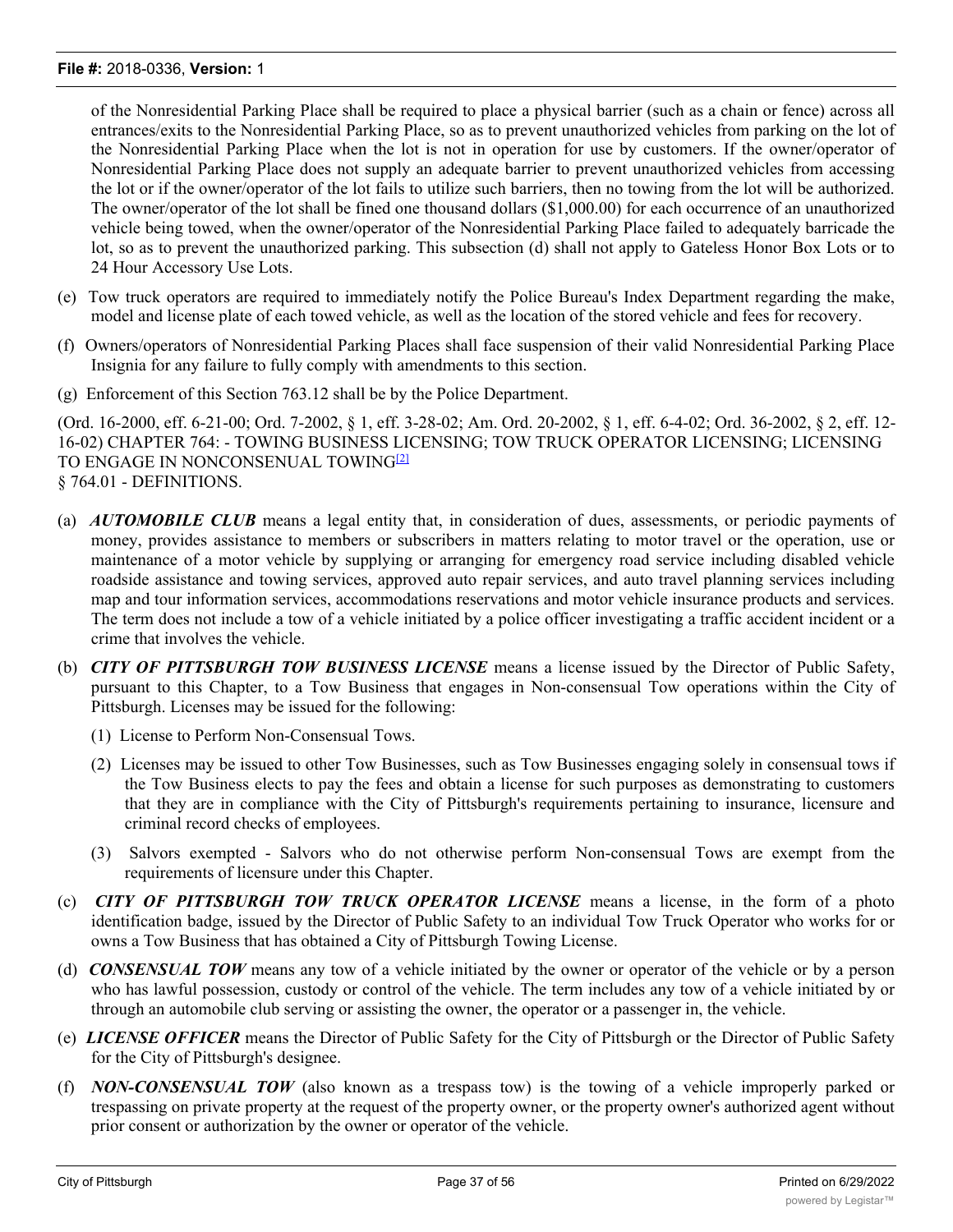of the Nonresidential Parking Place shall be required to place a physical barrier (such as a chain or fence) across all entrances/exits to the Nonresidential Parking Place, so as to prevent unauthorized vehicles from parking on the lot of the Nonresidential Parking Place when the lot is not in operation for use by customers. If the owner/operator of Nonresidential Parking Place does not supply an adequate barrier to prevent unauthorized vehicles from accessing the lot or if the owner/operator of the lot fails to utilize such barriers, then no towing from the lot will be authorized. The owner/operator of the lot shall be fined one thousand dollars ($1,000.00) for each occurrence of an unauthorized vehicle being towed, when the owner/operator of the Nonresidential Parking Place failed to adequately barricade the lot, so as to prevent the unauthorized parking. This subsection (d) shall not apply to Gateless Honor Box Lots or to 24 Hour Accessory Use Lots.

(e) Tow truck operators are required to immediately notify the Police Bureau's Index Department regarding the make, model and license plate of each towed vehicle, as well as the location of the stored vehicle and fees for recovery.

(f) Owners/operators of Nonresidential Parking Places shall face suspension of their valid Nonresidential Parking Place Insignia for any failure to fully comply with amendments to this section.

(g) Enforcement of this Section 763.12 shall be by the Police Department.

(Ord. 16-2000, eff. 6-21-00; Ord. 7-2002, § 1, eff. 3-28-02; Am. Ord. 20-2002, § 1, eff. 6-4-02; Ord. 36-2002, § 2, eff. 12-16-02) CHAPTER 764: - TOWING BUSINESS LICENSING; TOW TRUCK OPERATOR LICENSING; LICENSING TO ENGAGE IN NONCONSENUAL TOWING[2]

§ 764.01 - DEFINITIONS.

(a) ***AUTOMOBILE CLUB*** means a legal entity that, in consideration of dues, assessments, or periodic payments of money, provides assistance to members or subscribers in matters relating to motor travel or the operation, use or maintenance of a motor vehicle by supplying or arranging for emergency road service including disabled vehicle roadside assistance and towing services, approved auto repair services, and auto travel planning services including map and tour information services, accommodations reservations and motor vehicle insurance products and services. The term does not include a tow of a vehicle initiated by a police officer investigating a traffic accident incident or a crime that involves the vehicle.

(b) ***CITY OF PITTSBURGH TOW BUSINESS LICENSE*** means a license issued by the Director of Public Safety, pursuant to this Chapter, to a Tow Business that engages in Non-consensual Tow operations within the City of Pittsburgh. Licenses may be issued for the following:

   (1) License to Perform Non-Consensual Tows.

   (2) Licenses may be issued to other Tow Businesses, such as Tow Businesses engaging solely in consensual tows if the Tow Business elects to pay the fees and obtain a license for such purposes as demonstrating to customers that they are in compliance with the City of Pittsburgh's requirements pertaining to insurance, licensure and criminal record checks of employees.

   (3) Salvors exempted - Salvors who do not otherwise perform Non-consensual Tows are exempt from the requirements of licensure under this Chapter.

(c) ***CITY OF PITTSBURGH TOW TRUCK OPERATOR LICENSE*** means a license, in the form of a photo identification badge, issued by the Director of Public Safety to an individual Tow Truck Operator who works for or owns a Tow Business that has obtained a City of Pittsburgh Towing License.

(d) ***CONSENSUAL TOW*** means any tow of a vehicle initiated by the owner or operator of the vehicle or by a person who has lawful possession, custody or control of the vehicle. The term includes any tow of a vehicle initiated by or through an automobile club serving or assisting the owner, the operator or a passenger in, the vehicle.

(e) ***LICENSE OFFICER*** means the Director of Public Safety for the City of Pittsburgh or the Director of Public Safety for the City of Pittsburgh's designee.

(f) ***NON-CONSENSUAL TOW*** (also known as a trespass tow) is the towing of a vehicle improperly parked or trespassing on private property at the request of the property owner, or the property owner's authorized agent without prior consent or authorization by the owner or operator of the vehicle.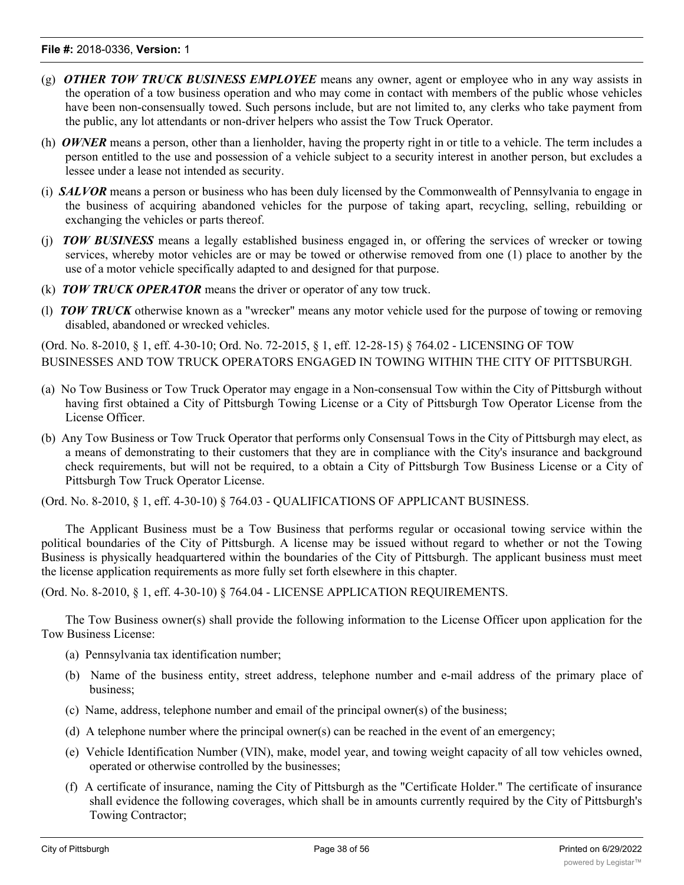- (g) ***OTHER TOW TRUCK BUSINESS EMPLOYEE*** means any owner, agent or employee who in any way assists in the operation of a tow business operation and who may come in contact with members of the public whose vehicles have been non-consensually towed. Such persons include, but are not limited to, any clerks who take payment from the public, any lot attendants or non-driver helpers who assist the Tow Truck Operator.
- (h) ***OWNER*** means a person, other than a lienholder, having the property right in or title to a vehicle. The term includes a person entitled to the use and possession of a vehicle subject to a security interest in another person, but excludes a lessee under a lease not intended as security.
- (i) ***SALVOR*** means a person or business who has been duly licensed by the Commonwealth of Pennsylvania to engage in the business of acquiring abandoned vehicles for the purpose of taking apart, recycling, selling, rebuilding or exchanging the vehicles or parts thereof.
- (j) ***TOW BUSINESS*** means a legally established business engaged in, or offering the services of wrecker or towing services, whereby motor vehicles are or may be towed or otherwise removed from one (1) place to another by the use of a motor vehicle specifically adapted to and designed for that purpose.
- (k) ***TOW TRUCK OPERATOR*** means the driver or operator of any tow truck.
- (l) ***TOW TRUCK*** otherwise known as a "wrecker" means any motor vehicle used for the purpose of towing or removing disabled, abandoned or wrecked vehicles.

(Ord. No. 8-2010, § 1, eff. 4-30-10; Ord. No. 72-2015, § 1, eff. 12-28-15) § 764.02 - LICENSING OF TOW BUSINESSES AND TOW TRUCK OPERATORS ENGAGED IN TOWING WITHIN THE CITY OF PITTSBURGH.

- (a) No Tow Business or Tow Truck Operator may engage in a Non-consensual Tow within the City of Pittsburgh without having first obtained a City of Pittsburgh Towing License or a City of Pittsburgh Tow Operator License from the License Officer.
- (b) Any Tow Business or Tow Truck Operator that performs only Consensual Tows in the City of Pittsburgh may elect, as a means of demonstrating to their customers that they are in compliance with the City's insurance and background check requirements, but will not be required, to a obtain a City of Pittsburgh Tow Business License or a City of Pittsburgh Tow Truck Operator License.

(Ord. No. 8-2010, § 1, eff. 4-30-10) § 764.03 - QUALIFICATIONS OF APPLICANT BUSINESS.

The Applicant Business must be a Tow Business that performs regular or occasional towing service within the political boundaries of the City of Pittsburgh. A license may be issued without regard to whether or not the Towing Business is physically headquartered within the boundaries of the City of Pittsburgh. The applicant business must meet the license application requirements as more fully set forth elsewhere in this chapter.

(Ord. No. 8-2010, § 1, eff. 4-30-10) § 764.04 - LICENSE APPLICATION REQUIREMENTS.

The Tow Business owner(s) shall provide the following information to the License Officer upon application for the Tow Business License:

- (a) Pennsylvania tax identification number;
- (b) Name of the business entity, street address, telephone number and e-mail address of the primary place of business;
- (c) Name, address, telephone number and email of the principal owner(s) of the business;
- (d) A telephone number where the principal owner(s) can be reached in the event of an emergency;
- (e) Vehicle Identification Number (VIN), make, model year, and towing weight capacity of all tow vehicles owned, operated or otherwise controlled by the businesses;
- (f) A certificate of insurance, naming the City of Pittsburgh as the "Certificate Holder." The certificate of insurance shall evidence the following coverages, which shall be in amounts currently required by the City of Pittsburgh's Towing Contractor;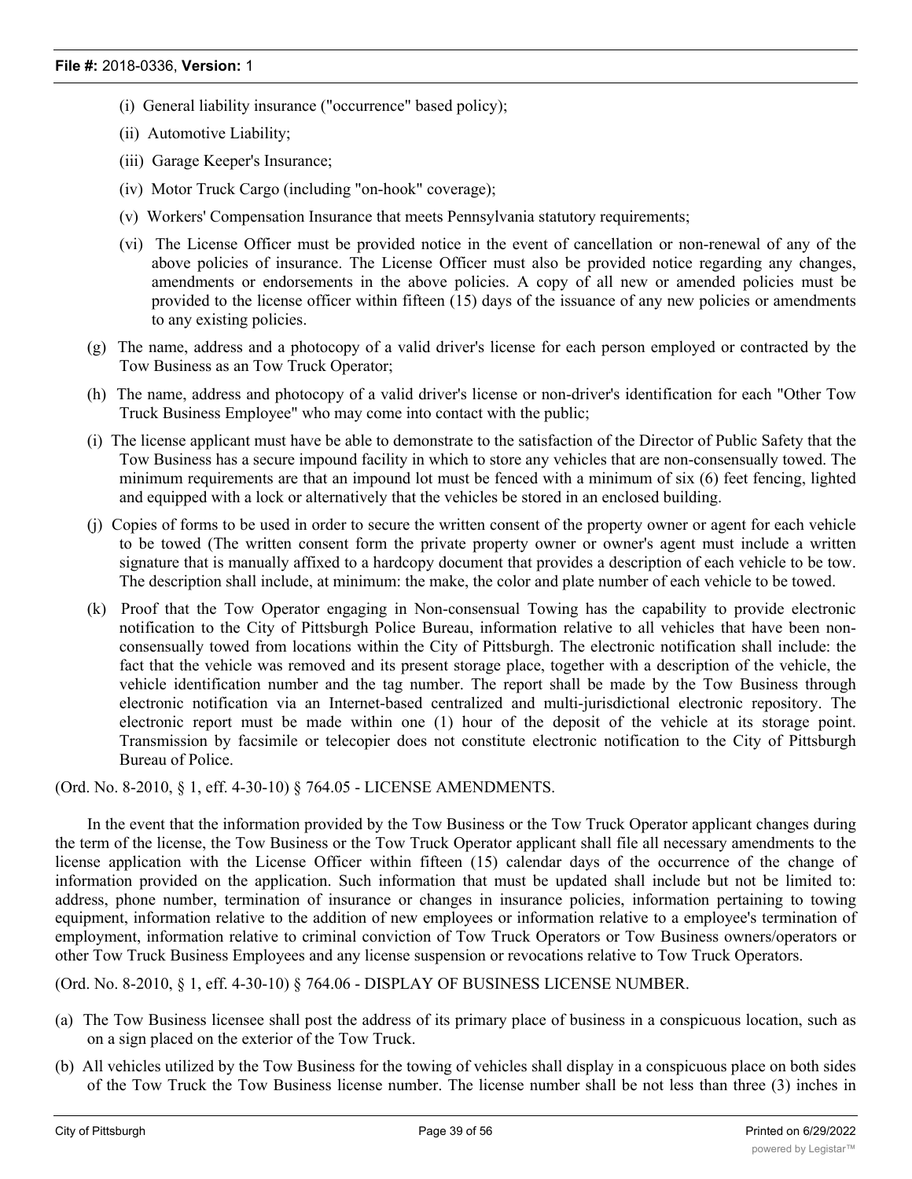(i) General liability insurance ("occurrence" based policy);

(ii) Automotive Liability;

(iii) Garage Keeper's Insurance;

(iv) Motor Truck Cargo (including "on-hook" coverage);

(v) Workers' Compensation Insurance that meets Pennsylvania statutory requirements;

(vi) The License Officer must be provided notice in the event of cancellation or non-renewal of any of the above policies of insurance. The License Officer must also be provided notice regarding any changes, amendments or endorsements in the above policies. A copy of all new or amended policies must be provided to the license officer within fifteen (15) days of the issuance of any new policies or amendments to any existing policies.

(g) The name, address and a photocopy of a valid driver's license for each person employed or contracted by the Tow Business as an Tow Truck Operator;

(h) The name, address and photocopy of a valid driver's license or non-driver's identification for each "Other Tow Truck Business Employee" who may come into contact with the public;

(i) The license applicant must have be able to demonstrate to the satisfaction of the Director of Public Safety that the Tow Business has a secure impound facility in which to store any vehicles that are non-consensually towed. The minimum requirements are that an impound lot must be fenced with a minimum of six (6) feet fencing, lighted and equipped with a lock or alternatively that the vehicles be stored in an enclosed building.

(j) Copies of forms to be used in order to secure the written consent of the property owner or agent for each vehicle to be towed (The written consent form the private property owner or owner's agent must include a written signature that is manually affixed to a hardcopy document that provides a description of each vehicle to be tow. The description shall include, at minimum: the make, the color and plate number of each vehicle to be towed.

(k) Proof that the Tow Operator engaging in Non-consensual Towing has the capability to provide electronic notification to the City of Pittsburgh Police Bureau, information relative to all vehicles that have been non-consensually towed from locations within the City of Pittsburgh. The electronic notification shall include: the fact that the vehicle was removed and its present storage place, together with a description of the vehicle, the vehicle identification number and the tag number. The report shall be made by the Tow Business through electronic notification via an Internet-based centralized and multi-jurisdictional electronic repository. The electronic report must be made within one (1) hour of the deposit of the vehicle at its storage point. Transmission by facsimile or telecopier does not constitute electronic notification to the City of Pittsburgh Bureau of Police.

(Ord. No. 8-2010, § 1, eff. 4-30-10) § 764.05 - LICENSE AMENDMENTS.

In the event that the information provided by the Tow Business or the Tow Truck Operator applicant changes during the term of the license, the Tow Business or the Tow Truck Operator applicant shall file all necessary amendments to the license application with the License Officer within fifteen (15) calendar days of the occurrence of the change of information provided on the application. Such information that must be updated shall include but not be limited to: address, phone number, termination of insurance or changes in insurance policies, information pertaining to towing equipment, information relative to the addition of new employees or information relative to a employee's termination of employment, information relative to criminal conviction of Tow Truck Operators or Tow Business owners/operators or other Tow Truck Business Employees and any license suspension or revocations relative to Tow Truck Operators.

(Ord. No. 8-2010, § 1, eff. 4-30-10) § 764.06 - DISPLAY OF BUSINESS LICENSE NUMBER.

(a) The Tow Business licensee shall post the address of its primary place of business in a conspicuous location, such as on a sign placed on the exterior of the Tow Truck.

(b) All vehicles utilized by the Tow Business for the towing of vehicles shall display in a conspicuous place on both sides of the Tow Truck the Tow Business license number. The license number shall be not less than three (3) inches in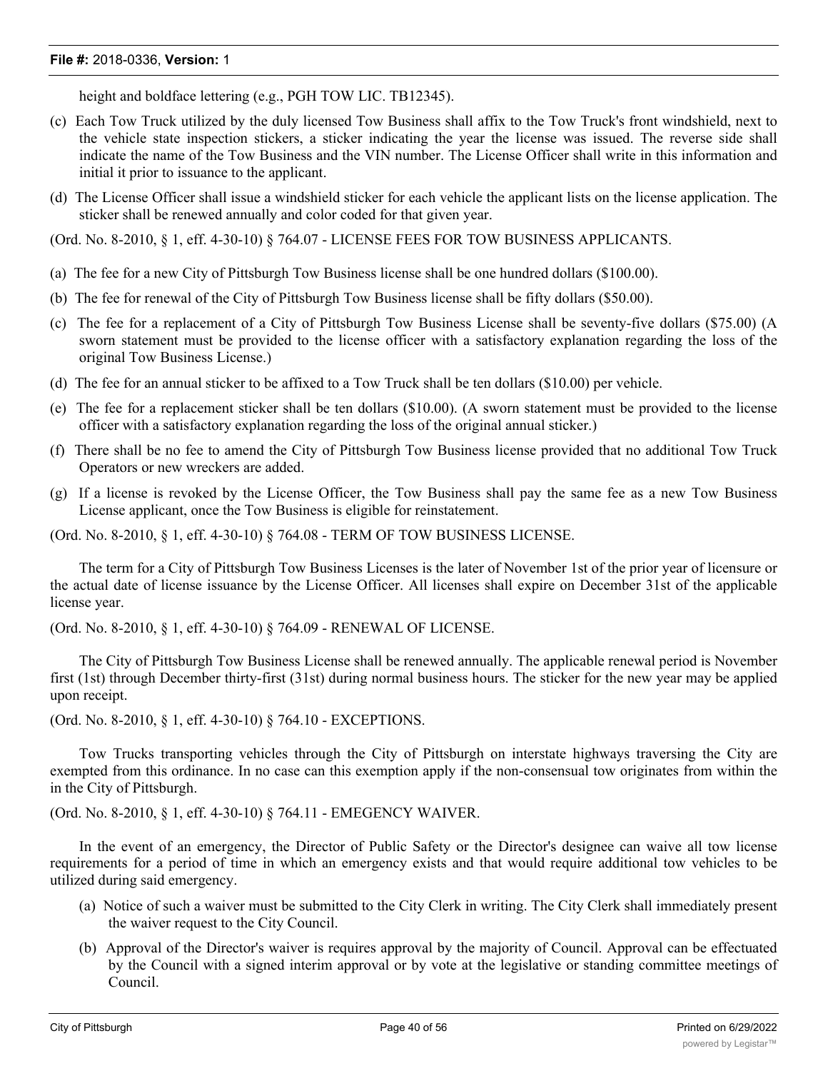height and boldface lettering (e.g., PGH TOW LIC. TB12345).

(c) Each Tow Truck utilized by the duly licensed Tow Business shall affix to the Tow Truck's front windshield, next to the vehicle state inspection stickers, a sticker indicating the year the license was issued. The reverse side shall indicate the name of the Tow Business and the VIN number. The License Officer shall write in this information and initial it prior to issuance to the applicant.

(d) The License Officer shall issue a windshield sticker for each vehicle the applicant lists on the license application. The sticker shall be renewed annually and color coded for that given year.

(Ord. No. 8-2010, § 1, eff. 4-30-10) § 764.07 - LICENSE FEES FOR TOW BUSINESS APPLICANTS.

(a) The fee for a new City of Pittsburgh Tow Business license shall be one hundred dollars ($100.00).

(b) The fee for renewal of the City of Pittsburgh Tow Business license shall be fifty dollars ($50.00).

(c) The fee for a replacement of a City of Pittsburgh Tow Business License shall be seventy-five dollars ($75.00) (A sworn statement must be provided to the license officer with a satisfactory explanation regarding the loss of the original Tow Business License.)

(d) The fee for an annual sticker to be affixed to a Tow Truck shall be ten dollars ($10.00) per vehicle.

(e) The fee for a replacement sticker shall be ten dollars ($10.00). (A sworn statement must be provided to the license officer with a satisfactory explanation regarding the loss of the original annual sticker.)

(f) There shall be no fee to amend the City of Pittsburgh Tow Business license provided that no additional Tow Truck Operators or new wreckers are added.

(g) If a license is revoked by the License Officer, the Tow Business shall pay the same fee as a new Tow Business License applicant, once the Tow Business is eligible for reinstatement.

(Ord. No. 8-2010, § 1, eff. 4-30-10) § 764.08 - TERM OF TOW BUSINESS LICENSE.

The term for a City of Pittsburgh Tow Business Licenses is the later of November 1st of the prior year of licensure or the actual date of license issuance by the License Officer. All licenses shall expire on December 31st of the applicable license year.

(Ord. No. 8-2010, § 1, eff. 4-30-10) § 764.09 - RENEWAL OF LICENSE.

The City of Pittsburgh Tow Business License shall be renewed annually. The applicable renewal period is November first (1st) through December thirty-first (31st) during normal business hours. The sticker for the new year may be applied upon receipt.

(Ord. No. 8-2010, § 1, eff. 4-30-10) § 764.10 - EXCEPTIONS.

Tow Trucks transporting vehicles through the City of Pittsburgh on interstate highways traversing the City are exempted from this ordinance. In no case can this exemption apply if the non-consensual tow originates from within the in the City of Pittsburgh.

(Ord. No. 8-2010, § 1, eff. 4-30-10) § 764.11 - EMEGENCY WAIVER.

In the event of an emergency, the Director of Public Safety or the Director's designee can waive all tow license requirements for a period of time in which an emergency exists and that would require additional tow vehicles to be utilized during said emergency.

(a) Notice of such a waiver must be submitted to the City Clerk in writing. The City Clerk shall immediately present the waiver request to the City Council.

(b) Approval of the Director's waiver is requires approval by the majority of Council. Approval can be effectuated by the Council with a signed interim approval or by vote at the legislative or standing committee meetings of Council.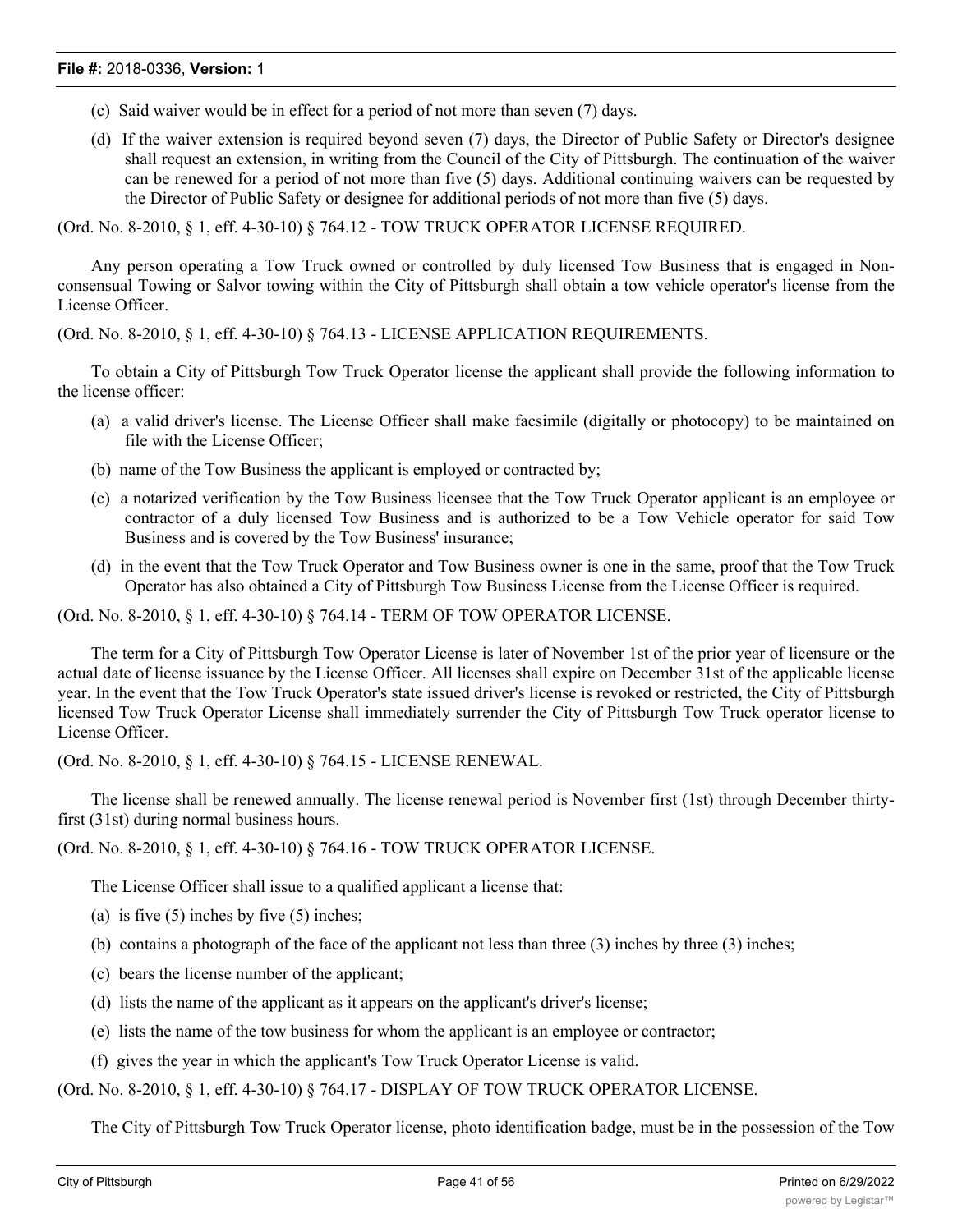(c) Said waiver would be in effect for a period of not more than seven (7) days.

(d) If the waiver extension is required beyond seven (7) days, the Director of Public Safety or Director's designee shall request an extension, in writing from the Council of the City of Pittsburgh. The continuation of the waiver can be renewed for a period of not more than five (5) days. Additional continuing waivers can be requested by the Director of Public Safety or designee for additional periods of not more than five (5) days.

(Ord. No. 8-2010, § 1, eff. 4-30-10) § 764.12 - TOW TRUCK OPERATOR LICENSE REQUIRED.

Any person operating a Tow Truck owned or controlled by duly licensed Tow Business that is engaged in Non-consensual Towing or Salvor towing within the City of Pittsburgh shall obtain a tow vehicle operator's license from the License Officer.

(Ord. No. 8-2010, § 1, eff. 4-30-10) § 764.13 - LICENSE APPLICATION REQUIREMENTS.

To obtain a City of Pittsburgh Tow Truck Operator license the applicant shall provide the following information to the license officer:

(a) a valid driver's license. The License Officer shall make facsimile (digitally or photocopy) to be maintained on file with the License Officer;

(b) name of the Tow Business the applicant is employed or contracted by;

(c) a notarized verification by the Tow Business licensee that the Tow Truck Operator applicant is an employee or contractor of a duly licensed Tow Business and is authorized to be a Tow Vehicle operator for said Tow Business and is covered by the Tow Business' insurance;

(d) in the event that the Tow Truck Operator and Tow Business owner is one in the same, proof that the Tow Truck Operator has also obtained a City of Pittsburgh Tow Business License from the License Officer is required.

(Ord. No. 8-2010, § 1, eff. 4-30-10) § 764.14 - TERM OF TOW OPERATOR LICENSE.

The term for a City of Pittsburgh Tow Operator License is later of November 1st of the prior year of licensure or the actual date of license issuance by the License Officer. All licenses shall expire on December 31st of the applicable license year. In the event that the Tow Truck Operator's state issued driver's license is revoked or restricted, the City of Pittsburgh licensed Tow Truck Operator License shall immediately surrender the City of Pittsburgh Tow Truck operator license to License Officer.

(Ord. No. 8-2010, § 1, eff. 4-30-10) § 764.15 - LICENSE RENEWAL.

The license shall be renewed annually. The license renewal period is November first (1st) through December thirty-first (31st) during normal business hours.

(Ord. No. 8-2010, § 1, eff. 4-30-10) § 764.16 - TOW TRUCK OPERATOR LICENSE.

The License Officer shall issue to a qualified applicant a license that:

(a) is five (5) inches by five (5) inches;

(b) contains a photograph of the face of the applicant not less than three (3) inches by three (3) inches;

(c) bears the license number of the applicant;

(d) lists the name of the applicant as it appears on the applicant's driver's license;

(e) lists the name of the tow business for whom the applicant is an employee or contractor;

(f) gives the year in which the applicant's Tow Truck Operator License is valid.

(Ord. No. 8-2010, § 1, eff. 4-30-10) § 764.17 - DISPLAY OF TOW TRUCK OPERATOR LICENSE.

The City of Pittsburgh Tow Truck Operator license, photo identification badge, must be in the possession of the Tow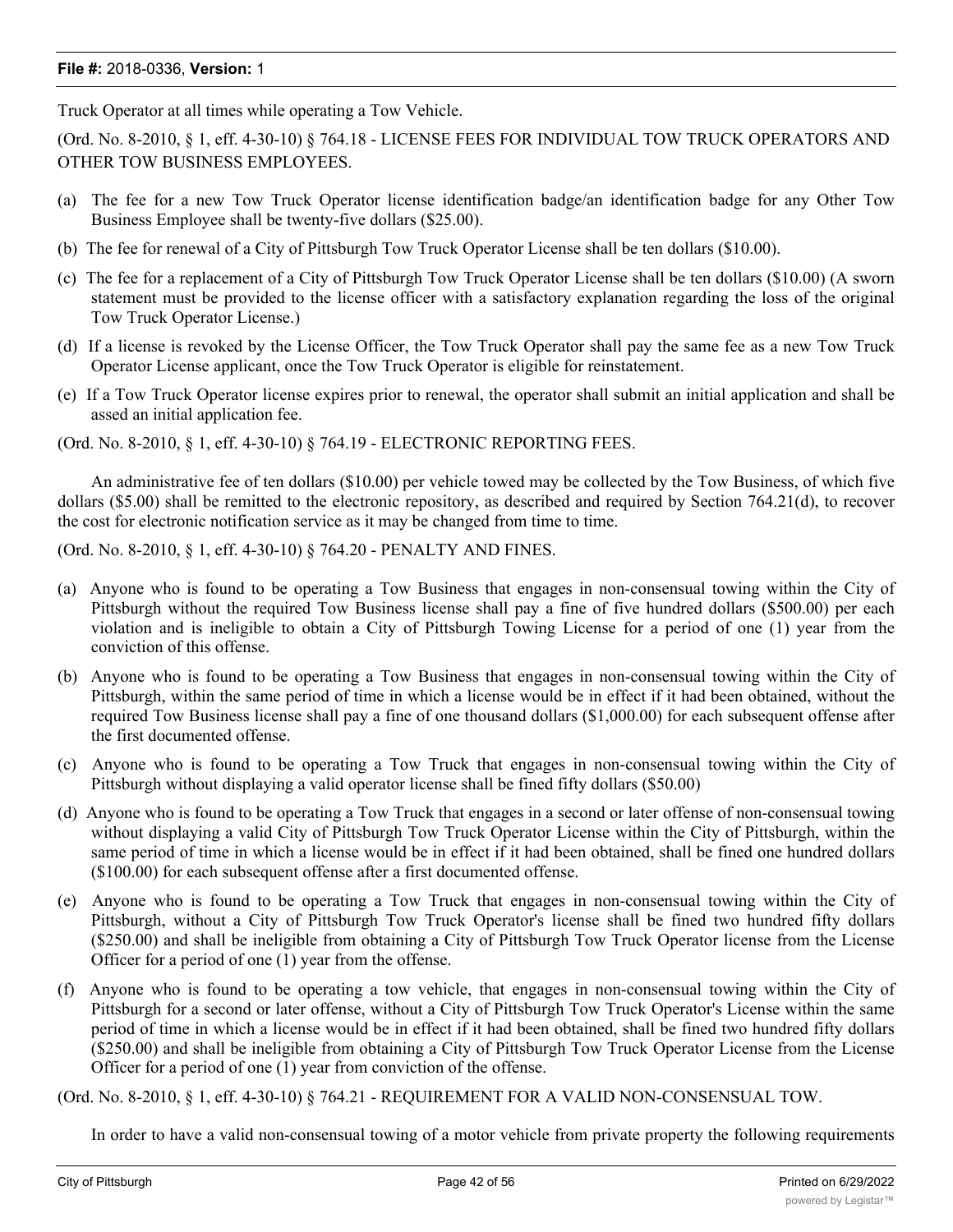Truck Operator at all times while operating a Tow Vehicle.

(Ord. No. 8-2010, § 1, eff. 4-30-10) § 764.18 - LICENSE FEES FOR INDIVIDUAL TOW TRUCK OPERATORS AND OTHER TOW BUSINESS EMPLOYEES.

(a) The fee for a new Tow Truck Operator license identification badge/an identification badge for any Other Tow Business Employee shall be twenty-five dollars ($25.00).

(b) The fee for renewal of a City of Pittsburgh Tow Truck Operator License shall be ten dollars ($10.00).

(c) The fee for a replacement of a City of Pittsburgh Tow Truck Operator License shall be ten dollars ($10.00) (A sworn statement must be provided to the license officer with a satisfactory explanation regarding the loss of the original Tow Truck Operator License.)

(d) If a license is revoked by the License Officer, the Tow Truck Operator shall pay the same fee as a new Tow Truck Operator License applicant, once the Tow Truck Operator is eligible for reinstatement.

(e) If a Tow Truck Operator license expires prior to renewal, the operator shall submit an initial application and shall be assed an initial application fee.

(Ord. No. 8-2010, § 1, eff. 4-30-10) § 764.19 - ELECTRONIC REPORTING FEES.

An administrative fee of ten dollars ($10.00) per vehicle towed may be collected by the Tow Business, of which five dollars ($5.00) shall be remitted to the electronic repository, as described and required by Section 764.21(d), to recover the cost for electronic notification service as it may be changed from time to time.

(Ord. No. 8-2010, § 1, eff. 4-30-10) § 764.20 - PENALTY AND FINES.

(a) Anyone who is found to be operating a Tow Business that engages in non-consensual towing within the City of Pittsburgh without the required Tow Business license shall pay a fine of five hundred dollars ($500.00) per each violation and is ineligible to obtain a City of Pittsburgh Towing License for a period of one (1) year from the conviction of this offense.

(b) Anyone who is found to be operating a Tow Business that engages in non-consensual towing within the City of Pittsburgh, within the same period of time in which a license would be in effect if it had been obtained, without the required Tow Business license shall pay a fine of one thousand dollars ($1,000.00) for each subsequent offense after the first documented offense.

(c) Anyone who is found to be operating a Tow Truck that engages in non-consensual towing within the City of Pittsburgh without displaying a valid operator license shall be fined fifty dollars ($50.00)

(d) Anyone who is found to be operating a Tow Truck that engages in a second or later offense of non-consensual towing without displaying a valid City of Pittsburgh Tow Truck Operator License within the City of Pittsburgh, within the same period of time in which a license would be in effect if it had been obtained, shall be fined one hundred dollars ($100.00) for each subsequent offense after a first documented offense.

(e) Anyone who is found to be operating a Tow Truck that engages in non-consensual towing within the City of Pittsburgh, without a City of Pittsburgh Tow Truck Operator's license shall be fined two hundred fifty dollars ($250.00) and shall be ineligible from obtaining a City of Pittsburgh Tow Truck Operator license from the License Officer for a period of one (1) year from the offense.

(f) Anyone who is found to be operating a tow vehicle, that engages in non-consensual towing within the City of Pittsburgh for a second or later offense, without a City of Pittsburgh Tow Truck Operator's License within the same period of time in which a license would be in effect if it had been obtained, shall be fined two hundred fifty dollars ($250.00) and shall be ineligible from obtaining a City of Pittsburgh Tow Truck Operator License from the License Officer for a period of one (1) year from conviction of the offense.

(Ord. No. 8-2010, § 1, eff. 4-30-10) § 764.21 - REQUIREMENT FOR A VALID NON-CONSENSUAL TOW.

In order to have a valid non-consensual towing of a motor vehicle from private property the following requirements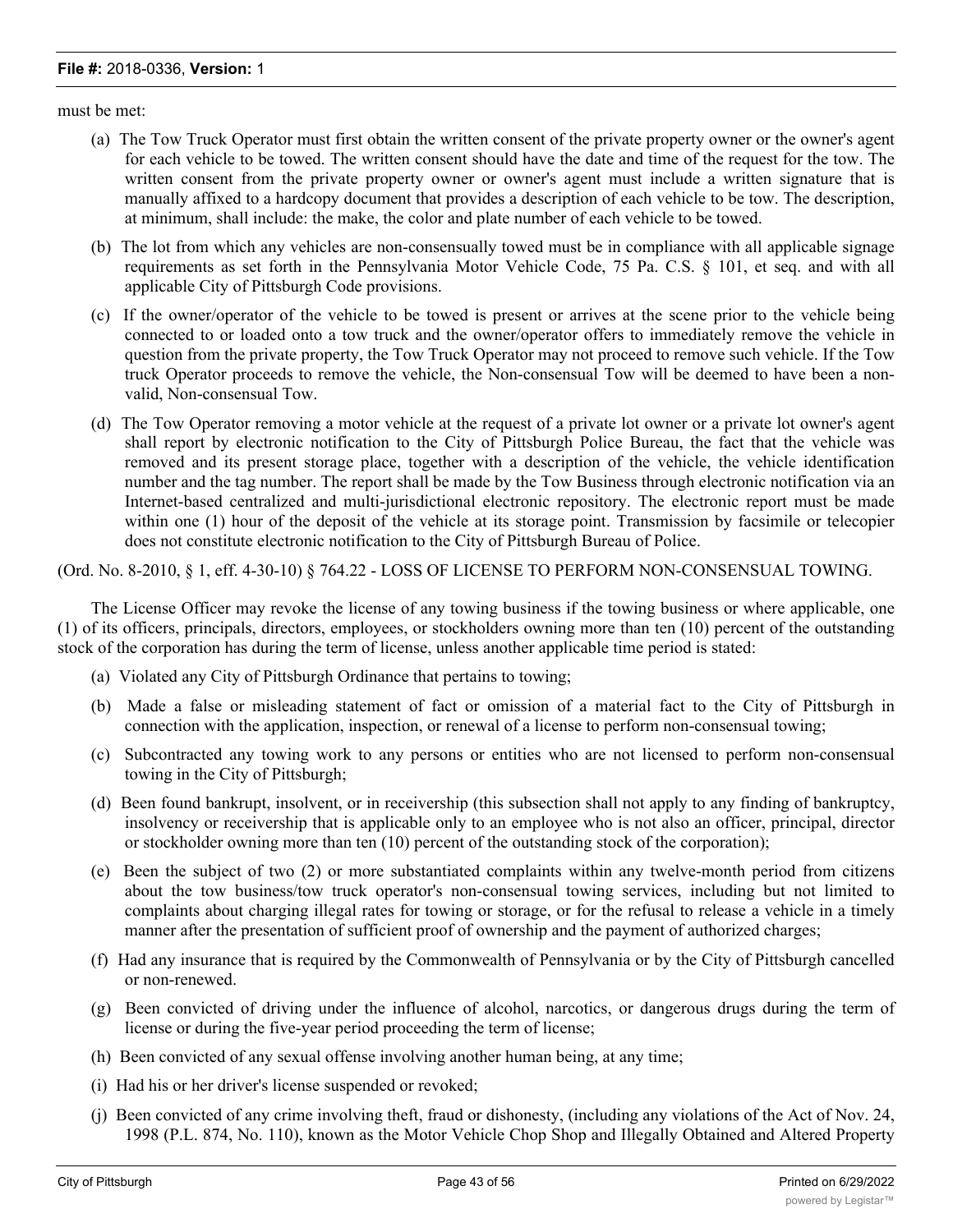must be met:

(a) The Tow Truck Operator must first obtain the written consent of the private property owner or the owner's agent for each vehicle to be towed. The written consent should have the date and time of the request for the tow. The written consent from the private property owner or owner's agent must include a written signature that is manually affixed to a hardcopy document that provides a description of each vehicle to be tow. The description, at minimum, shall include: the make, the color and plate number of each vehicle to be towed.

(b) The lot from which any vehicles are non-consensually towed must be in compliance with all applicable signage requirements as set forth in the Pennsylvania Motor Vehicle Code, 75 Pa. C.S. § 101, et seq. and with all applicable City of Pittsburgh Code provisions.

(c) If the owner/operator of the vehicle to be towed is present or arrives at the scene prior to the vehicle being connected to or loaded onto a tow truck and the owner/operator offers to immediately remove the vehicle in question from the private property, the Tow Truck Operator may not proceed to remove such vehicle. If the Tow truck Operator proceeds to remove the vehicle, the Non-consensual Tow will be deemed to have been a non-valid, Non-consensual Tow.

(d) The Tow Operator removing a motor vehicle at the request of a private lot owner or a private lot owner's agent shall report by electronic notification to the City of Pittsburgh Police Bureau, the fact that the vehicle was removed and its present storage place, together with a description of the vehicle, the vehicle identification number and the tag number. The report shall be made by the Tow Business through electronic notification via an Internet-based centralized and multi-jurisdictional electronic repository. The electronic report must be made within one (1) hour of the deposit of the vehicle at its storage point. Transmission by facsimile or telecopier does not constitute electronic notification to the City of Pittsburgh Bureau of Police.

(Ord. No. 8-2010, § 1, eff. 4-30-10) § 764.22 - LOSS OF LICENSE TO PERFORM NON-CONSENSUAL TOWING.

The License Officer may revoke the license of any towing business if the towing business or where applicable, one (1) of its officers, principals, directors, employees, or stockholders owning more than ten (10) percent of the outstanding stock of the corporation has during the term of license, unless another applicable time period is stated:

(a) Violated any City of Pittsburgh Ordinance that pertains to towing;

(b) Made a false or misleading statement of fact or omission of a material fact to the City of Pittsburgh in connection with the application, inspection, or renewal of a license to perform non-consensual towing;

(c) Subcontracted any towing work to any persons or entities who are not licensed to perform non-consensual towing in the City of Pittsburgh;

(d) Been found bankrupt, insolvent, or in receivership (this subsection shall not apply to any finding of bankruptcy, insolvency or receivership that is applicable only to an employee who is not also an officer, principal, director or stockholder owning more than ten (10) percent of the outstanding stock of the corporation);

(e) Been the subject of two (2) or more substantiated complaints within any twelve-month period from citizens about the tow business/tow truck operator's non-consensual towing services, including but not limited to complaints about charging illegal rates for towing or storage, or for the refusal to release a vehicle in a timely manner after the presentation of sufficient proof of ownership and the payment of authorized charges;

(f) Had any insurance that is required by the Commonwealth of Pennsylvania or by the City of Pittsburgh cancelled or non-renewed.

(g) Been convicted of driving under the influence of alcohol, narcotics, or dangerous drugs during the term of license or during the five-year period proceeding the term of license;

(h) Been convicted of any sexual offense involving another human being, at any time;

(i) Had his or her driver's license suspended or revoked;

(j) Been convicted of any crime involving theft, fraud or dishonesty, (including any violations of the Act of Nov. 24, 1998 (P.L. 874, No. 110), known as the Motor Vehicle Chop Shop and Illegally Obtained and Altered Property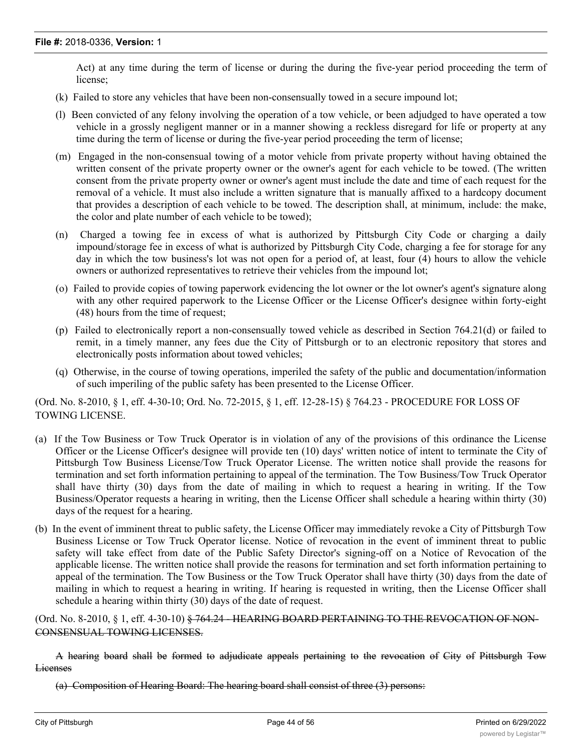Act) at any time during the term of license or during the during the five-year period proceeding the term of license;

(k) Failed to store any vehicles that have been non-consensually towed in a secure impound lot;

(l) Been convicted of any felony involving the operation of a tow vehicle, or been adjudged to have operated a tow vehicle in a grossly negligent manner or in a manner showing a reckless disregard for life or property at any time during the term of license or during the five-year period proceeding the term of license;

(m) Engaged in the non-consensual towing of a motor vehicle from private property without having obtained the written consent of the private property owner or the owner's agent for each vehicle to be towed. (The written consent from the private property owner or owner's agent must include the date and time of each request for the removal of a vehicle. It must also include a written signature that is manually affixed to a hardcopy document that provides a description of each vehicle to be towed. The description shall, at minimum, include: the make, the color and plate number of each vehicle to be towed);

(n) Charged a towing fee in excess of what is authorized by Pittsburgh City Code or charging a daily impound/storage fee in excess of what is authorized by Pittsburgh City Code, charging a fee for storage for any day in which the tow business's lot was not open for a period of, at least, four (4) hours to allow the vehicle owners or authorized representatives to retrieve their vehicles from the impound lot;

(o) Failed to provide copies of towing paperwork evidencing the lot owner or the lot owner's agent's signature along with any other required paperwork to the License Officer or the License Officer's designee within forty-eight (48) hours from the time of request;

(p) Failed to electronically report a non-consensually towed vehicle as described in Section 764.21(d) or failed to remit, in a timely manner, any fees due the City of Pittsburgh or to an electronic repository that stores and electronically posts information about towed vehicles;

(q) Otherwise, in the course of towing operations, imperiled the safety of the public and documentation/information of such imperiling of the public safety has been presented to the License Officer.

(Ord. No. 8-2010, § 1, eff. 4-30-10; Ord. No. 72-2015, § 1, eff. 12-28-15) § 764.23 - PROCEDURE FOR LOSS OF TOWING LICENSE.

(a) If the Tow Business or Tow Truck Operator is in violation of any of the provisions of this ordinance the License Officer or the License Officer's designee will provide ten (10) days' written notice of intent to terminate the City of Pittsburgh Tow Business License/Tow Truck Operator License. The written notice shall provide the reasons for termination and set forth information pertaining to appeal of the termination. The Tow Business/Tow Truck Operator shall have thirty (30) days from the date of mailing in which to request a hearing in writing. If the Tow Business/Operator requests a hearing in writing, then the License Officer shall schedule a hearing within thirty (30) days of the request for a hearing.

(b) In the event of imminent threat to public safety, the License Officer may immediately revoke a City of Pittsburgh Tow Business License or Tow Truck Operator license. Notice of revocation in the event of imminent threat to public safety will take effect from date of the Public Safety Director's signing-off on a Notice of Revocation of the applicable license. The written notice shall provide the reasons for termination and set forth information pertaining to appeal of the termination. The Tow Business or the Tow Truck Operator shall have thirty (30) days from the date of mailing in which to request a hearing in writing. If hearing is requested in writing, then the License Officer shall schedule a hearing within thirty (30) days of the date of request.

(Ord. No. 8-2010, § 1, eff. 4-30-10) ~~§ 764.24 - HEARING BOARD PERTAINING TO THE REVOCATION OF NON-CONSENSUAL TOWING LICENSES.~~

~~A hearing board shall be formed to adjudicate appeals pertaining to the revocation of City of Pittsburgh Tow Licenses~~

~~(a) Composition of Hearing Board: The hearing board shall consist of three (3) persons:~~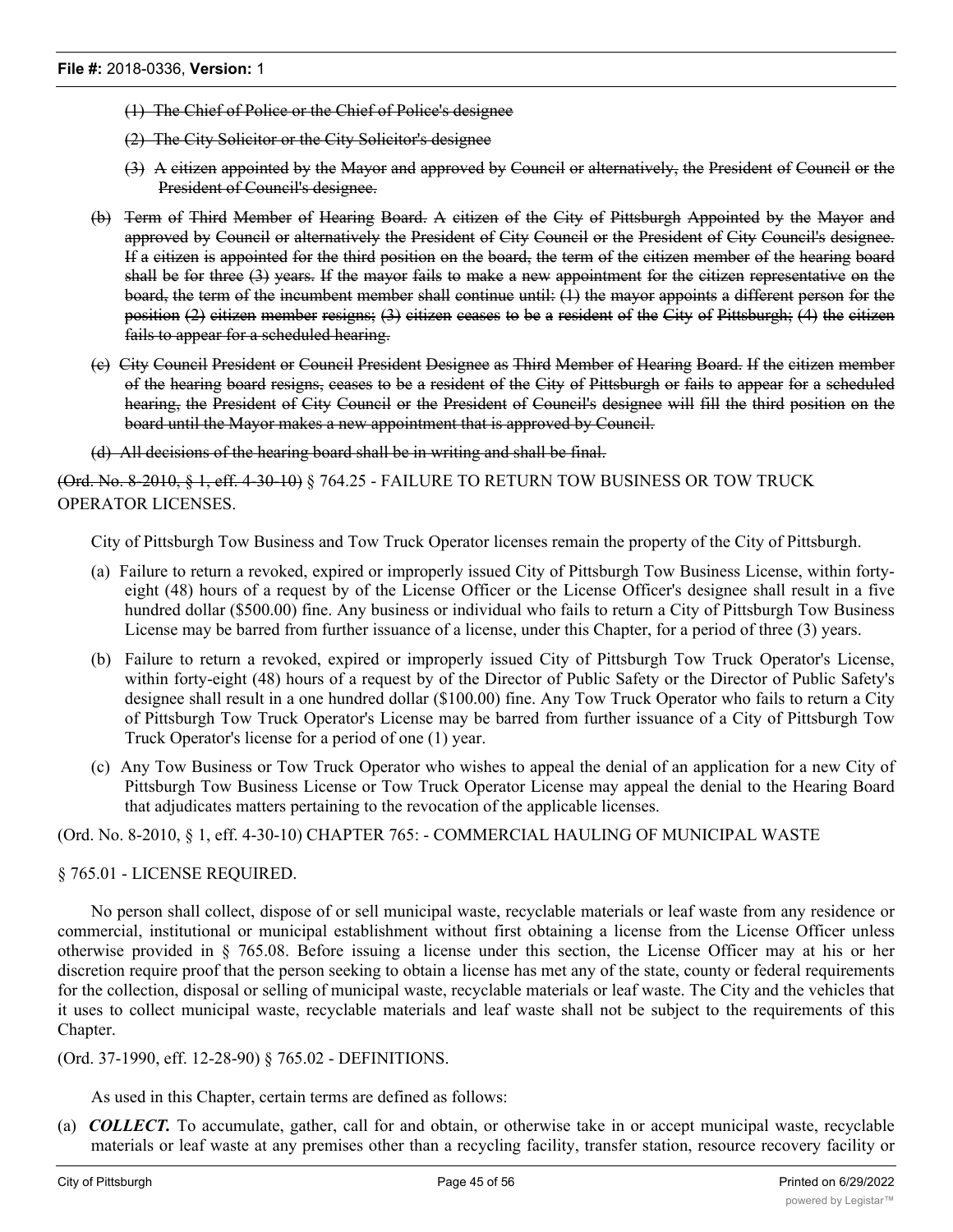~~(1) The Chief of Police or the Chief of Police's designee~~

~~(2) The City Solicitor or the City Solicitor's designee~~

~~(3) A citizen appointed by the Mayor and approved by Council or alternatively, the President of Council or the President of Council's designee.~~

~~(b) Term of Third Member of Hearing Board. A citizen of the City of Pittsburgh Appointed by the Mayor and approved by Council or alternatively the President of City Council or the President of City Council's designee. If a citizen is appointed for the third position on the board, the term of the citizen member of the hearing board shall be for three (3) years. If the mayor fails to make a new appointment for the citizen representative on the board, the term of the incumbent member shall continue until: (1) the mayor appoints a different person for the position (2) citizen member resigns; (3) citizen ceases to be a resident of the City of Pittsburgh; (4) the citizen fails to appear for a scheduled hearing.~~

~~(c) City Council President or Council President Designee as Third Member of Hearing Board. If the citizen member of the hearing board resigns, ceases to be a resident of the City of Pittsburgh or fails to appear for a scheduled hearing, the President of City Council or the President of Council's designee will fill the third position on the board until the Mayor makes a new appointment that is approved by Council.~~

~~(d) All decisions of the hearing board shall be in writing and shall be final.~~

~~(Ord. No. 8-2010, § 1, eff. 4-30-10)~~ § 764.25 - FAILURE TO RETURN TOW BUSINESS OR TOW TRUCK OPERATOR LICENSES.

City of Pittsburgh Tow Business and Tow Truck Operator licenses remain the property of the City of Pittsburgh.

(a) Failure to return a revoked, expired or improperly issued City of Pittsburgh Tow Business License, within forty-eight (48) hours of a request by of the License Officer or the License Officer's designee shall result in a five hundred dollar ($500.00) fine. Any business or individual who fails to return a City of Pittsburgh Tow Business License may be barred from further issuance of a license, under this Chapter, for a period of three (3) years.

(b) Failure to return a revoked, expired or improperly issued City of Pittsburgh Tow Truck Operator's License, within forty-eight (48) hours of a request by of the Director of Public Safety or the Director of Public Safety's designee shall result in a one hundred dollar ($100.00) fine. Any Tow Truck Operator who fails to return a City of Pittsburgh Tow Truck Operator's License may be barred from further issuance of a City of Pittsburgh Tow Truck Operator's license for a period of one (1) year.

(c) Any Tow Business or Tow Truck Operator who wishes to appeal the denial of an application for a new City of Pittsburgh Tow Business License or Tow Truck Operator License may appeal the denial to the Hearing Board that adjudicates matters pertaining to the revocation of the applicable licenses.

(Ord. No. 8-2010, § 1, eff. 4-30-10) CHAPTER 765: - COMMERCIAL HAULING OF MUNICIPAL WASTE

§ 765.01 - LICENSE REQUIRED.

No person shall collect, dispose of or sell municipal waste, recyclable materials or leaf waste from any residence or commercial, institutional or municipal establishment without first obtaining a license from the License Officer unless otherwise provided in § 765.08. Before issuing a license under this section, the License Officer may at his or her discretion require proof that the person seeking to obtain a license has met any of the state, county or federal requirements for the collection, disposal or selling of municipal waste, recyclable materials or leaf waste. The City and the vehicles that it uses to collect municipal waste, recyclable materials and leaf waste shall not be subject to the requirements of this Chapter.

(Ord. 37-1990, eff. 12-28-90) § 765.02 - DEFINITIONS.

As used in this Chapter, certain terms are defined as follows:

(a) ***COLLECT.*** To accumulate, gather, call for and obtain, or otherwise take in or accept municipal waste, recyclable materials or leaf waste at any premises other than a recycling facility, transfer station, resource recovery facility or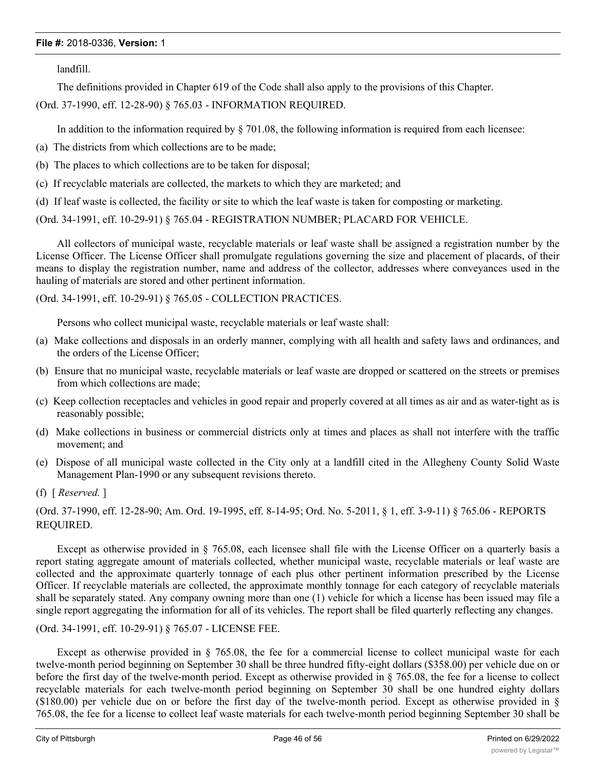landfill.

The definitions provided in Chapter 619 of the Code shall also apply to the provisions of this Chapter.

(Ord. 37-1990, eff. 12-28-90) § 765.03 - INFORMATION REQUIRED.

In addition to the information required by § 701.08, the following information is required from each licensee:

(a) The districts from which collections are to be made;

(b) The places to which collections are to be taken for disposal;

(c) If recyclable materials are collected, the markets to which they are marketed; and

(d) If leaf waste is collected, the facility or site to which the leaf waste is taken for composting or marketing.

(Ord. 34-1991, eff. 10-29-91) § 765.04 - REGISTRATION NUMBER; PLACARD FOR VEHICLE.

All collectors of municipal waste, recyclable materials or leaf waste shall be assigned a registration number by the License Officer. The License Officer shall promulgate regulations governing the size and placement of placards, of their means to display the registration number, name and address of the collector, addresses where conveyances used in the hauling of materials are stored and other pertinent information.

(Ord. 34-1991, eff. 10-29-91) § 765.05 - COLLECTION PRACTICES.

Persons who collect municipal waste, recyclable materials or leaf waste shall:

(a) Make collections and disposals in an orderly manner, complying with all health and safety laws and ordinances, and the orders of the License Officer;

(b) Ensure that no municipal waste, recyclable materials or leaf waste are dropped or scattered on the streets or premises from which collections are made;

(c) Keep collection receptacles and vehicles in good repair and properly covered at all times as air and as water-tight as is reasonably possible;

(d) Make collections in business or commercial districts only at times and places as shall not interfere with the traffic movement; and

(e) Dispose of all municipal waste collected in the City only at a landfill cited in the Allegheny County Solid Waste Management Plan-1990 or any subsequent revisions thereto.

(f) [ *Reserved.* ]

(Ord. 37-1990, eff. 12-28-90; Am. Ord. 19-1995, eff. 8-14-95; Ord. No. 5-2011, § 1, eff. 3-9-11) § 765.06 - REPORTS REQUIRED.

Except as otherwise provided in § 765.08, each licensee shall file with the License Officer on a quarterly basis a report stating aggregate amount of materials collected, whether municipal waste, recyclable materials or leaf waste are collected and the approximate quarterly tonnage of each plus other pertinent information prescribed by the License Officer. If recyclable materials are collected, the approximate monthly tonnage for each category of recyclable materials shall be separately stated. Any company owning more than one (1) vehicle for which a license has been issued may file a single report aggregating the information for all of its vehicles. The report shall be filed quarterly reflecting any changes.

(Ord. 34-1991, eff. 10-29-91) § 765.07 - LICENSE FEE.

Except as otherwise provided in § 765.08, the fee for a commercial license to collect municipal waste for each twelve-month period beginning on September 30 shall be three hundred fifty-eight dollars ($358.00) per vehicle due on or before the first day of the twelve-month period. Except as otherwise provided in § 765.08, the fee for a license to collect recyclable materials for each twelve-month period beginning on September 30 shall be one hundred eighty dollars ($180.00) per vehicle due on or before the first day of the twelve-month period. Except as otherwise provided in § 765.08, the fee for a license to collect leaf waste materials for each twelve-month period beginning September 30 shall be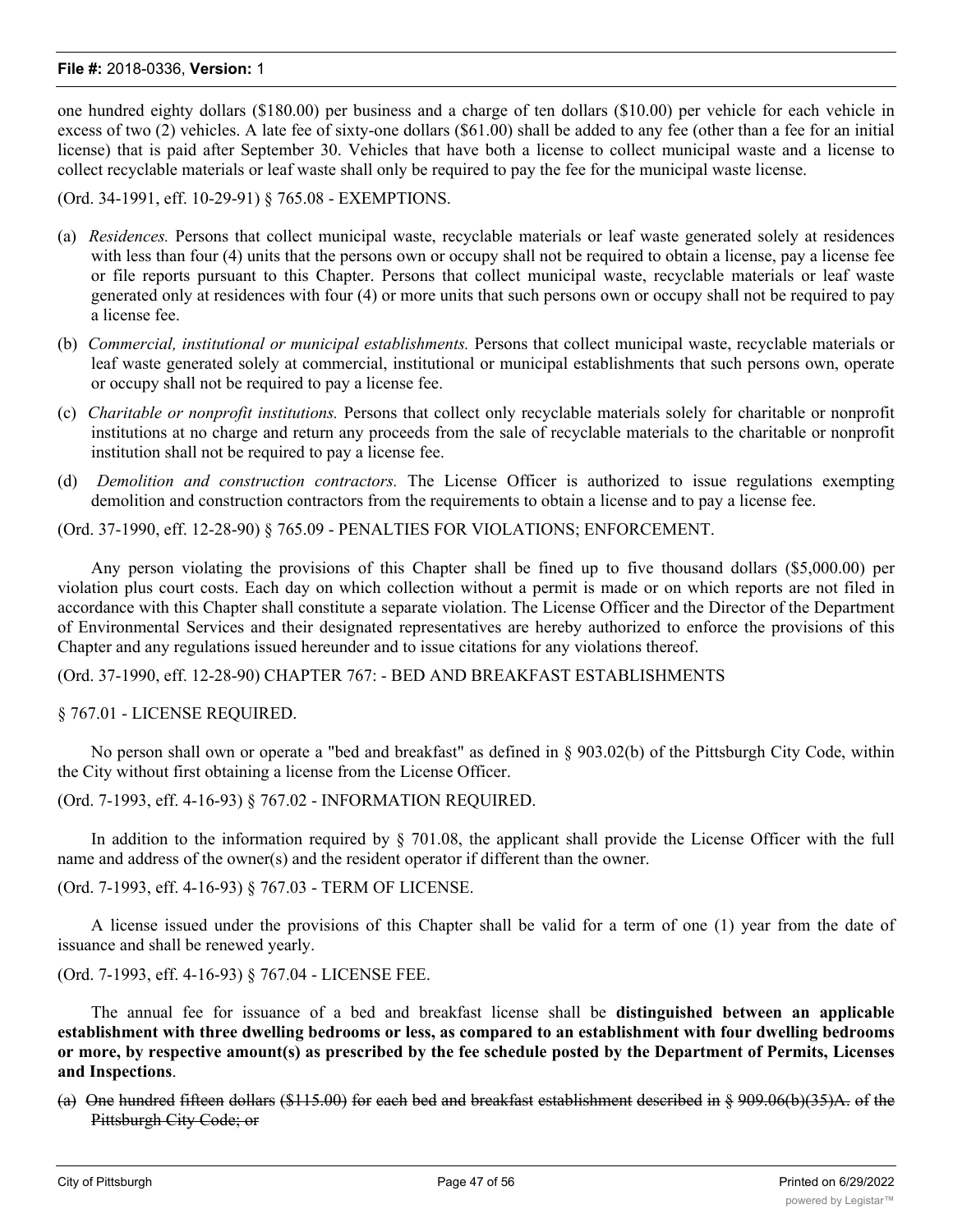one hundred eighty dollars ($180.00) per business and a charge of ten dollars ($10.00) per vehicle for each vehicle in excess of two (2) vehicles. A late fee of sixty-one dollars ($61.00) shall be added to any fee (other than a fee for an initial license) that is paid after September 30. Vehicles that have both a license to collect municipal waste and a license to collect recyclable materials or leaf waste shall only be required to pay the fee for the municipal waste license.

(Ord. 34-1991, eff. 10-29-91) § 765.08 - EXEMPTIONS.

(a) *Residences.* Persons that collect municipal waste, recyclable materials or leaf waste generated solely at residences with less than four (4) units that the persons own or occupy shall not be required to obtain a license, pay a license fee or file reports pursuant to this Chapter. Persons that collect municipal waste, recyclable materials or leaf waste generated only at residences with four (4) or more units that such persons own or occupy shall not be required to pay a license fee.

(b) *Commercial, institutional or municipal establishments.* Persons that collect municipal waste, recyclable materials or leaf waste generated solely at commercial, institutional or municipal establishments that such persons own, operate or occupy shall not be required to pay a license fee.

(c) *Charitable or nonprofit institutions.* Persons that collect only recyclable materials solely for charitable or nonprofit institutions at no charge and return any proceeds from the sale of recyclable materials to the charitable or nonprofit institution shall not be required to pay a license fee.

(d) *Demolition and construction contractors.* The License Officer is authorized to issue regulations exempting demolition and construction contractors from the requirements to obtain a license and to pay a license fee.

(Ord. 37-1990, eff. 12-28-90) § 765.09 - PENALTIES FOR VIOLATIONS; ENFORCEMENT.

Any person violating the provisions of this Chapter shall be fined up to five thousand dollars ($5,000.00) per violation plus court costs. Each day on which collection without a permit is made or on which reports are not filed in accordance with this Chapter shall constitute a separate violation. The License Officer and the Director of the Department of Environmental Services and their designated representatives are hereby authorized to enforce the provisions of this Chapter and any regulations issued hereunder and to issue citations for any violations thereof.

(Ord. 37-1990, eff. 12-28-90) CHAPTER 767: - BED AND BREAKFAST ESTABLISHMENTS

§ 767.01 - LICENSE REQUIRED.

No person shall own or operate a "bed and breakfast" as defined in § 903.02(b) of the Pittsburgh City Code, within the City without first obtaining a license from the License Officer.

(Ord. 7-1993, eff. 4-16-93) § 767.02 - INFORMATION REQUIRED.

In addition to the information required by § 701.08, the applicant shall provide the License Officer with the full name and address of the owner(s) and the resident operator if different than the owner.

(Ord. 7-1993, eff. 4-16-93) § 767.03 - TERM OF LICENSE.

A license issued under the provisions of this Chapter shall be valid for a term of one (1) year from the date of issuance and shall be renewed yearly.

(Ord. 7-1993, eff. 4-16-93) § 767.04 - LICENSE FEE.

The annual fee for issuance of a bed and breakfast license shall be **distinguished between an applicable establishment with three dwelling bedrooms or less, as compared to an establishment with four dwelling bedrooms or more, by respective amount(s) as prescribed by the fee schedule posted by the Department of Permits, Licenses and Inspections**.

(a) ~~One hundred fifteen dollars ($115.00) for each bed and breakfast establishment described in § 909.06(b)(35)A. of the Pittsburgh City Code; or~~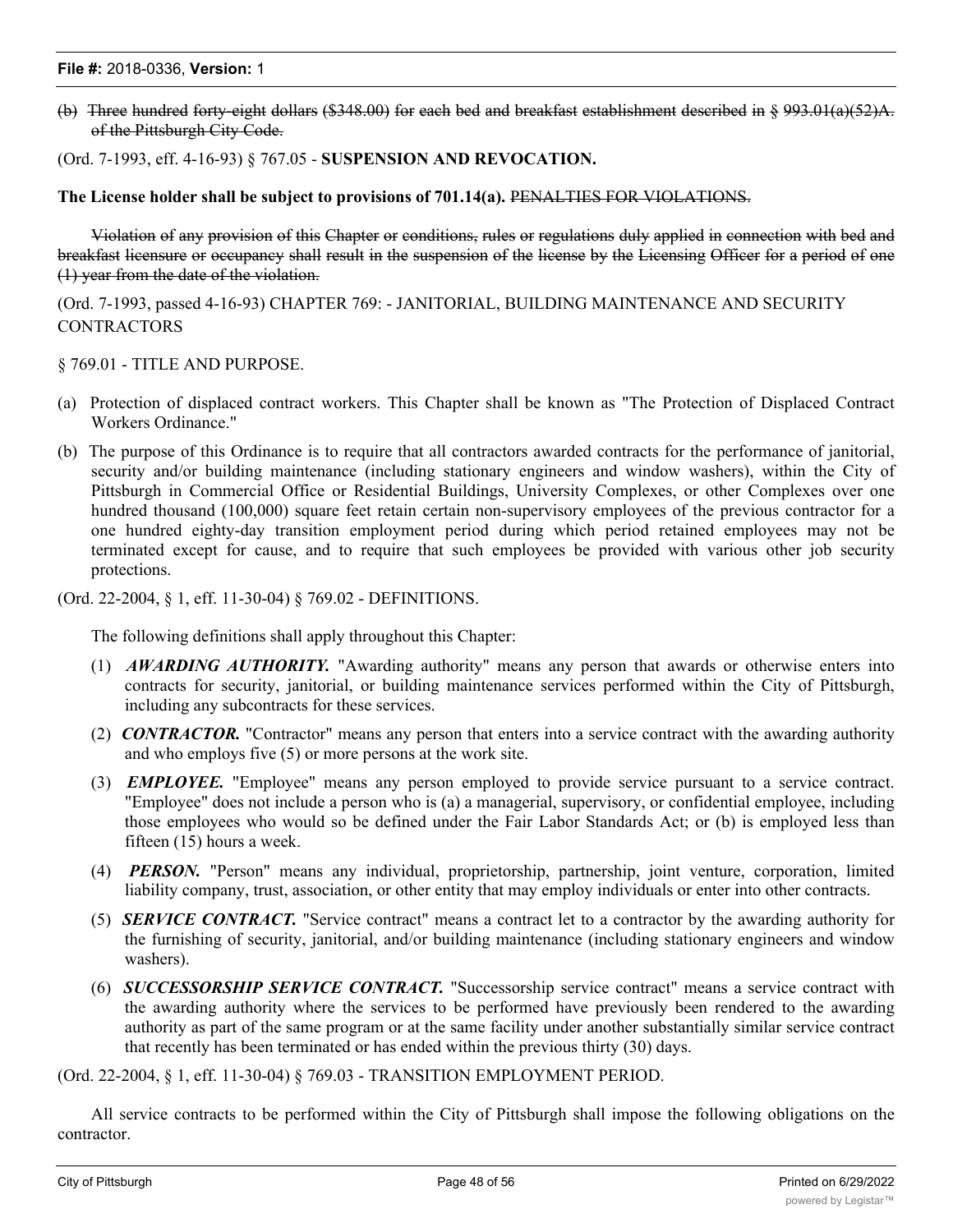(b) ~~Three hundred forty-eight dollars ($348.00) for each bed and breakfast establishment described in § 993.01(a)(52)A. of the Pittsburgh City Code.~~

(Ord. 7-1993, eff. 4-16-93) § 767.05 - **SUSPENSION AND REVOCATION.**

**The License holder shall be subject to provisions of 701.14(a).** ~~PENALTIES FOR VIOLATIONS.~~

~~Violation of any provision of this Chapter or conditions, rules or regulations duly applied in connection with bed and breakfast licensure or occupancy shall result in the suspension of the license by the Licensing Officer for a period of one (1) year from the date of the violation.~~

(Ord. 7-1993, passed 4-16-93) CHAPTER 769: - JANITORIAL, BUILDING MAINTENANCE AND SECURITY CONTRACTORS

§ 769.01 - TITLE AND PURPOSE.

(a) Protection of displaced contract workers. This Chapter shall be known as "The Protection of Displaced Contract Workers Ordinance."

(b) The purpose of this Ordinance is to require that all contractors awarded contracts for the performance of janitorial, security and/or building maintenance (including stationary engineers and window washers), within the City of Pittsburgh in Commercial Office or Residential Buildings, University Complexes, or other Complexes over one hundred thousand (100,000) square feet retain certain non-supervisory employees of the previous contractor for a one hundred eighty-day transition employment period during which period retained employees may not be terminated except for cause, and to require that such employees be provided with various other job security protections.

(Ord. 22-2004, § 1, eff. 11-30-04) § 769.02 - DEFINITIONS.

The following definitions shall apply throughout this Chapter:

(1) ***AWARDING AUTHORITY.*** "Awarding authority" means any person that awards or otherwise enters into contracts for security, janitorial, or building maintenance services performed within the City of Pittsburgh, including any subcontracts for these services.

(2) ***CONTRACTOR.*** "Contractor" means any person that enters into a service contract with the awarding authority and who employs five (5) or more persons at the work site.

(3) ***EMPLOYEE.*** "Employee" means any person employed to provide service pursuant to a service contract. "Employee" does not include a person who is (a) a managerial, supervisory, or confidential employee, including those employees who would so be defined under the Fair Labor Standards Act; or (b) is employed less than fifteen (15) hours a week.

(4) ***PERSON.*** "Person" means any individual, proprietorship, partnership, joint venture, corporation, limited liability company, trust, association, or other entity that may employ individuals or enter into other contracts.

(5) ***SERVICE CONTRACT.*** "Service contract" means a contract let to a contractor by the awarding authority for the furnishing of security, janitorial, and/or building maintenance (including stationary engineers and window washers).

(6) ***SUCCESSORSHIP SERVICE CONTRACT.*** "Successorship service contract" means a service contract with the awarding authority where the services to be performed have previously been rendered to the awarding authority as part of the same program or at the same facility under another substantially similar service contract that recently has been terminated or has ended within the previous thirty (30) days.

(Ord. 22-2004, § 1, eff. 11-30-04) § 769.03 - TRANSITION EMPLOYMENT PERIOD.

All service contracts to be performed within the City of Pittsburgh shall impose the following obligations on the contractor.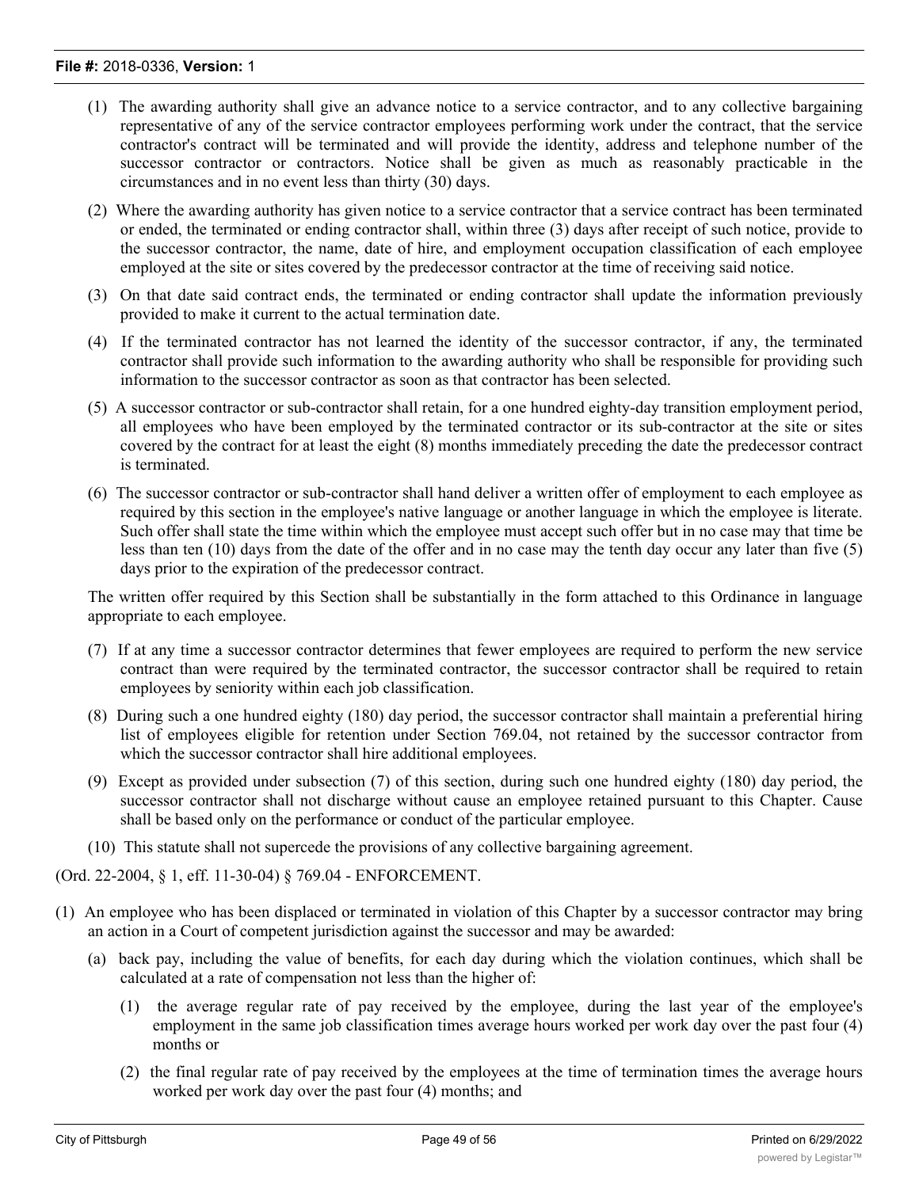(1) The awarding authority shall give an advance notice to a service contractor, and to any collective bargaining representative of any of the service contractor employees performing work under the contract, that the service contractor's contract will be terminated and will provide the identity, address and telephone number of the successor contractor or contractors. Notice shall be given as much as reasonably practicable in the circumstances and in no event less than thirty (30) days.

(2) Where the awarding authority has given notice to a service contractor that a service contract has been terminated or ended, the terminated or ending contractor shall, within three (3) days after receipt of such notice, provide to the successor contractor, the name, date of hire, and employment occupation classification of each employee employed at the site or sites covered by the predecessor contractor at the time of receiving said notice.

(3) On that date said contract ends, the terminated or ending contractor shall update the information previously provided to make it current to the actual termination date.

(4) If the terminated contractor has not learned the identity of the successor contractor, if any, the terminated contractor shall provide such information to the awarding authority who shall be responsible for providing such information to the successor contractor as soon as that contractor has been selected.

(5) A successor contractor or sub-contractor shall retain, for a one hundred eighty-day transition employment period, all employees who have been employed by the terminated contractor or its sub-contractor at the site or sites covered by the contract for at least the eight (8) months immediately preceding the date the predecessor contract is terminated.

(6) The successor contractor or sub-contractor shall hand deliver a written offer of employment to each employee as required by this section in the employee's native language or another language in which the employee is literate. Such offer shall state the time within which the employee must accept such offer but in no case may that time be less than ten (10) days from the date of the offer and in no case may the tenth day occur any later than five (5) days prior to the expiration of the predecessor contract.

The written offer required by this Section shall be substantially in the form attached to this Ordinance in language appropriate to each employee.

(7) If at any time a successor contractor determines that fewer employees are required to perform the new service contract than were required by the terminated contractor, the successor contractor shall be required to retain employees by seniority within each job classification.

(8) During such a one hundred eighty (180) day period, the successor contractor shall maintain a preferential hiring list of employees eligible for retention under Section 769.04, not retained by the successor contractor from which the successor contractor shall hire additional employees.

(9) Except as provided under subsection (7) of this section, during such one hundred eighty (180) day period, the successor contractor shall not discharge without cause an employee retained pursuant to this Chapter. Cause shall be based only on the performance or conduct of the particular employee.

(10) This statute shall not supercede the provisions of any collective bargaining agreement.

(Ord. 22-2004, § 1, eff. 11-30-04) § 769.04 - ENFORCEMENT.

(1) An employee who has been displaced or terminated in violation of this Chapter by a successor contractor may bring an action in a Court of competent jurisdiction against the successor and may be awarded:

   (a) back pay, including the value of benefits, for each day during which the violation continues, which shall be calculated at a rate of compensation not less than the higher of:

      (1) the average regular rate of pay received by the employee, during the last year of the employee's employment in the same job classification times average hours worked per work day over the past four (4) months or

      (2) the final regular rate of pay received by the employees at the time of termination times the average hours worked per work day over the past four (4) months; and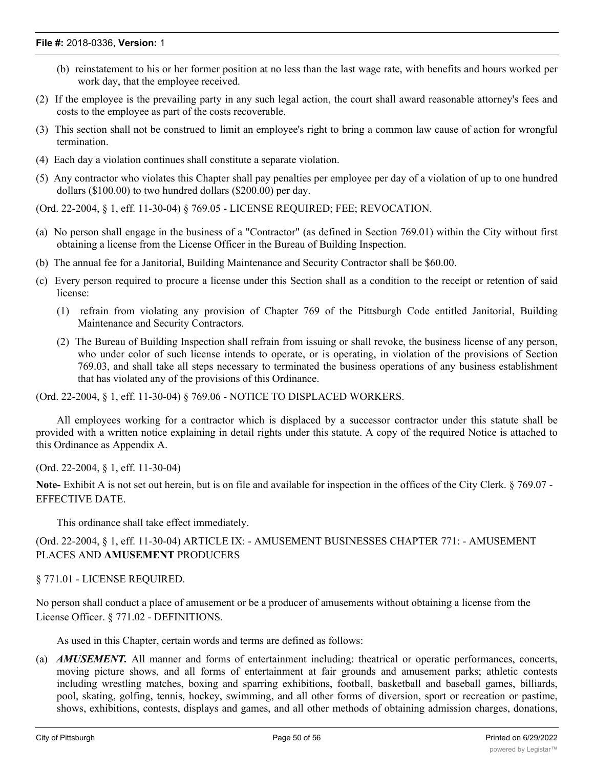(b) reinstatement to his or her former position at no less than the last wage rate, with benefits and hours worked per work day, that the employee received.

(2) If the employee is the prevailing party in any such legal action, the court shall award reasonable attorney's fees and costs to the employee as part of the costs recoverable.

(3) This section shall not be construed to limit an employee's right to bring a common law cause of action for wrongful termination.

(4) Each day a violation continues shall constitute a separate violation.

(5) Any contractor who violates this Chapter shall pay penalties per employee per day of a violation of up to one hundred dollars ($100.00) to two hundred dollars ($200.00) per day.

(Ord. 22-2004, § 1, eff. 11-30-04) § 769.05 - LICENSE REQUIRED; FEE; REVOCATION.

(a) No person shall engage in the business of a "Contractor" (as defined in Section 769.01) within the City without first obtaining a license from the License Officer in the Bureau of Building Inspection.

(b) The annual fee for a Janitorial, Building Maintenance and Security Contractor shall be $60.00.

(c) Every person required to procure a license under this Section shall as a condition to the receipt or retention of said license:

   (1) refrain from violating any provision of Chapter 769 of the Pittsburgh Code entitled Janitorial, Building Maintenance and Security Contractors.

   (2) The Bureau of Building Inspection shall refrain from issuing or shall revoke, the business license of any person, who under color of such license intends to operate, or is operating, in violation of the provisions of Section 769.03, and shall take all steps necessary to terminated the business operations of any business establishment that has violated any of the provisions of this Ordinance.

(Ord. 22-2004, § 1, eff. 11-30-04) § 769.06 - NOTICE TO DISPLACED WORKERS.

All employees working for a contractor which is displaced by a successor contractor under this statute shall be provided with a written notice explaining in detail rights under this statute. A copy of the required Notice is attached to this Ordinance as Appendix A.

(Ord. 22-2004, § 1, eff. 11-30-04)

**Note-** Exhibit A is not set out herein, but is on file and available for inspection in the offices of the City Clerk. § 769.07 - EFFECTIVE DATE.

This ordinance shall take effect immediately.

(Ord. 22-2004, § 1, eff. 11-30-04) ARTICLE IX: - AMUSEMENT BUSINESSES CHAPTER 771: - AMUSEMENT PLACES AND **AMUSEMENT** PRODUCERS

§ 771.01 - LICENSE REQUIRED.

No person shall conduct a place of amusement or be a producer of amusements without obtaining a license from the License Officer. § 771.02 - DEFINITIONS.

As used in this Chapter, certain words and terms are defined as follows:

(a) ***AMUSEMENT.*** All manner and forms of entertainment including: theatrical or operatic performances, concerts, moving picture shows, and all forms of entertainment at fair grounds and amusement parks; athletic contests including wrestling matches, boxing and sparring exhibitions, football, basketball and baseball games, billiards, pool, skating, golfing, tennis, hockey, swimming, and all other forms of diversion, sport or recreation or pastime, shows, exhibitions, contests, displays and games, and all other methods of obtaining admission charges, donations,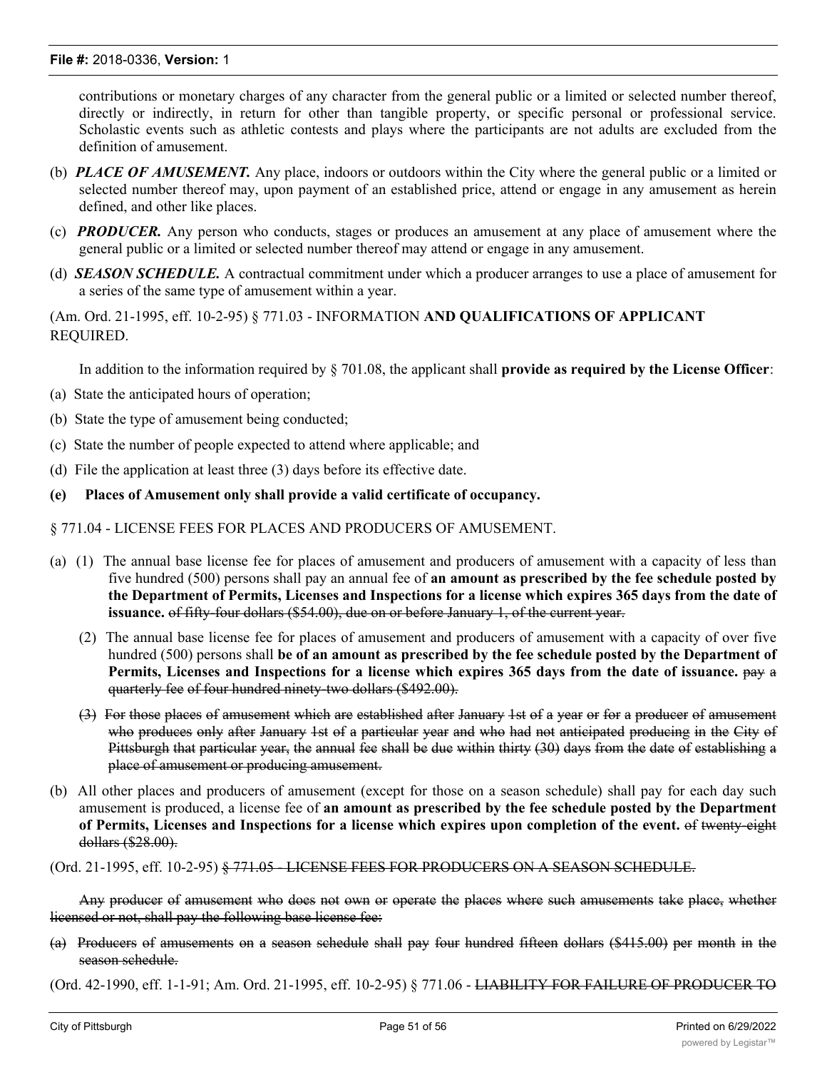contributions or monetary charges of any character from the general public or a limited or selected number thereof, directly or indirectly, in return for other than tangible property, or specific personal or professional service. Scholastic events such as athletic contests and plays where the participants are not adults are excluded from the definition of amusement.

(b) ***PLACE OF AMUSEMENT.*** Any place, indoors or outdoors within the City where the general public or a limited or selected number thereof may, upon payment of an established price, attend or engage in any amusement as herein defined, and other like places.

(c) ***PRODUCER.*** Any person who conducts, stages or produces an amusement at any place of amusement where the general public or a limited or selected number thereof may attend or engage in any amusement.

(d) ***SEASON SCHEDULE.*** A contractual commitment under which a producer arranges to use a place of amusement for a series of the same type of amusement within a year.

(Am. Ord. 21-1995, eff. 10-2-95) § 771.03 - INFORMATION **AND QUALIFICATIONS OF APPLICANT** REQUIRED.

In addition to the information required by § 701.08, the applicant shall **provide as required by the License Officer**:

(a) State the anticipated hours of operation;

(b) State the type of amusement being conducted;

(c) State the number of people expected to attend where applicable; and

(d) File the application at least three (3) days before its effective date.

**(e) Places of Amusement only shall provide a valid certificate of occupancy.**

§ 771.04 - LICENSE FEES FOR PLACES AND PRODUCERS OF AMUSEMENT.

(a) (1) The annual base license fee for places of amusement and producers of amusement with a capacity of less than five hundred (500) persons shall pay an annual fee of **an amount as prescribed by the fee schedule posted by the Department of Permits, Licenses and Inspections for a license which expires 365 days from the date of issuance.** ~~of fifty-four dollars ($54.00), due on or before January 1, of the current year.~~

(2) The annual base license fee for places of amusement and producers of amusement with a capacity of over five hundred (500) persons shall **be of an amount as prescribed by the fee schedule posted by the Department of Permits, Licenses and Inspections for a license which expires 365 days from the date of issuance.** ~~pay a quarterly fee of four hundred ninety-two dollars ($492.00).~~

~~(3) For those places of amusement which are established after January 1st of a year or for a producer of amusement who produces only after January 1st of a particular year and who had not anticipated producing in the City of Pittsburgh that particular year, the annual fee shall be due within thirty (30) days from the date of establishing a place of amusement or producing amusement.~~

(b) All other places and producers of amusement (except for those on a season schedule) shall pay for each day such amusement is produced, a license fee of **an amount as prescribed by the fee schedule posted by the Department of Permits, Licenses and Inspections for a license which expires upon completion of the event.** ~~of twenty-eight dollars ($28.00).~~

(Ord. 21-1995, eff. 10-2-95) ~~§ 771.05 - LICENSE FEES FOR PRODUCERS ON A SEASON SCHEDULE.~~

~~Any producer of amusement who does not own or operate the places where such amusements take place, whether licensed or not, shall pay the following base license fee:~~

~~(a) Producers of amusements on a season schedule shall pay four hundred fifteen dollars ($415.00) per month in the season schedule.~~

(Ord. 42-1990, eff. 1-1-91; Am. Ord. 21-1995, eff. 10-2-95) § 771.06 - ~~LIABILITY FOR FAILURE OF PRODUCER TO~~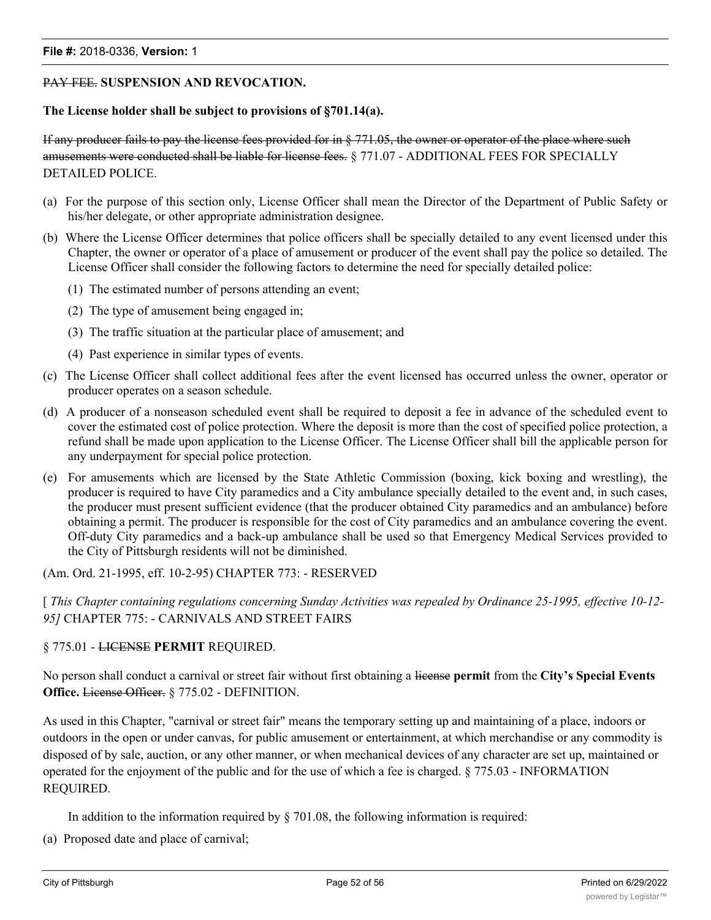~~PAY FEE.~~ **SUSPENSION AND REVOCATION.**

**The License holder shall be subject to provisions of §701.14(a).**

~~If any producer fails to pay the license fees provided for in § 771.05, the owner or operator of the place where such amusements were conducted shall be liable for license fees.~~ § 771.07 - ADDITIONAL FEES FOR SPECIALLY DETAILED POLICE.

(a) For the purpose of this section only, License Officer shall mean the Director of the Department of Public Safety or his/her delegate, or other appropriate administration designee.

(b) Where the License Officer determines that police officers shall be specially detailed to any event licensed under this Chapter, the owner or operator of a place of amusement or producer of the event shall pay the police so detailed. The License Officer shall consider the following factors to determine the need for specially detailed police:

(1) The estimated number of persons attending an event;

(2) The type of amusement being engaged in;

(3) The traffic situation at the particular place of amusement; and

(4) Past experience in similar types of events.

(c) The License Officer shall collect additional fees after the event licensed has occurred unless the owner, operator or producer operates on a season schedule.

(d) A producer of a nonseason scheduled event shall be required to deposit a fee in advance of the scheduled event to cover the estimated cost of police protection. Where the deposit is more than the cost of specified police protection, a refund shall be made upon application to the License Officer. The License Officer shall bill the applicable person for any underpayment for special police protection.

(e) For amusements which are licensed by the State Athletic Commission (boxing, kick boxing and wrestling), the producer is required to have City paramedics and a City ambulance specially detailed to the event and, in such cases, the producer must present sufficient evidence (that the producer obtained City paramedics and an ambulance) before obtaining a permit. The producer is responsible for the cost of City paramedics and an ambulance covering the event. Off-duty City paramedics and a back-up ambulance shall be used so that Emergency Medical Services provided to the City of Pittsburgh residents will not be diminished.

(Am. Ord. 21-1995, eff. 10-2-95) CHAPTER 773: - RESERVED

[ *This Chapter containing regulations concerning Sunday Activities was repealed by Ordinance 25-1995, effective 10-12-95]* CHAPTER 775: - CARNIVALS AND STREET FAIRS

§ 775.01 - ~~LICENSE~~ **PERMIT** REQUIRED.

No person shall conduct a carnival or street fair without first obtaining a ~~license~~ **permit** from the **City's Special Events Office.** ~~License Officer.~~ § 775.02 - DEFINITION.

As used in this Chapter, "carnival or street fair" means the temporary setting up and maintaining of a place, indoors or outdoors in the open or under canvas, for public amusement or entertainment, at which merchandise or any commodity is disposed of by sale, auction, or any other manner, or when mechanical devices of any character are set up, maintained or operated for the enjoyment of the public and for the use of which a fee is charged. § 775.03 - INFORMATION REQUIRED.

In addition to the information required by § 701.08, the following information is required:

(a) Proposed date and place of carnival;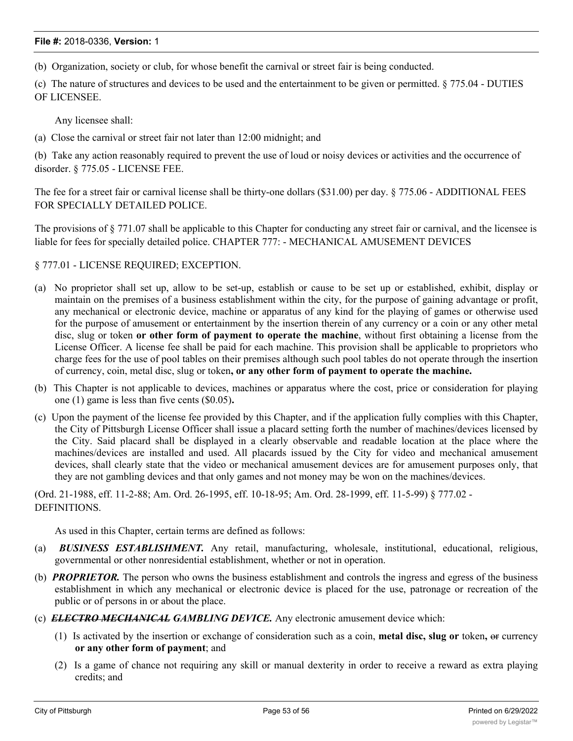(b) Organization, society or club, for whose benefit the carnival or street fair is being conducted.

(c) The nature of structures and devices to be used and the entertainment to be given or permitted. § 775.04 - DUTIES OF LICENSEE.

Any licensee shall:

(a) Close the carnival or street fair not later than 12:00 midnight; and

(b) Take any action reasonably required to prevent the use of loud or noisy devices or activities and the occurrence of disorder. § 775.05 - LICENSE FEE.

The fee for a street fair or carnival license shall be thirty-one dollars ($31.00) per day. § 775.06 - ADDITIONAL FEES FOR SPECIALLY DETAILED POLICE.

The provisions of § 771.07 shall be applicable to this Chapter for conducting any street fair or carnival, and the licensee is liable for fees for specially detailed police. CHAPTER 777: - MECHANICAL AMUSEMENT DEVICES

§ 777.01 - LICENSE REQUIRED; EXCEPTION.

(a) No proprietor shall set up, allow to be set-up, establish or cause to be set up or established, exhibit, display or maintain on the premises of a business establishment within the city, for the purpose of gaining advantage or profit, any mechanical or electronic device, machine or apparatus of any kind for the playing of games or otherwise used for the purpose of amusement or entertainment by the insertion therein of any currency or a coin or any other metal disc, slug or token **or other form of payment to operate the machine**, without first obtaining a license from the License Officer. A license fee shall be paid for each machine. This provision shall be applicable to proprietors who charge fees for the use of pool tables on their premises although such pool tables do not operate through the insertion of currency, coin, metal disc, slug or token**, or any other form of payment to operate the machine.**

(b) This Chapter is not applicable to devices, machines or apparatus where the cost, price or consideration for playing one (1) game is less than five cents ($0.05)**.**

(c) Upon the payment of the license fee provided by this Chapter, and if the application fully complies with this Chapter, the City of Pittsburgh License Officer shall issue a placard setting forth the number of machines/devices licensed by the City. Said placard shall be displayed in a clearly observable and readable location at the place where the machines/devices are installed and used. All placards issued by the City for video and mechanical amusement devices, shall clearly state that the video or mechanical amusement devices are for amusement purposes only, that they are not gambling devices and that only games and not money may be won on the machines/devices.

(Ord. 21-1988, eff. 11-2-88; Am. Ord. 26-1995, eff. 10-18-95; Am. Ord. 28-1999, eff. 11-5-99) § 777.02 - DEFINITIONS.

As used in this Chapter, certain terms are defined as follows:

(a) ***BUSINESS ESTABLISHMENT.*** Any retail, manufacturing, wholesale, institutional, educational, religious, governmental or other nonresidential establishment, whether or not in operation.

(b) ***PROPRIETOR.*** The person who owns the business establishment and controls the ingress and egress of the business establishment in which any mechanical or electronic device is placed for the use, patronage or recreation of the public or of persons in or about the place.

(c) ***~~ELECTRO MECHANICAL~~ GAMBLING DEVICE.*** Any electronic amusement device which:

(1) Is activated by the insertion or exchange of consideration such as a coin, **metal disc, slug or** token**,** ~~or~~ currency **or any other form of payment**; and

(2) Is a game of chance not requiring any skill or manual dexterity in order to receive a reward as extra playing credits; and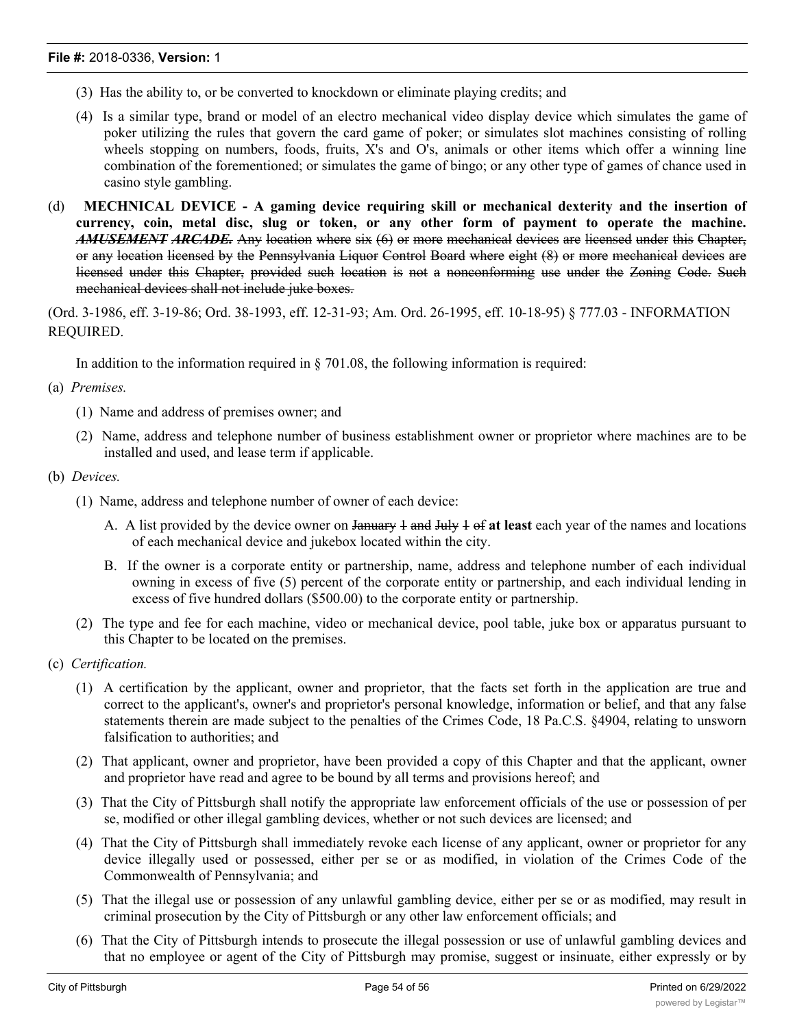(3) Has the ability to, or be converted to knockdown or eliminate playing credits; and

(4) Is a similar type, brand or model of an electro mechanical video display device which simulates the game of poker utilizing the rules that govern the card game of poker; or simulates slot machines consisting of rolling wheels stopping on numbers, foods, fruits, X's and O's, animals or other items which offer a winning line combination of the forementioned; or simulates the game of bingo; or any other type of games of chance used in casino style gambling.

(d) **MECHNICAL DEVICE - A gaming device requiring skill or mechanical dexterity and the insertion of currency, coin, metal disc, slug or token, or any other form of payment to operate the machine.** ~~***AMUSEMENT ARCADE.***~~ ~~Any location where six (6) or more mechanical devices are licensed under this Chapter, or any location licensed by the Pennsylvania Liquor Control Board where eight (8) or more mechanical devices are licensed under this Chapter, provided such location is not a nonconforming use under the Zoning Code. Such mechanical devices shall not include juke boxes.~~

(Ord. 3-1986, eff. 3-19-86; Ord. 38-1993, eff. 12-31-93; Am. Ord. 26-1995, eff. 10-18-95) § 777.03 - INFORMATION REQUIRED.

In addition to the information required in § 701.08, the following information is required:

(a) *Premises.*

(1) Name and address of premises owner; and

(2) Name, address and telephone number of business establishment owner or proprietor where machines are to be installed and used, and lease term if applicable.

(b) *Devices.*

(1) Name, address and telephone number of owner of each device:

A. A list provided by the device owner on ~~January 1 and July 1 of~~ **at least** each year of the names and locations of each mechanical device and jukebox located within the city.

B. If the owner is a corporate entity or partnership, name, address and telephone number of each individual owning in excess of five (5) percent of the corporate entity or partnership, and each individual lending in excess of five hundred dollars ($500.00) to the corporate entity or partnership.

(2) The type and fee for each machine, video or mechanical device, pool table, juke box or apparatus pursuant to this Chapter to be located on the premises.

(c) *Certification.*

(1) A certification by the applicant, owner and proprietor, that the facts set forth in the application are true and correct to the applicant's, owner's and proprietor's personal knowledge, information or belief, and that any false statements therein are made subject to the penalties of the Crimes Code, 18 Pa.C.S. §4904, relating to unsworn falsification to authorities; and

(2) That applicant, owner and proprietor, have been provided a copy of this Chapter and that the applicant, owner and proprietor have read and agree to be bound by all terms and provisions hereof; and

(3) That the City of Pittsburgh shall notify the appropriate law enforcement officials of the use or possession of per se, modified or other illegal gambling devices, whether or not such devices are licensed; and

(4) That the City of Pittsburgh shall immediately revoke each license of any applicant, owner or proprietor for any device illegally used or possessed, either per se or as modified, in violation of the Crimes Code of the Commonwealth of Pennsylvania; and

(5) That the illegal use or possession of any unlawful gambling device, either per se or as modified, may result in criminal prosecution by the City of Pittsburgh or any other law enforcement officials; and

(6) That the City of Pittsburgh intends to prosecute the illegal possession or use of unlawful gambling devices and that no employee or agent of the City of Pittsburgh may promise, suggest or insinuate, either expressly or by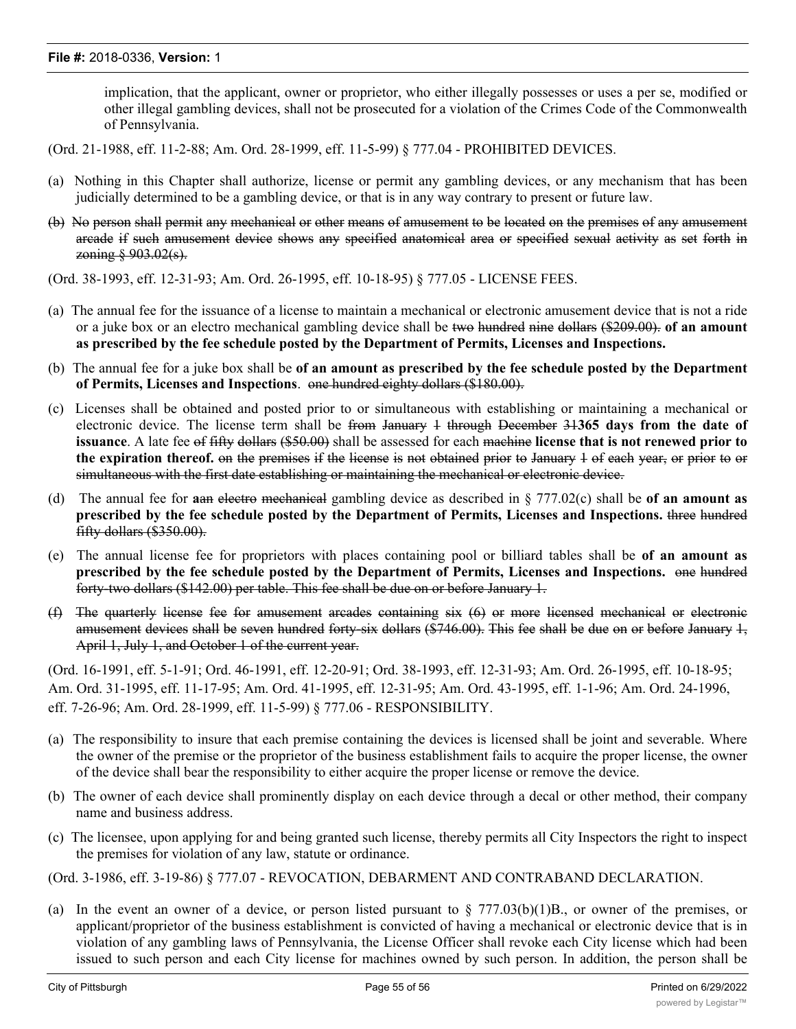implication, that the applicant, owner or proprietor, who either illegally possesses or uses a per se, modified or other illegal gambling devices, shall not be prosecuted for a violation of the Crimes Code of the Commonwealth of Pennsylvania.

(Ord. 21-1988, eff. 11-2-88; Am. Ord. 28-1999, eff. 11-5-99) § 777.04 - PROHIBITED DEVICES.

(a) Nothing in this Chapter shall authorize, license or permit any gambling devices, or any mechanism that has been judicially determined to be a gambling device, or that is in any way contrary to present or future law.

~~(b) No person shall permit any mechanical or other means of amusement to be located on the premises of any amusement arcade if such amusement device shows any specified anatomical area or specified sexual activity as set forth in zoning § 903.02(s).~~

(Ord. 38-1993, eff. 12-31-93; Am. Ord. 26-1995, eff. 10-18-95) § 777.05 - LICENSE FEES.

(a) The annual fee for the issuance of a license to maintain a mechanical or electronic amusement device that is not a ride or a juke box or an electro mechanical gambling device shall be ~~two hundred nine dollars ($209.00).~~ **of an amount as prescribed by the fee schedule posted by the Department of Permits, Licenses and Inspections.**

(b) The annual fee for a juke box shall be **of an amount as prescribed by the fee schedule posted by the Department of Permits, Licenses and Inspections**. ~~one hundred eighty dollars ($180.00).~~

(c) Licenses shall be obtained and posted prior to or simultaneous with establishing or maintaining a mechanical or electronic device. The license term shall be ~~from January 1 through December 31~~**365 days from the date of issuance**. A late fee ~~of fifty dollars ($50.00)~~ shall be assessed for each ~~machine~~ **license that is not renewed prior to the expiration thereof.** ~~on the premises if the license is not obtained prior to January 1 of each year, or prior to or simultaneous with the first date establishing or maintaining the mechanical or electronic device.~~

(d) The annual fee for **a**~~an electro mechanical~~ gambling device as described in § 777.02(c) shall be **of an amount as prescribed by the fee schedule posted by the Department of Permits, Licenses and Inspections.** ~~three hundred fifty dollars ($350.00).~~

(e) The annual license fee for proprietors with places containing pool or billiard tables shall be **of an amount as prescribed by the fee schedule posted by the Department of Permits, Licenses and Inspections.** ~~one hundred forty-two dollars ($142.00) per table. This fee shall be due on or before January 1.~~

~~(f) The quarterly license fee for amusement arcades containing six (6) or more licensed mechanical or electronic amusement devices shall be seven hundred forty-six dollars ($746.00). This fee shall be due on or before January 1, April 1, July 1, and October 1 of the current year.~~

(Ord. 16-1991, eff. 5-1-91; Ord. 46-1991, eff. 12-20-91; Ord. 38-1993, eff. 12-31-93; Am. Ord. 26-1995, eff. 10-18-95; Am. Ord. 31-1995, eff. 11-17-95; Am. Ord. 41-1995, eff. 12-31-95; Am. Ord. 43-1995, eff. 1-1-96; Am. Ord. 24-1996, eff. 7-26-96; Am. Ord. 28-1999, eff. 11-5-99) § 777.06 - RESPONSIBILITY.

(a) The responsibility to insure that each premise containing the devices is licensed shall be joint and severable. Where the owner of the premise or the proprietor of the business establishment fails to acquire the proper license, the owner of the device shall bear the responsibility to either acquire the proper license or remove the device.

(b) The owner of each device shall prominently display on each device through a decal or other method, their company name and business address.

(c) The licensee, upon applying for and being granted such license, thereby permits all City Inspectors the right to inspect the premises for violation of any law, statute or ordinance.

(Ord. 3-1986, eff. 3-19-86) § 777.07 - REVOCATION, DEBARMENT AND CONTRABAND DECLARATION.

(a) In the event an owner of a device, or person listed pursuant to § 777.03(b)(1)B., or owner of the premises, or applicant/proprietor of the business establishment is convicted of having a mechanical or electronic device that is in violation of any gambling laws of Pennsylvania, the License Officer shall revoke each City license which had been issued to such person and each City license for machines owned by such person. In addition, the person shall be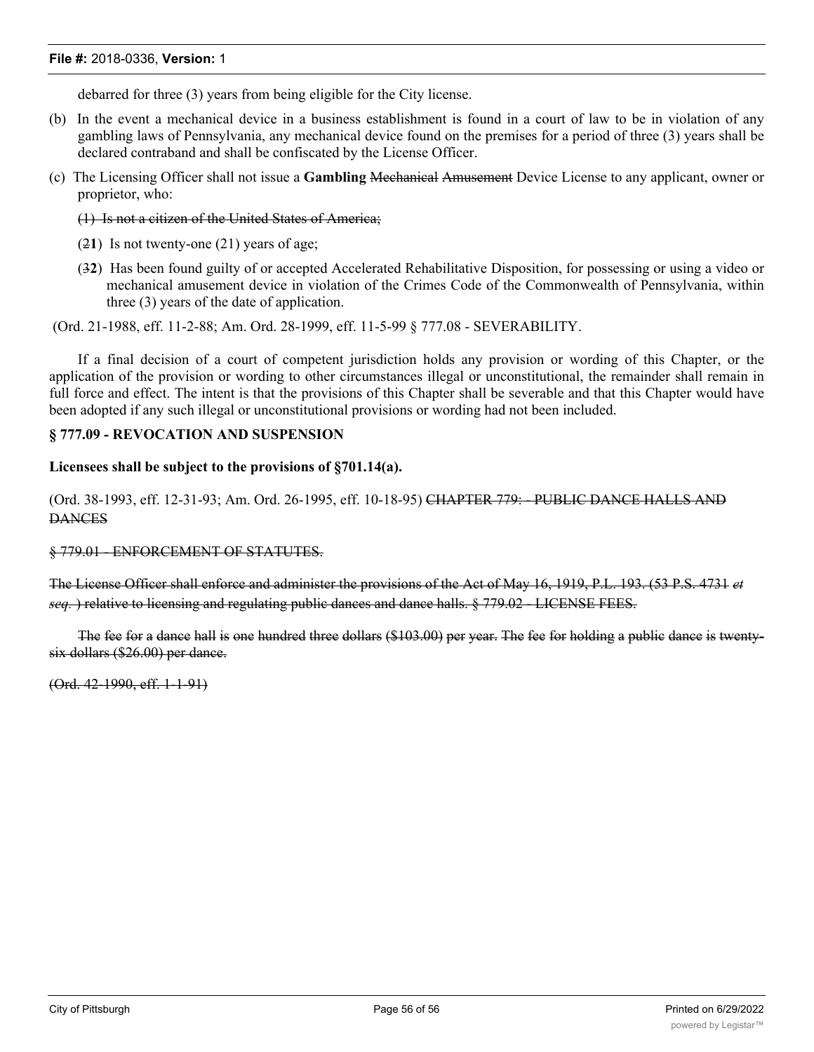debarred for three (3) years from being eligible for the City license.

(b) In the event a mechanical device in a business establishment is found in a court of law to be in violation of any gambling laws of Pennsylvania, any mechanical device found on the premises for a period of three (3) years shall be declared contraband and shall be confiscated by the License Officer.

(c) The Licensing Officer shall not issue a **Gambling** ~~Mechanical~~ ~~Amusement~~ Device License to any applicant, owner or proprietor, who:

~~(1) Is not a citizen of the United States of America;~~

(~~2~~**1**) Is not twenty-one (21) years of age;

(~~3~~**2**) Has been found guilty of or accepted Accelerated Rehabilitative Disposition, for possessing or using a video or mechanical amusement device in violation of the Crimes Code of the Commonwealth of Pennsylvania, within three (3) years of the date of application.

(Ord. 21-1988, eff. 11-2-88; Am. Ord. 28-1999, eff. 11-5-99 § 777.08 - SEVERABILITY.

If a final decision of a court of competent jurisdiction holds any provision or wording of this Chapter, or the application of the provision or wording to other circumstances illegal or unconstitutional, the remainder shall remain in full force and effect. The intent is that the provisions of this Chapter shall be severable and that this Chapter would have been adopted if any such illegal or unconstitutional provisions or wording had not been included.

**§ 777.09 - REVOCATION AND SUSPENSION**

**Licensees shall be subject to the provisions of §701.14(a).**

(Ord. 38-1993, eff. 12-31-93; Am. Ord. 26-1995, eff. 10-18-95) ~~CHAPTER 779: - PUBLIC DANCE HALLS AND DANCES~~

~~§ 779.01 - ENFORCEMENT OF STATUTES.~~

~~The License Officer shall enforce and administer the provisions of the Act of May 16, 1919, P.L. 193. (53 P.S. 4731 *et seq.* ) relative to licensing and regulating public dances and dance halls. § 779.02 - LICENSE FEES.~~

~~The fee for a dance hall is one hundred three dollars ($103.00) per year. The fee for holding a public dance is twenty-six dollars ($26.00) per dance.~~

~~(Ord. 42-1990, eff. 1-1-91)~~